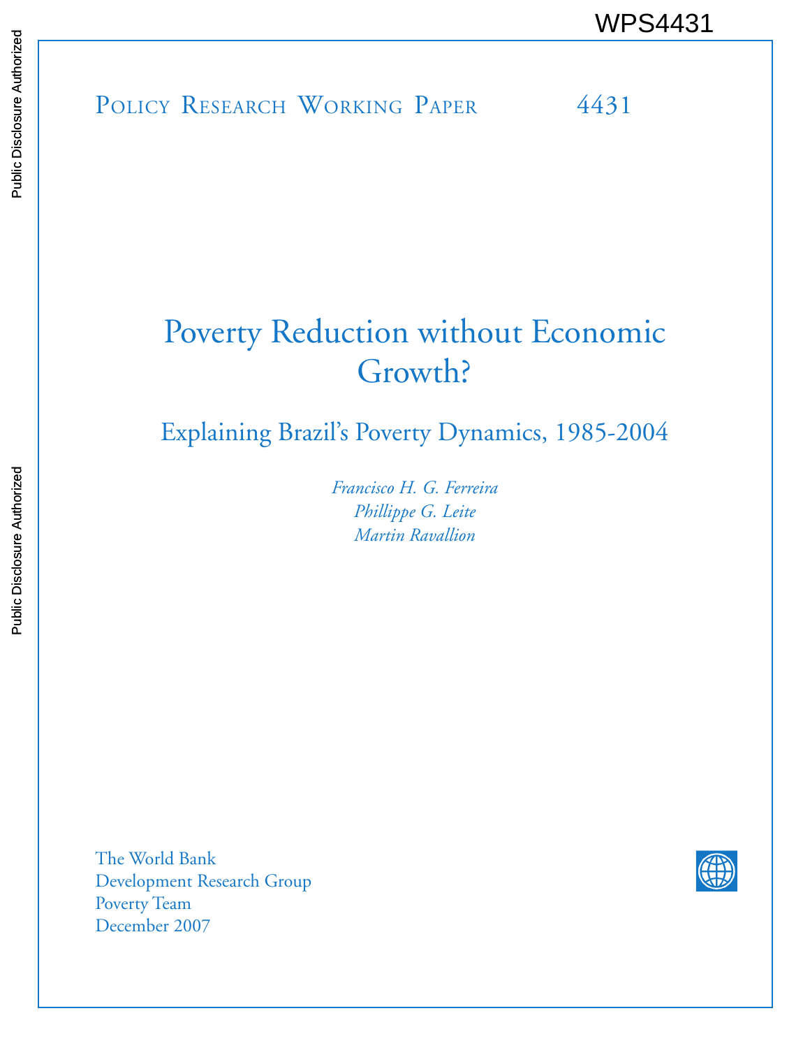WPS4431

POLICY RESEARCH WORKING PAPER 4431

# Poverty Reduction without Economic Growth?

## Explaining Brazil's Poverty Dynamics, 1985-2004

*Francisco H. G. Ferreira*
*Phillippe G. Leite*
*Martin Ravallion*

The World Bank
Development Research Group
Poverty Team
December 2007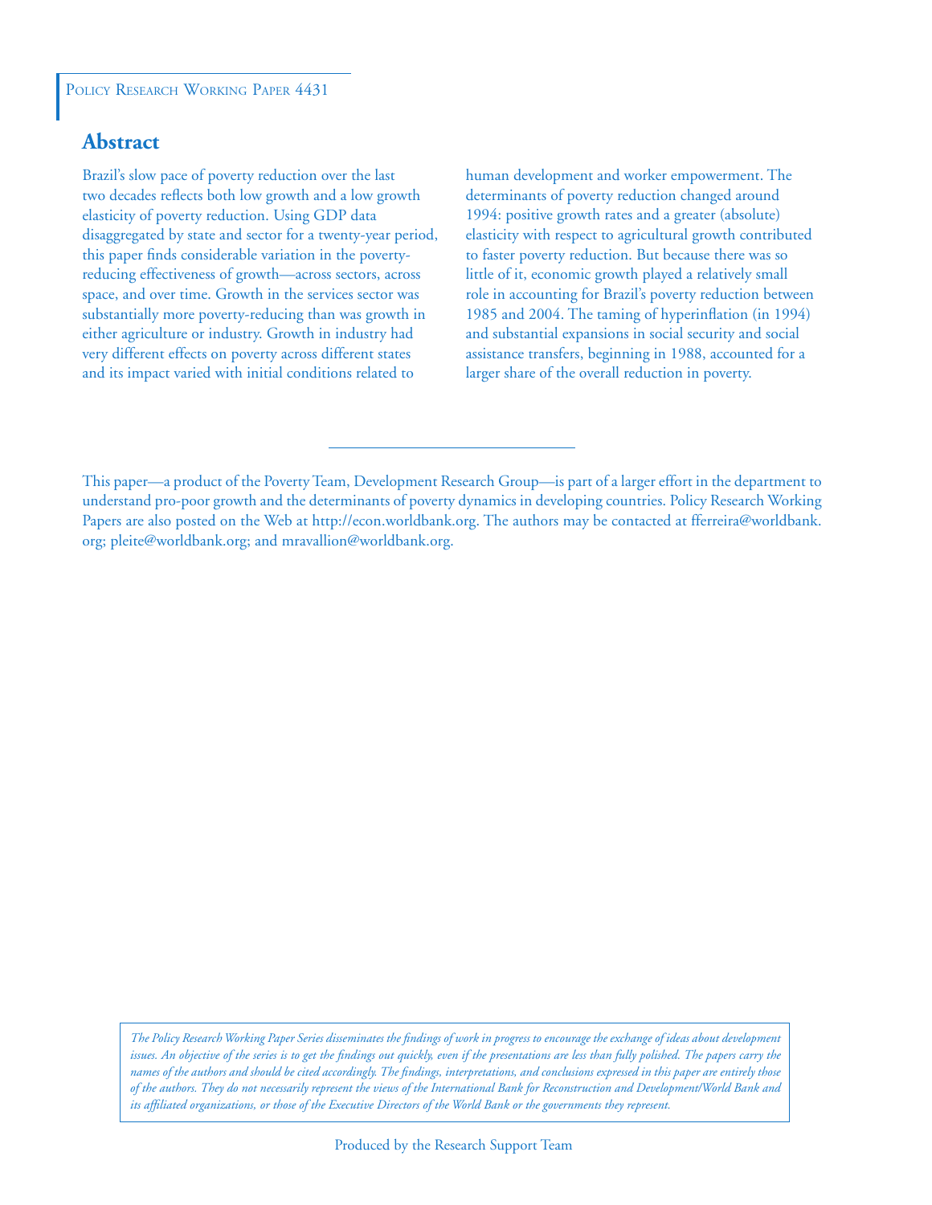Policy Research Working Paper 4431

## Abstract

Brazil's slow pace of poverty reduction over the last two decades reflects both low growth and a low growth elasticity of poverty reduction. Using GDP data disaggregated by state and sector for a twenty-year period, this paper finds considerable variation in the poverty-reducing effectiveness of growth—across sectors, across space, and over time. Growth in the services sector was substantially more poverty-reducing than was growth in either agriculture or industry. Growth in industry had very different effects on poverty across different states and its impact varied with initial conditions related to human development and worker empowerment. The determinants of poverty reduction changed around 1994: positive growth rates and a greater (absolute) elasticity with respect to agricultural growth contributed to faster poverty reduction. But because there was so little of it, economic growth played a relatively small role in accounting for Brazil's poverty reduction between 1985 and 2004. The taming of hyperinflation (in 1994) and substantial expansions in social security and social assistance transfers, beginning in 1988, accounted for a larger share of the overall reduction in poverty.

This paper—a product of the Poverty Team, Development Research Group—is part of a larger effort in the department to understand pro-poor growth and the determinants of poverty dynamics in developing countries. Policy Research Working Papers are also posted on the Web at http://econ.worldbank.org. The authors may be contacted at fferreira@worldbank.org; pleite@worldbank.org; and mravallion@worldbank.org.

*The Policy Research Working Paper Series disseminates the findings of work in progress to encourage the exchange of ideas about development issues. An objective of the series is to get the findings out quickly, even if the presentations are less than fully polished. The papers carry the names of the authors and should be cited accordingly. The findings, interpretations, and conclusions expressed in this paper are entirely those of the authors. They do not necessarily represent the views of the International Bank for Reconstruction and Development/World Bank and its affiliated organizations, or those of the Executive Directors of the World Bank or the governments they represent.*

Produced by the Research Support Team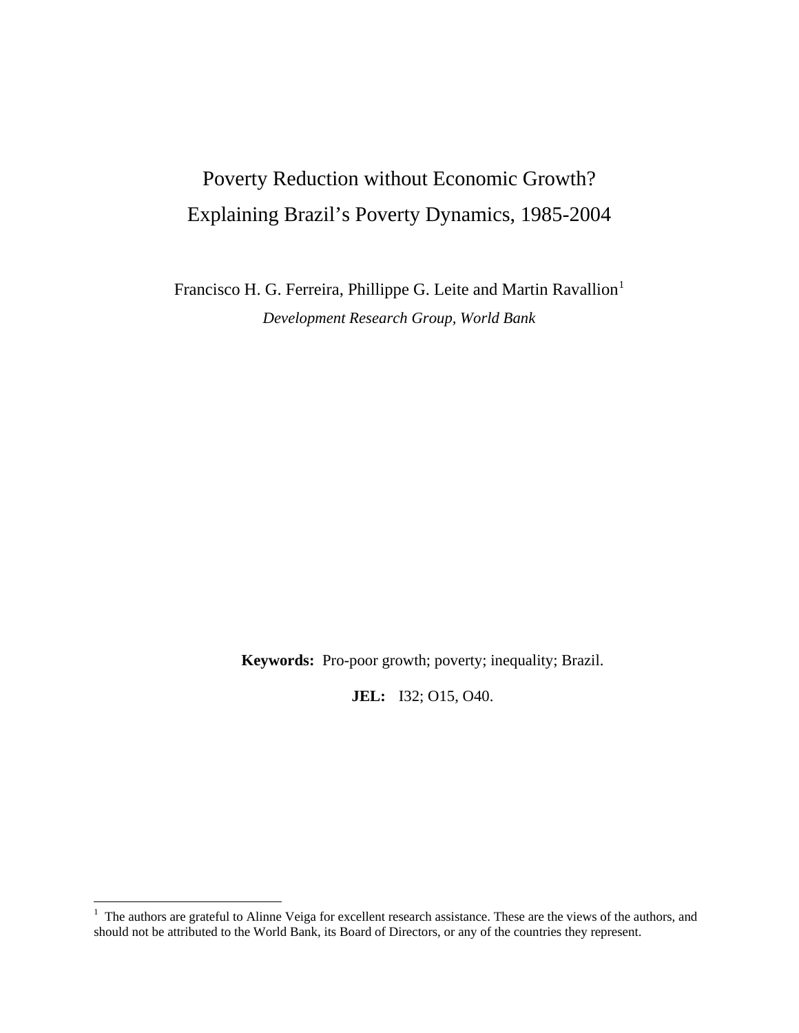# Poverty Reduction without Economic Growth?
# Explaining Brazil's Poverty Dynamics, 1985-2004

Francisco H. G. Ferreira, Phillippe G. Leite and Martin Ravallion[1]

*Development Research Group, World Bank*

**Keywords:** Pro-poor growth; poverty; inequality; Brazil.

**JEL:** I32; O15, O40.

[1] The authors are grateful to Alinne Veiga for excellent research assistance. These are the views of the authors, and should not be attributed to the World Bank, its Board of Directors, or any of the countries they represent.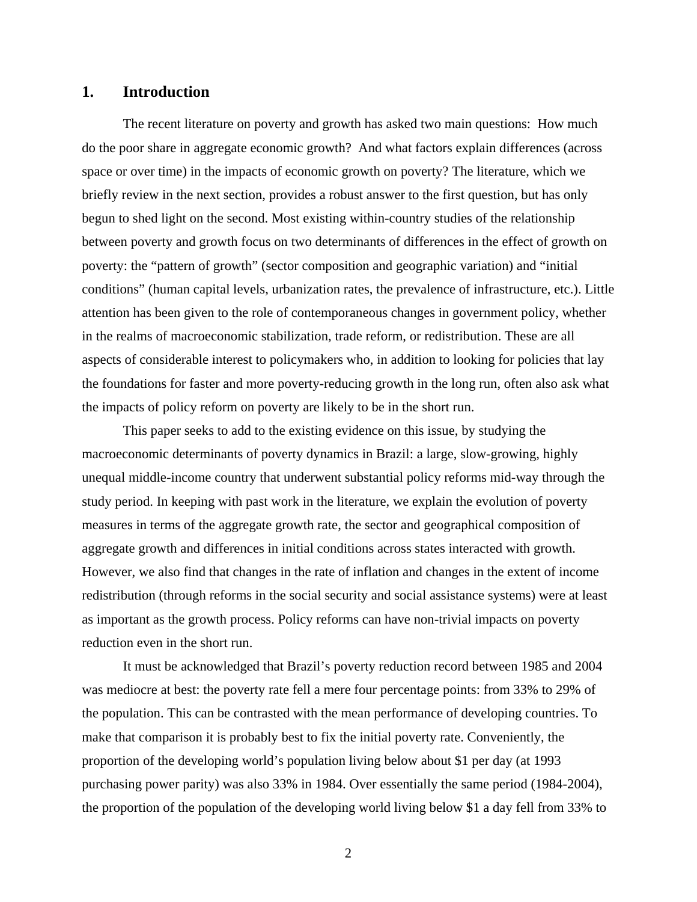## 1. Introduction

The recent literature on poverty and growth has asked two main questions: How much do the poor share in aggregate economic growth? And what factors explain differences (across space or over time) in the impacts of economic growth on poverty? The literature, which we briefly review in the next section, provides a robust answer to the first question, but has only begun to shed light on the second. Most existing within-country studies of the relationship between poverty and growth focus on two determinants of differences in the effect of growth on poverty: the "pattern of growth" (sector composition and geographic variation) and "initial conditions" (human capital levels, urbanization rates, the prevalence of infrastructure, etc.). Little attention has been given to the role of contemporaneous changes in government policy, whether in the realms of macroeconomic stabilization, trade reform, or redistribution. These are all aspects of considerable interest to policymakers who, in addition to looking for policies that lay the foundations for faster and more poverty-reducing growth in the long run, often also ask what the impacts of policy reform on poverty are likely to be in the short run.

This paper seeks to add to the existing evidence on this issue, by studying the macroeconomic determinants of poverty dynamics in Brazil: a large, slow-growing, highly unequal middle-income country that underwent substantial policy reforms mid-way through the study period. In keeping with past work in the literature, we explain the evolution of poverty measures in terms of the aggregate growth rate, the sector and geographical composition of aggregate growth and differences in initial conditions across states interacted with growth. However, we also find that changes in the rate of inflation and changes in the extent of income redistribution (through reforms in the social security and social assistance systems) were at least as important as the growth process. Policy reforms can have non-trivial impacts on poverty reduction even in the short run.

It must be acknowledged that Brazil's poverty reduction record between 1985 and 2004 was mediocre at best: the poverty rate fell a mere four percentage points: from 33% to 29% of the population. This can be contrasted with the mean performance of developing countries. To make that comparison it is probably best to fix the initial poverty rate. Conveniently, the proportion of the developing world's population living below about $1 per day (at 1993 purchasing power parity) was also 33% in 1984. Over essentially the same period (1984-2004), the proportion of the population of the developing world living below $1 a day fell from 33% to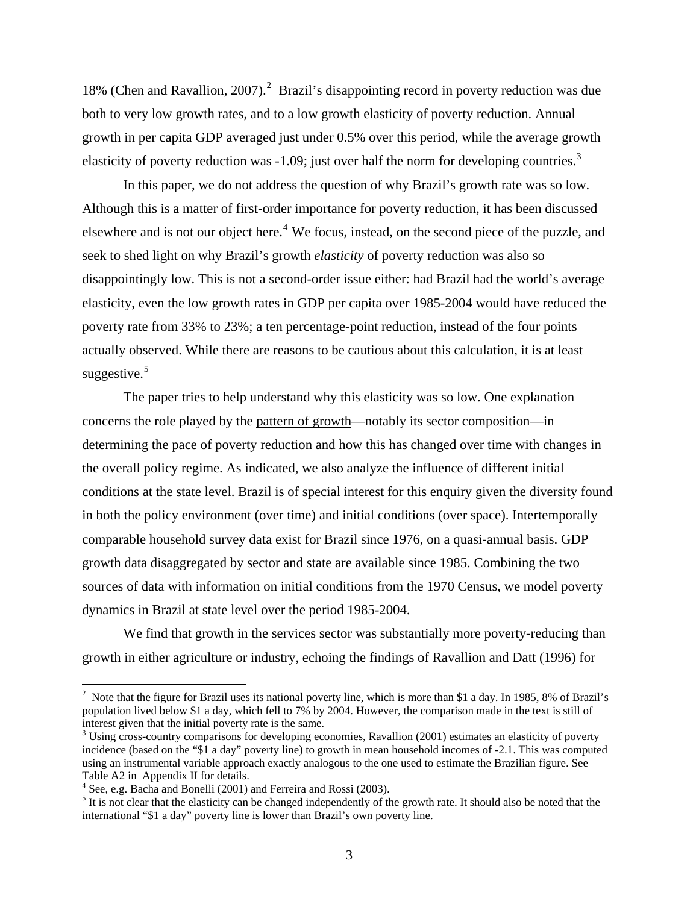18% (Chen and Ravallion, 2007).[2] Brazil's disappointing record in poverty reduction was due both to very low growth rates, and to a low growth elasticity of poverty reduction. Annual growth in per capita GDP averaged just under 0.5% over this period, while the average growth elasticity of poverty reduction was -1.09; just over half the norm for developing countries.[3]

In this paper, we do not address the question of why Brazil's growth rate was so low. Although this is a matter of first-order importance for poverty reduction, it has been discussed elsewhere and is not our object here.[4] We focus, instead, on the second piece of the puzzle, and seek to shed light on why Brazil's growth *elasticity* of poverty reduction was also so disappointingly low. This is not a second-order issue either: had Brazil had the world's average elasticity, even the low growth rates in GDP per capita over 1985-2004 would have reduced the poverty rate from 33% to 23%; a ten percentage-point reduction, instead of the four points actually observed. While there are reasons to be cautious about this calculation, it is at least suggestive.[5]

The paper tries to help understand why this elasticity was so low. One explanation concerns the role played by the pattern of growth—notably its sector composition—in determining the pace of poverty reduction and how this has changed over time with changes in the overall policy regime. As indicated, we also analyze the influence of different initial conditions at the state level. Brazil is of special interest for this enquiry given the diversity found in both the policy environment (over time) and initial conditions (over space). Intertemporally comparable household survey data exist for Brazil since 1976, on a quasi-annual basis. GDP growth data disaggregated by sector and state are available since 1985. Combining the two sources of data with information on initial conditions from the 1970 Census, we model poverty dynamics in Brazil at state level over the period 1985-2004.

We find that growth in the services sector was substantially more poverty-reducing than growth in either agriculture or industry, echoing the findings of Ravallion and Datt (1996) for

---

[2] Note that the figure for Brazil uses its national poverty line, which is more than $1 a day. In 1985, 8% of Brazil's population lived below $1 a day, which fell to 7% by 2004. However, the comparison made in the text is still of interest given that the initial poverty rate is the same.

[3] Using cross-country comparisons for developing economies, Ravallion (2001) estimates an elasticity of poverty incidence (based on the "$1 a day" poverty line) to growth in mean household incomes of -2.1. This was computed using an instrumental variable approach exactly analogous to the one used to estimate the Brazilian figure. See Table A2 in Appendix II for details.

[4] See, e.g. Bacha and Bonelli (2001) and Ferreira and Rossi (2003).

[5] It is not clear that the elasticity can be changed independently of the growth rate. It should also be noted that the international "$1 a day" poverty line is lower than Brazil's own poverty line.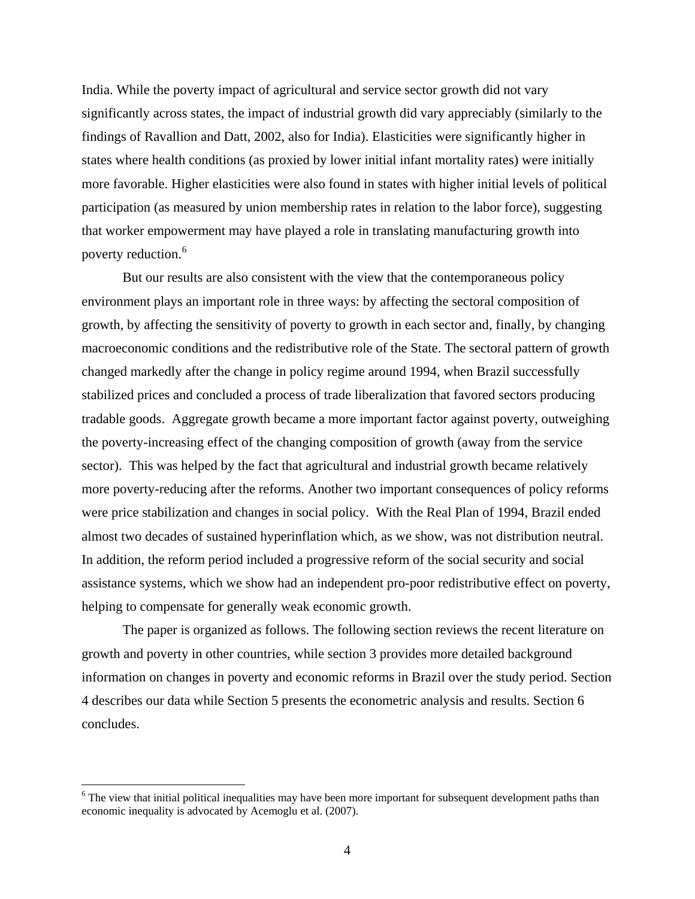India. While the poverty impact of agricultural and service sector growth did not vary significantly across states, the impact of industrial growth did vary appreciably (similarly to the findings of Ravallion and Datt, 2002, also for India). Elasticities were significantly higher in states where health conditions (as proxied by lower initial infant mortality rates) were initially more favorable. Higher elasticities were also found in states with higher initial levels of political participation (as measured by union membership rates in relation to the labor force), suggesting that worker empowerment may have played a role in translating manufacturing growth into poverty reduction.[6]

But our results are also consistent with the view that the contemporaneous policy environment plays an important role in three ways: by affecting the sectoral composition of growth, by affecting the sensitivity of poverty to growth in each sector and, finally, by changing macroeconomic conditions and the redistributive role of the State. The sectoral pattern of growth changed markedly after the change in policy regime around 1994, when Brazil successfully stabilized prices and concluded a process of trade liberalization that favored sectors producing tradable goods. Aggregate growth became a more important factor against poverty, outweighing the poverty-increasing effect of the changing composition of growth (away from the service sector). This was helped by the fact that agricultural and industrial growth became relatively more poverty-reducing after the reforms. Another two important consequences of policy reforms were price stabilization and changes in social policy. With the Real Plan of 1994, Brazil ended almost two decades of sustained hyperinflation which, as we show, was not distribution neutral. In addition, the reform period included a progressive reform of the social security and social assistance systems, which we show had an independent pro-poor redistributive effect on poverty, helping to compensate for generally weak economic growth.

The paper is organized as follows. The following section reviews the recent literature on growth and poverty in other countries, while section 3 provides more detailed background information on changes in poverty and economic reforms in Brazil over the study period. Section 4 describes our data while Section 5 presents the econometric analysis and results. Section 6 concludes.

[6] The view that initial political inequalities may have been more important for subsequent development paths than economic inequality is advocated by Acemoglu et al. (2007).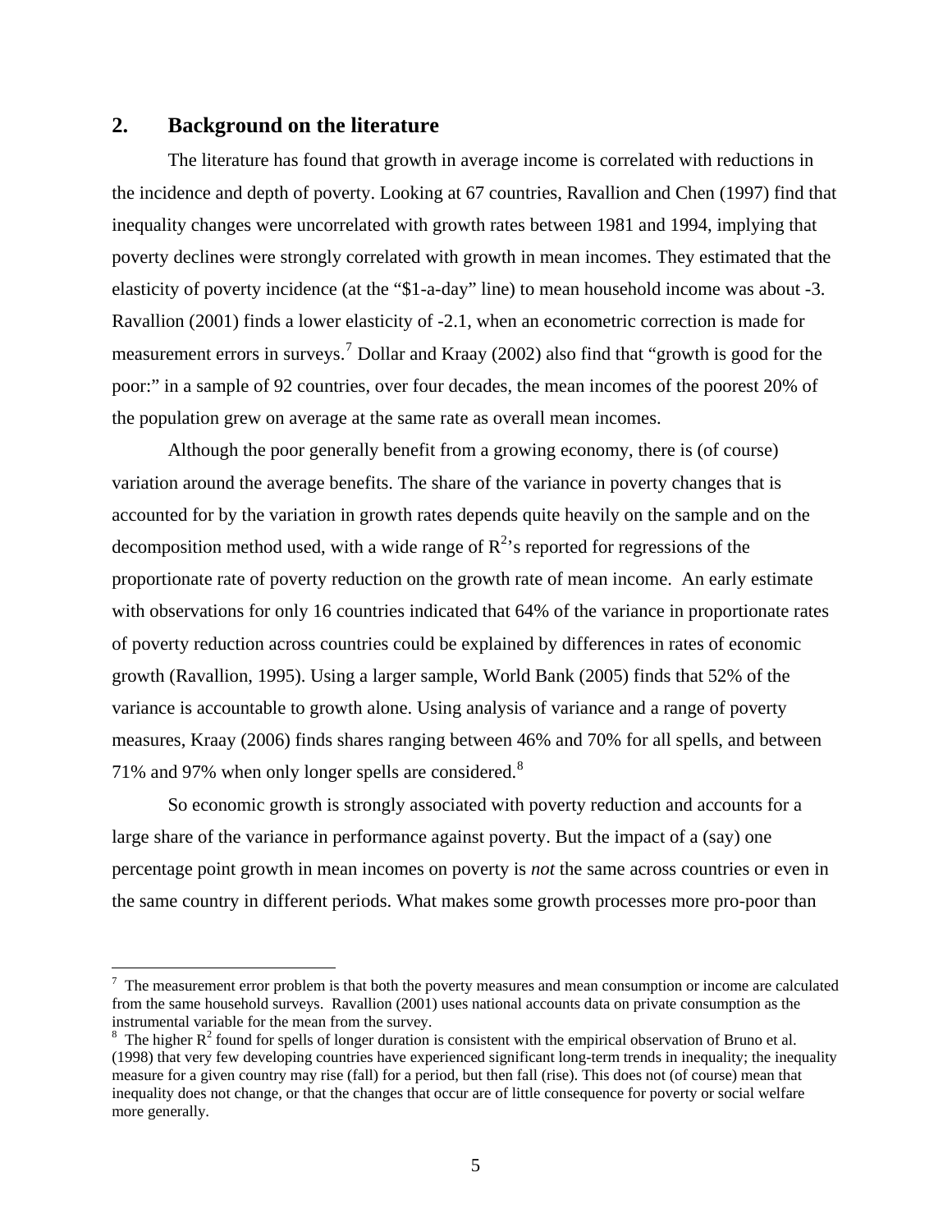## 2. Background on the literature

The literature has found that growth in average income is correlated with reductions in the incidence and depth of poverty. Looking at 67 countries, Ravallion and Chen (1997) find that inequality changes were uncorrelated with growth rates between 1981 and 1994, implying that poverty declines were strongly correlated with growth in mean incomes. They estimated that the elasticity of poverty incidence (at the "$1-a-day" line) to mean household income was about -3. Ravallion (2001) finds a lower elasticity of -2.1, when an econometric correction is made for measurement errors in surveys.[7] Dollar and Kraay (2002) also find that "growth is good for the poor:" in a sample of 92 countries, over four decades, the mean incomes of the poorest 20% of the population grew on average at the same rate as overall mean incomes.

Although the poor generally benefit from a growing economy, there is (of course) variation around the average benefits. The share of the variance in poverty changes that is accounted for by the variation in growth rates depends quite heavily on the sample and on the decomposition method used, with a wide range of $R^2$'s reported for regressions of the proportionate rate of poverty reduction on the growth rate of mean income. An early estimate with observations for only 16 countries indicated that 64% of the variance in proportionate rates of poverty reduction across countries could be explained by differences in rates of economic growth (Ravallion, 1995). Using a larger sample, World Bank (2005) finds that 52% of the variance is accountable to growth alone. Using analysis of variance and a range of poverty measures, Kraay (2006) finds shares ranging between 46% and 70% for all spells, and between 71% and 97% when only longer spells are considered.[8]

So economic growth is strongly associated with poverty reduction and accounts for a large share of the variance in performance against poverty. But the impact of a (say) one percentage point growth in mean incomes on poverty is *not* the same across countries or even in the same country in different periods. What makes some growth processes more pro-poor than

---

[7] The measurement error problem is that both the poverty measures and mean consumption or income are calculated from the same household surveys. Ravallion (2001) uses national accounts data on private consumption as the instrumental variable for the mean from the survey.

[8] The higher $R^2$ found for spells of longer duration is consistent with the empirical observation of Bruno et al. (1998) that very few developing countries have experienced significant long-term trends in inequality; the inequality measure for a given country may rise (fall) for a period, but then fall (rise). This does not (of course) mean that inequality does not change, or that the changes that occur are of little consequence for poverty or social welfare more generally.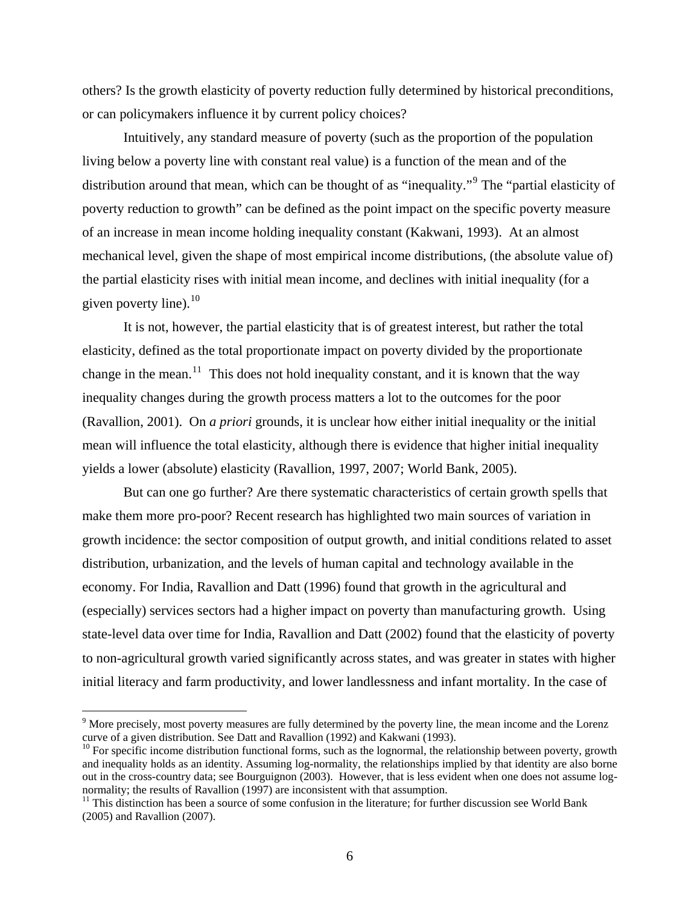others? Is the growth elasticity of poverty reduction fully determined by historical preconditions, or can policymakers influence it by current policy choices?

Intuitively, any standard measure of poverty (such as the proportion of the population living below a poverty line with constant real value) is a function of the mean and of the distribution around that mean, which can be thought of as "inequality."[9] The "partial elasticity of poverty reduction to growth" can be defined as the point impact on the specific poverty measure of an increase in mean income holding inequality constant (Kakwani, 1993). At an almost mechanical level, given the shape of most empirical income distributions, (the absolute value of) the partial elasticity rises with initial mean income, and declines with initial inequality (for a given poverty line).[10]

It is not, however, the partial elasticity that is of greatest interest, but rather the total elasticity, defined as the total proportionate impact on poverty divided by the proportionate change in the mean.[11] This does not hold inequality constant, and it is known that the way inequality changes during the growth process matters a lot to the outcomes for the poor (Ravallion, 2001). On *a priori* grounds, it is unclear how either initial inequality or the initial mean will influence the total elasticity, although there is evidence that higher initial inequality yields a lower (absolute) elasticity (Ravallion, 1997, 2007; World Bank, 2005).

But can one go further? Are there systematic characteristics of certain growth spells that make them more pro-poor? Recent research has highlighted two main sources of variation in growth incidence: the sector composition of output growth, and initial conditions related to asset distribution, urbanization, and the levels of human capital and technology available in the economy. For India, Ravallion and Datt (1996) found that growth in the agricultural and (especially) services sectors had a higher impact on poverty than manufacturing growth. Using state-level data over time for India, Ravallion and Datt (2002) found that the elasticity of poverty to non-agricultural growth varied significantly across states, and was greater in states with higher initial literacy and farm productivity, and lower landlessness and infant mortality. In the case of

[9] More precisely, most poverty measures are fully determined by the poverty line, the mean income and the Lorenz curve of a given distribution. See Datt and Ravallion (1992) and Kakwani (1993).

[10] For specific income distribution functional forms, such as the lognormal, the relationship between poverty, growth and inequality holds as an identity. Assuming log-normality, the relationships implied by that identity are also borne out in the cross-country data; see Bourguignon (2003). However, that is less evident when one does not assume log-normality; the results of Ravallion (1997) are inconsistent with that assumption.

[11] This distinction has been a source of some confusion in the literature; for further discussion see World Bank (2005) and Ravallion (2007).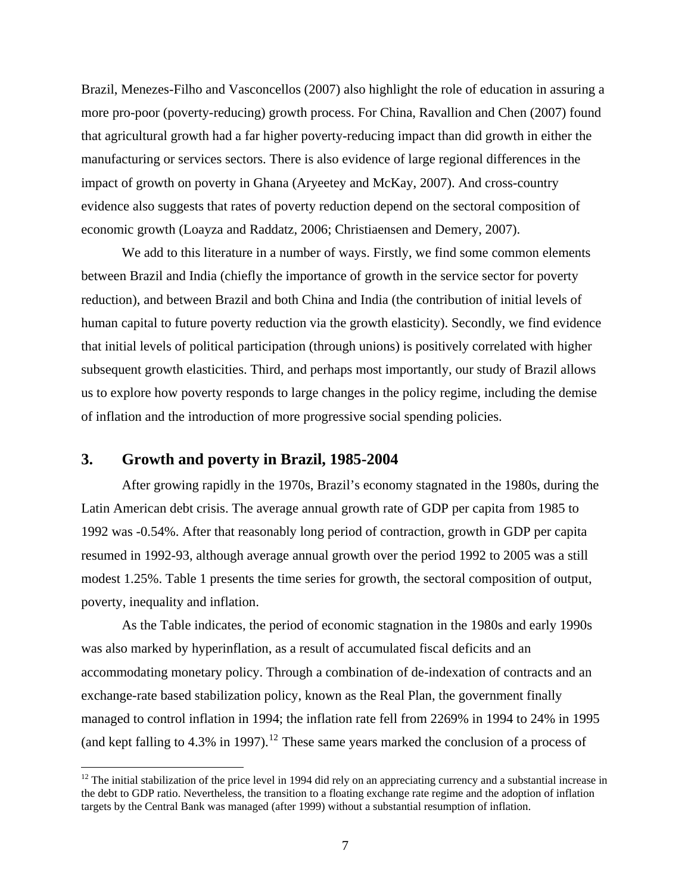Brazil, Menezes-Filho and Vasconcellos (2007) also highlight the role of education in assuring a more pro-poor (poverty-reducing) growth process. For China, Ravallion and Chen (2007) found that agricultural growth had a far higher poverty-reducing impact than did growth in either the manufacturing or services sectors. There is also evidence of large regional differences in the impact of growth on poverty in Ghana (Aryeetey and McKay, 2007). And cross-country evidence also suggests that rates of poverty reduction depend on the sectoral composition of economic growth (Loayza and Raddatz, 2006; Christiaensen and Demery, 2007).

We add to this literature in a number of ways. Firstly, we find some common elements between Brazil and India (chiefly the importance of growth in the service sector for poverty reduction), and between Brazil and both China and India (the contribution of initial levels of human capital to future poverty reduction via the growth elasticity). Secondly, we find evidence that initial levels of political participation (through unions) is positively correlated with higher subsequent growth elasticities. Third, and perhaps most importantly, our study of Brazil allows us to explore how poverty responds to large changes in the policy regime, including the demise of inflation and the introduction of more progressive social spending policies.

## 3. Growth and poverty in Brazil, 1985-2004

After growing rapidly in the 1970s, Brazil's economy stagnated in the 1980s, during the Latin American debt crisis. The average annual growth rate of GDP per capita from 1985 to 1992 was -0.54%. After that reasonably long period of contraction, growth in GDP per capita resumed in 1992-93, although average annual growth over the period 1992 to 2005 was a still modest 1.25%. Table 1 presents the time series for growth, the sectoral composition of output, poverty, inequality and inflation.

As the Table indicates, the period of economic stagnation in the 1980s and early 1990s was also marked by hyperinflation, as a result of accumulated fiscal deficits and an accommodating monetary policy. Through a combination of de-indexation of contracts and an exchange-rate based stabilization policy, known as the Real Plan, the government finally managed to control inflation in 1994; the inflation rate fell from 2269% in 1994 to 24% in 1995 (and kept falling to 4.3% in 1997).[12] These same years marked the conclusion of a process of

[12] The initial stabilization of the price level in 1994 did rely on an appreciating currency and a substantial increase in the debt to GDP ratio. Nevertheless, the transition to a floating exchange rate regime and the adoption of inflation targets by the Central Bank was managed (after 1999) without a substantial resumption of inflation.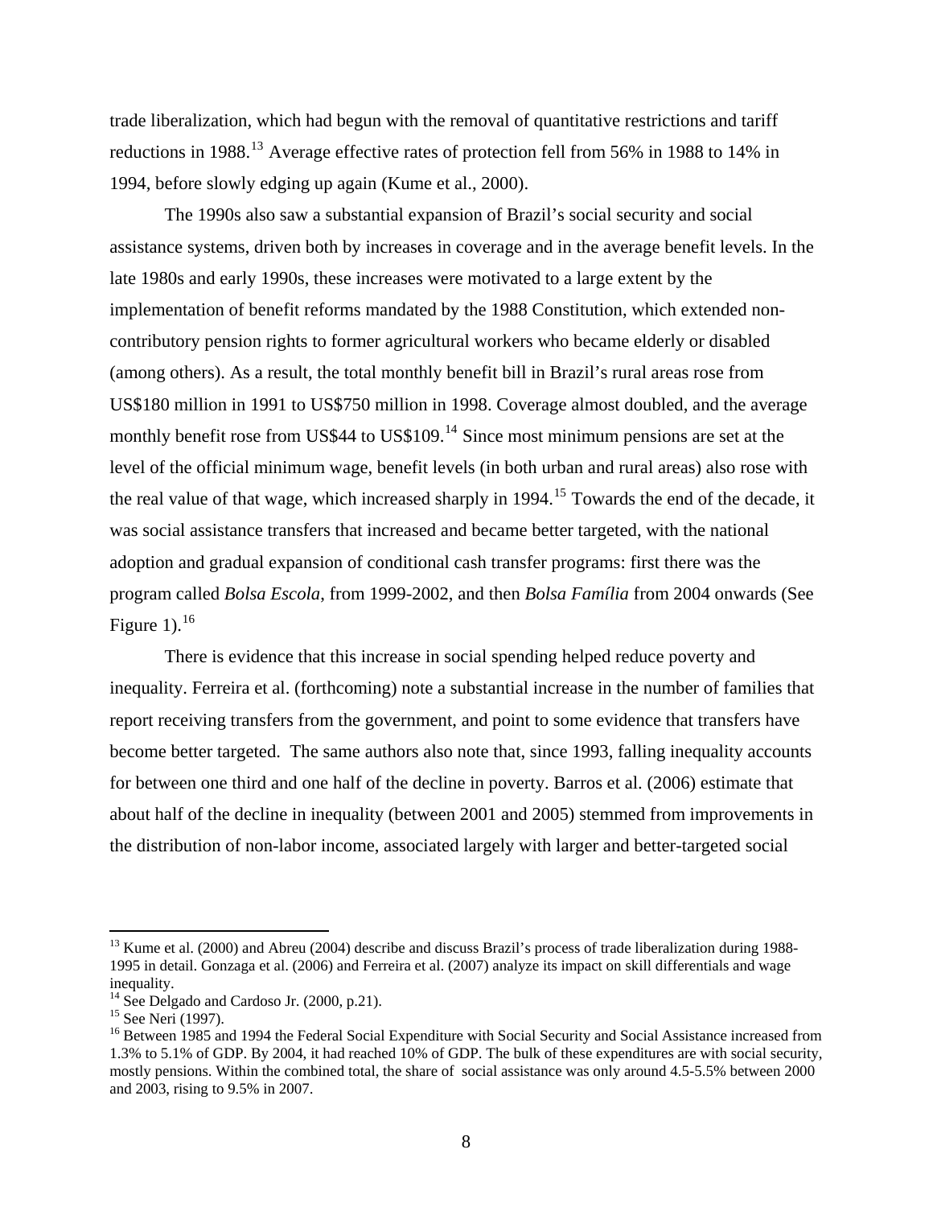trade liberalization, which had begun with the removal of quantitative restrictions and tariff reductions in 1988.[13] Average effective rates of protection fell from 56% in 1988 to 14% in 1994, before slowly edging up again (Kume et al., 2000).

The 1990s also saw a substantial expansion of Brazil's social security and social assistance systems, driven both by increases in coverage and in the average benefit levels. In the late 1980s and early 1990s, these increases were motivated to a large extent by the implementation of benefit reforms mandated by the 1988 Constitution, which extended non-contributory pension rights to former agricultural workers who became elderly or disabled (among others). As a result, the total monthly benefit bill in Brazil's rural areas rose from US$180 million in 1991 to US$750 million in 1998. Coverage almost doubled, and the average monthly benefit rose from US$44 to US$109.[14] Since most minimum pensions are set at the level of the official minimum wage, benefit levels (in both urban and rural areas) also rose with the real value of that wage, which increased sharply in 1994.[15] Towards the end of the decade, it was social assistance transfers that increased and became better targeted, with the national adoption and gradual expansion of conditional cash transfer programs: first there was the program called *Bolsa Escola*, from 1999-2002, and then *Bolsa Família* from 2004 onwards (See Figure 1).[16]

There is evidence that this increase in social spending helped reduce poverty and inequality. Ferreira et al. (forthcoming) note a substantial increase in the number of families that report receiving transfers from the government, and point to some evidence that transfers have become better targeted. The same authors also note that, since 1993, falling inequality accounts for between one third and one half of the decline in poverty. Barros et al. (2006) estimate that about half of the decline in inequality (between 2001 and 2005) stemmed from improvements in the distribution of non-labor income, associated largely with larger and better-targeted social

---

[13] Kume et al. (2000) and Abreu (2004) describe and discuss Brazil's process of trade liberalization during 1988-1995 in detail. Gonzaga et al. (2006) and Ferreira et al. (2007) analyze its impact on skill differentials and wage inequality.

[14] See Delgado and Cardoso Jr. (2000, p.21).

[15] See Neri (1997).

[16] Between 1985 and 1994 the Federal Social Expenditure with Social Security and Social Assistance increased from 1.3% to 5.1% of GDP. By 2004, it had reached 10% of GDP. The bulk of these expenditures are with social security, mostly pensions. Within the combined total, the share of social assistance was only around 4.5-5.5% between 2000 and 2003, rising to 9.5% in 2007.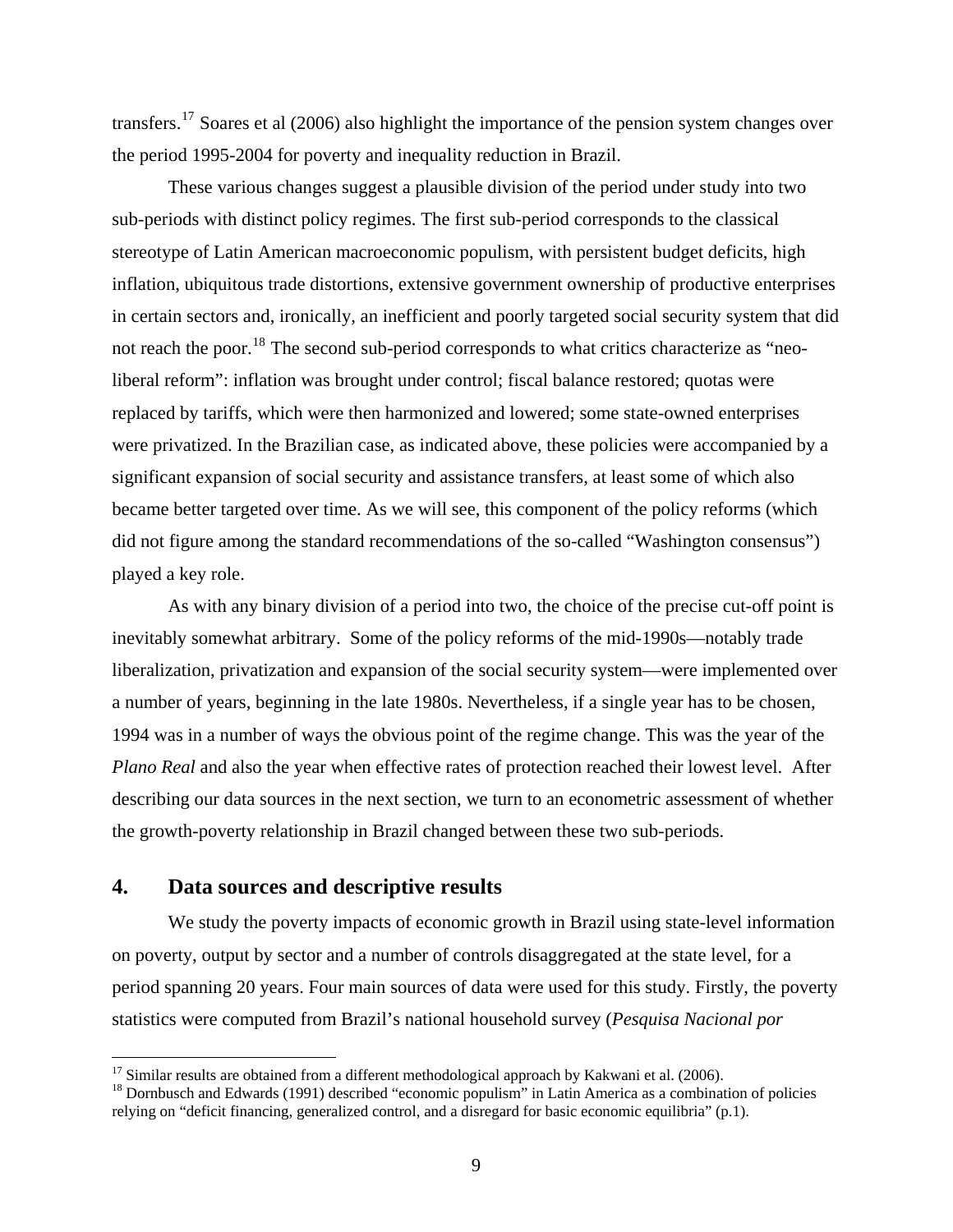transfers.[17] Soares et al (2006) also highlight the importance of the pension system changes over the period 1995-2004 for poverty and inequality reduction in Brazil.

These various changes suggest a plausible division of the period under study into two sub-periods with distinct policy regimes. The first sub-period corresponds to the classical stereotype of Latin American macroeconomic populism, with persistent budget deficits, high inflation, ubiquitous trade distortions, extensive government ownership of productive enterprises in certain sectors and, ironically, an inefficient and poorly targeted social security system that did not reach the poor.[18] The second sub-period corresponds to what critics characterize as "neo-liberal reform": inflation was brought under control; fiscal balance restored; quotas were replaced by tariffs, which were then harmonized and lowered; some state-owned enterprises were privatized. In the Brazilian case, as indicated above, these policies were accompanied by a significant expansion of social security and assistance transfers, at least some of which also became better targeted over time. As we will see, this component of the policy reforms (which did not figure among the standard recommendations of the so-called "Washington consensus") played a key role.

As with any binary division of a period into two, the choice of the precise cut-off point is inevitably somewhat arbitrary. Some of the policy reforms of the mid-1990s—notably trade liberalization, privatization and expansion of the social security system—were implemented over a number of years, beginning in the late 1980s. Nevertheless, if a single year has to be chosen, 1994 was in a number of ways the obvious point of the regime change. This was the year of the *Plano Real* and also the year when effective rates of protection reached their lowest level. After describing our data sources in the next section, we turn to an econometric assessment of whether the growth-poverty relationship in Brazil changed between these two sub-periods.

## 4. Data sources and descriptive results

We study the poverty impacts of economic growth in Brazil using state-level information on poverty, output by sector and a number of controls disaggregated at the state level, for a period spanning 20 years. Four main sources of data were used for this study. Firstly, the poverty statistics were computed from Brazil's national household survey (*Pesquisa Nacional por*

[17] Similar results are obtained from a different methodological approach by Kakwani et al. (2006).

[18] Dornbusch and Edwards (1991) described "economic populism" in Latin America as a combination of policies relying on "deficit financing, generalized control, and a disregard for basic economic equilibria" (p.1).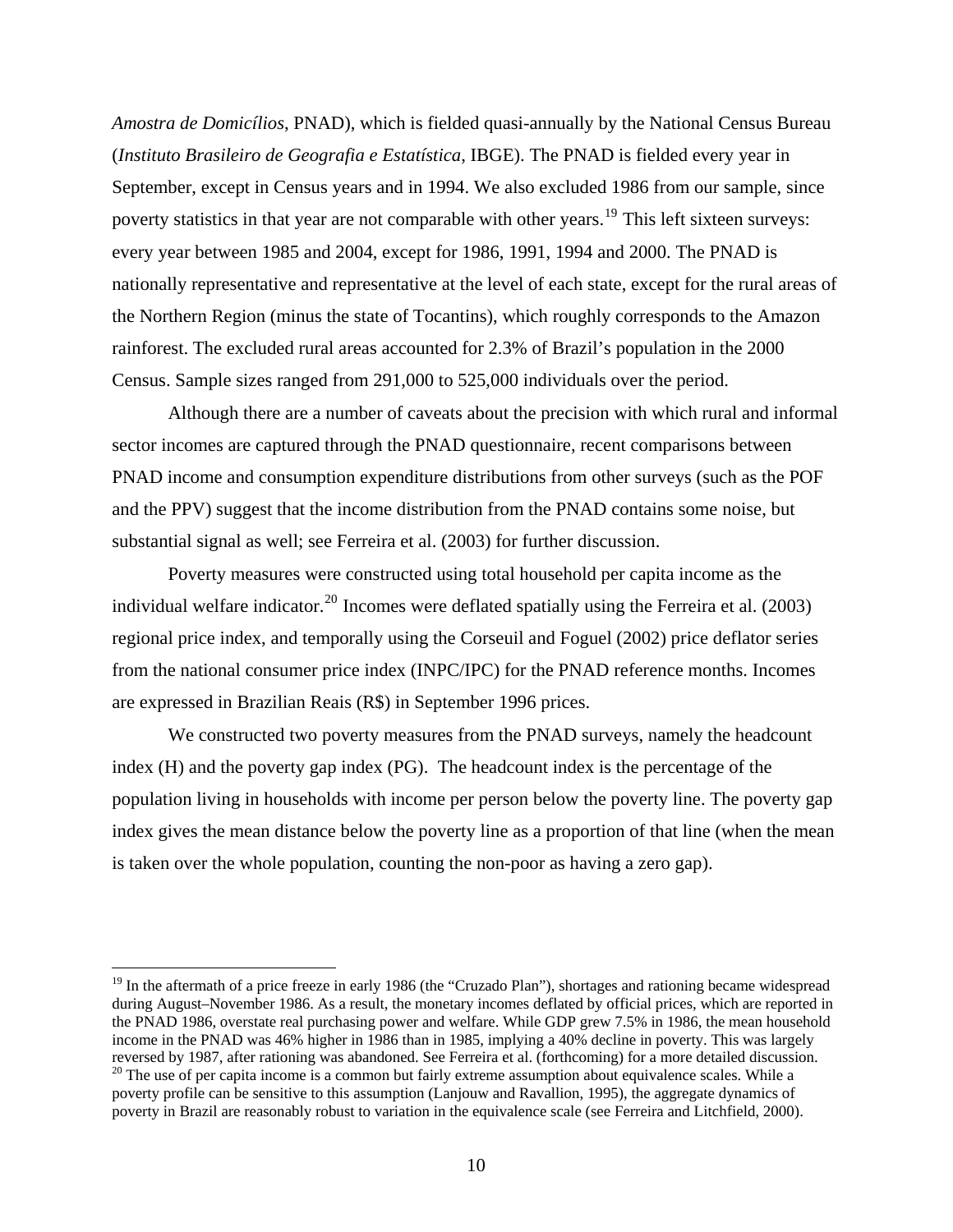*Amostra de Domicílios*, PNAD), which is fielded quasi-annually by the National Census Bureau (*Instituto Brasileiro de Geografia e Estatística*, IBGE). The PNAD is fielded every year in September, except in Census years and in 1994. We also excluded 1986 from our sample, since poverty statistics in that year are not comparable with other years.[19] This left sixteen surveys: every year between 1985 and 2004, except for 1986, 1991, 1994 and 2000. The PNAD is nationally representative and representative at the level of each state, except for the rural areas of the Northern Region (minus the state of Tocantins), which roughly corresponds to the Amazon rainforest. The excluded rural areas accounted for 2.3% of Brazil's population in the 2000 Census. Sample sizes ranged from 291,000 to 525,000 individuals over the period.

Although there are a number of caveats about the precision with which rural and informal sector incomes are captured through the PNAD questionnaire, recent comparisons between PNAD income and consumption expenditure distributions from other surveys (such as the POF and the PPV) suggest that the income distribution from the PNAD contains some noise, but substantial signal as well; see Ferreira et al. (2003) for further discussion.

Poverty measures were constructed using total household per capita income as the individual welfare indicator.[20] Incomes were deflated spatially using the Ferreira et al. (2003) regional price index, and temporally using the Corseuil and Foguel (2002) price deflator series from the national consumer price index (INPC/IPC) for the PNAD reference months. Incomes are expressed in Brazilian Reais (R$) in September 1996 prices.

We constructed two poverty measures from the PNAD surveys, namely the headcount index (H) and the poverty gap index (PG). The headcount index is the percentage of the population living in households with income per person below the poverty line. The poverty gap index gives the mean distance below the poverty line as a proportion of that line (when the mean is taken over the whole population, counting the non-poor as having a zero gap).

[19] In the aftermath of a price freeze in early 1986 (the "Cruzado Plan"), shortages and rationing became widespread during August–November 1986. As a result, the monetary incomes deflated by official prices, which are reported in the PNAD 1986, overstate real purchasing power and welfare. While GDP grew 7.5% in 1986, the mean household income in the PNAD was 46% higher in 1986 than in 1985, implying a 40% decline in poverty. This was largely reversed by 1987, after rationing was abandoned. See Ferreira et al. (forthcoming) for a more detailed discussion.

[20] The use of per capita income is a common but fairly extreme assumption about equivalence scales. While a poverty profile can be sensitive to this assumption (Lanjouw and Ravallion, 1995), the aggregate dynamics of poverty in Brazil are reasonably robust to variation in the equivalence scale (see Ferreira and Litchfield, 2000).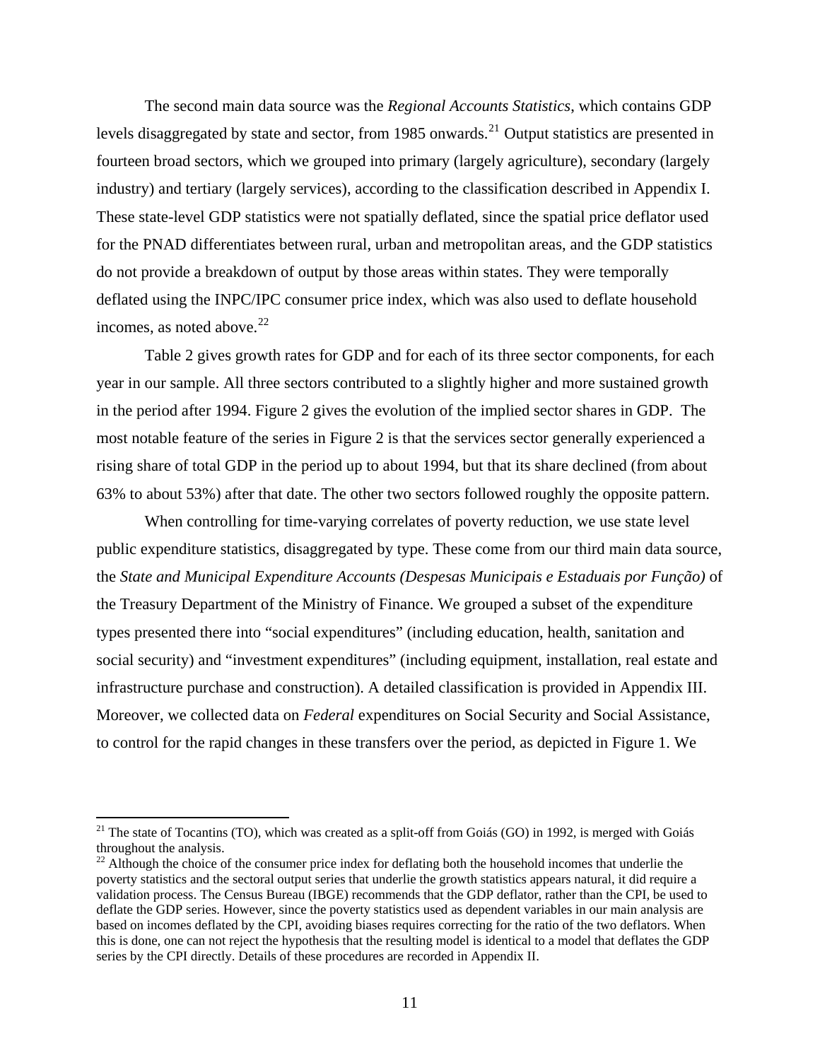The second main data source was the *Regional Accounts Statistics*, which contains GDP levels disaggregated by state and sector, from 1985 onwards.[21] Output statistics are presented in fourteen broad sectors, which we grouped into primary (largely agriculture), secondary (largely industry) and tertiary (largely services), according to the classification described in Appendix I. These state-level GDP statistics were not spatially deflated, since the spatial price deflator used for the PNAD differentiates between rural, urban and metropolitan areas, and the GDP statistics do not provide a breakdown of output by those areas within states. They were temporally deflated using the INPC/IPC consumer price index, which was also used to deflate household incomes, as noted above.[22]

Table 2 gives growth rates for GDP and for each of its three sector components, for each year in our sample. All three sectors contributed to a slightly higher and more sustained growth in the period after 1994. Figure 2 gives the evolution of the implied sector shares in GDP. The most notable feature of the series in Figure 2 is that the services sector generally experienced a rising share of total GDP in the period up to about 1994, but that its share declined (from about 63% to about 53%) after that date. The other two sectors followed roughly the opposite pattern.

When controlling for time-varying correlates of poverty reduction, we use state level public expenditure statistics, disaggregated by type. These come from our third main data source, the *State and Municipal Expenditure Accounts (Despesas Municipais e Estaduais por Função)* of the Treasury Department of the Ministry of Finance. We grouped a subset of the expenditure types presented there into "social expenditures" (including education, health, sanitation and social security) and "investment expenditures" (including equipment, installation, real estate and infrastructure purchase and construction). A detailed classification is provided in Appendix III. Moreover, we collected data on *Federal* expenditures on Social Security and Social Assistance, to control for the rapid changes in these transfers over the period, as depicted in Figure 1. We

[21] The state of Tocantins (TO), which was created as a split-off from Goiás (GO) in 1992, is merged with Goiás throughout the analysis.

[22] Although the choice of the consumer price index for deflating both the household incomes that underlie the poverty statistics and the sectoral output series that underlie the growth statistics appears natural, it did require a validation process. The Census Bureau (IBGE) recommends that the GDP deflator, rather than the CPI, be used to deflate the GDP series. However, since the poverty statistics used as dependent variables in our main analysis are based on incomes deflated by the CPI, avoiding biases requires correcting for the ratio of the two deflators. When this is done, one can not reject the hypothesis that the resulting model is identical to a model that deflates the GDP series by the CPI directly. Details of these procedures are recorded in Appendix II.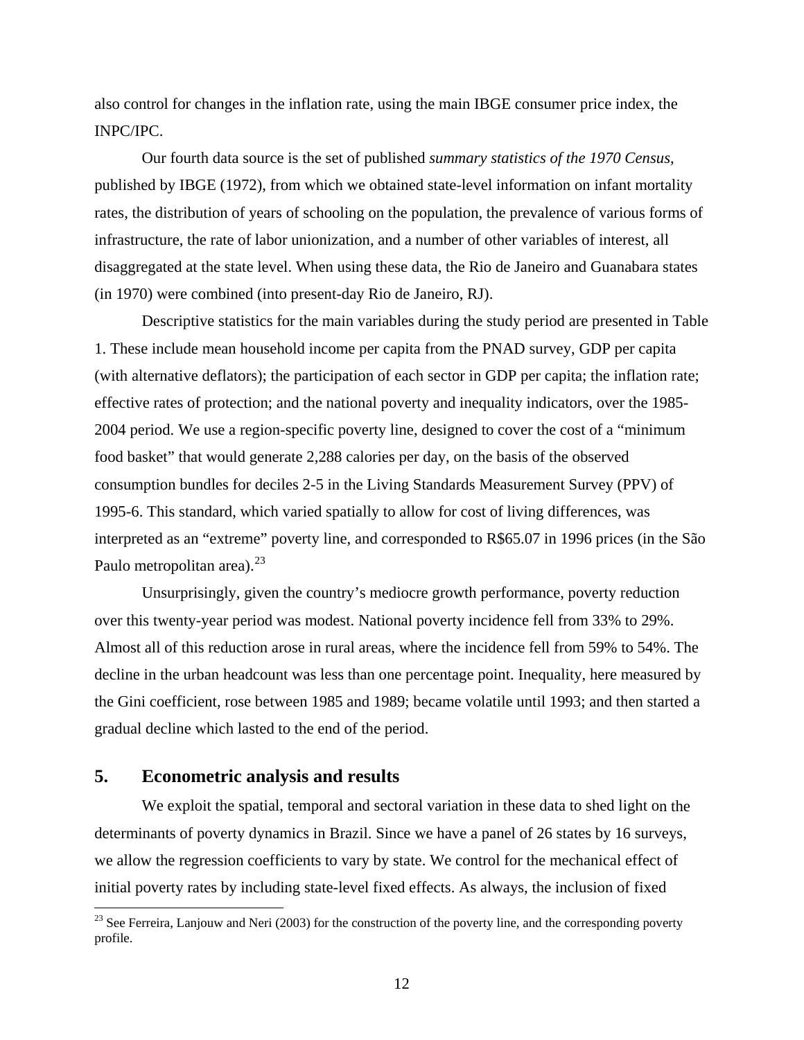also control for changes in the inflation rate, using the main IBGE consumer price index, the INPC/IPC.

Our fourth data source is the set of published *summary statistics of the 1970 Census*, published by IBGE (1972), from which we obtained state-level information on infant mortality rates, the distribution of years of schooling on the population, the prevalence of various forms of infrastructure, the rate of labor unionization, and a number of other variables of interest, all disaggregated at the state level. When using these data, the Rio de Janeiro and Guanabara states (in 1970) were combined (into present-day Rio de Janeiro, RJ).

Descriptive statistics for the main variables during the study period are presented in Table 1. These include mean household income per capita from the PNAD survey, GDP per capita (with alternative deflators); the participation of each sector in GDP per capita; the inflation rate; effective rates of protection; and the national poverty and inequality indicators, over the 1985-2004 period. We use a region-specific poverty line, designed to cover the cost of a "minimum food basket" that would generate 2,288 calories per day, on the basis of the observed consumption bundles for deciles 2-5 in the Living Standards Measurement Survey (PPV) of 1995-6. This standard, which varied spatially to allow for cost of living differences, was interpreted as an "extreme" poverty line, and corresponded to R$65.07 in 1996 prices (in the São Paulo metropolitan area).[23]

Unsurprisingly, given the country's mediocre growth performance, poverty reduction over this twenty-year period was modest. National poverty incidence fell from 33% to 29%. Almost all of this reduction arose in rural areas, where the incidence fell from 59% to 54%. The decline in the urban headcount was less than one percentage point. Inequality, here measured by the Gini coefficient, rose between 1985 and 1989; became volatile until 1993; and then started a gradual decline which lasted to the end of the period.

## 5. Econometric analysis and results

We exploit the spatial, temporal and sectoral variation in these data to shed light on the determinants of poverty dynamics in Brazil. Since we have a panel of 26 states by 16 surveys, we allow the regression coefficients to vary by state. We control for the mechanical effect of initial poverty rates by including state-level fixed effects. As always, the inclusion of fixed

[23] See Ferreira, Lanjouw and Neri (2003) for the construction of the poverty line, and the corresponding poverty profile.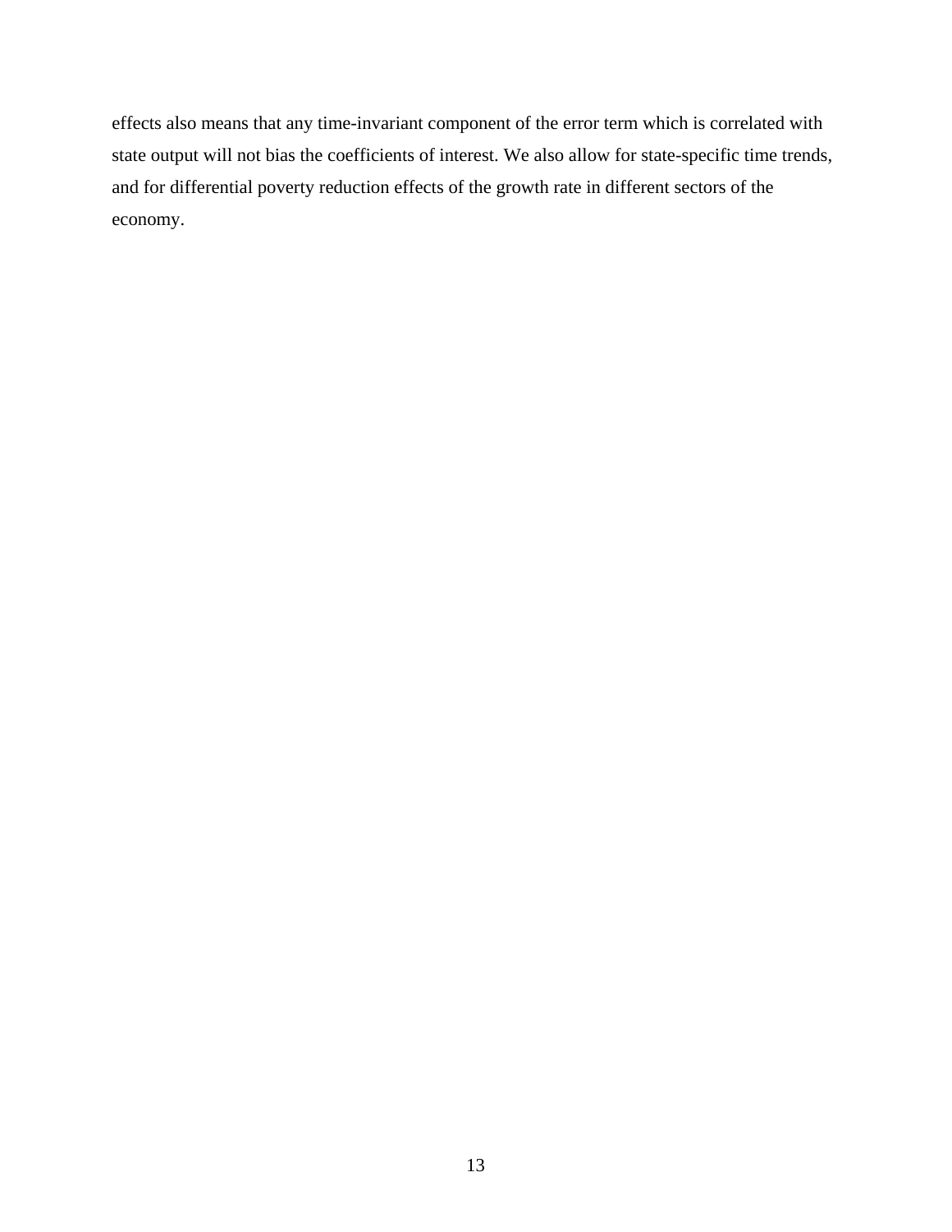effects also means that any time-invariant component of the error term which is correlated with state output will not bias the coefficients of interest. We also allow for state-specific time trends, and for differential poverty reduction effects of the growth rate in different sectors of the economy.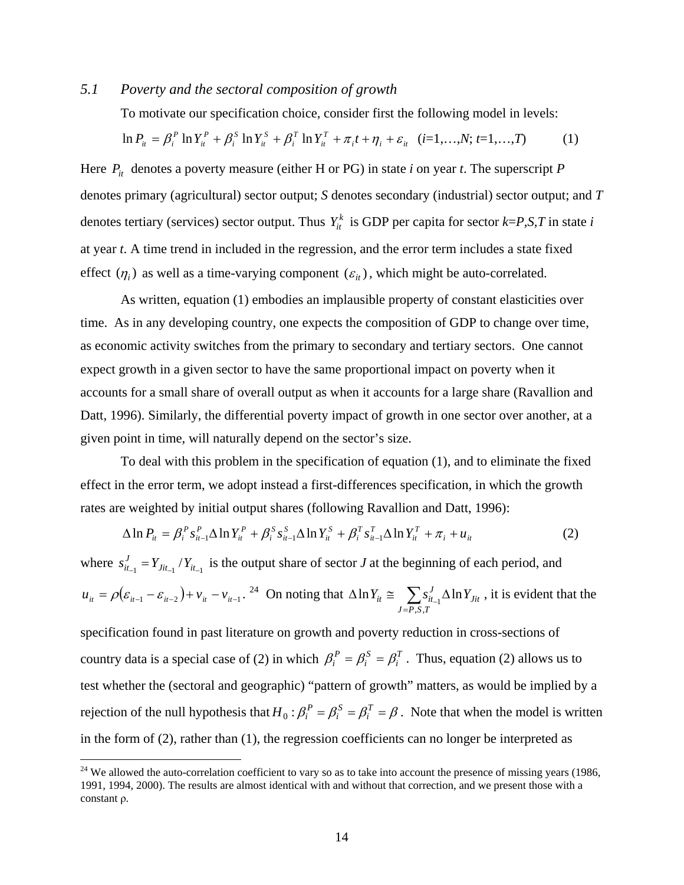### 5.1 *Poverty and the sectoral composition of growth*

To motivate our specification choice, consider first the following model in levels:

$$\ln P_{it} = \beta_i^P \ln Y_{it}^P + \beta_i^S \ln Y_{it}^S + \beta_i^T \ln Y_{it}^T + \pi_i t + \eta_i + \varepsilon_{it} \quad (i=1,\ldots,N;\ t=1,\ldots,T) \tag{1}$$

Here $P_{it}$ denotes a poverty measure (either H or PG) in state *i* on year *t*. The superscript *P* denotes primary (agricultural) sector output; *S* denotes secondary (industrial) sector output; and *T* denotes tertiary (services) sector output. Thus $Y_{it}^k$ is GDP per capita for sector *k*=*P*,*S*,*T* in state *i* at year *t*. A time trend in included in the regression, and the error term includes a state fixed effect $(\eta_i)$ as well as a time-varying component $(\varepsilon_{it})$, which might be auto-correlated.

As written, equation (1) embodies an implausible property of constant elasticities over time. As in any developing country, one expects the composition of GDP to change over time, as economic activity switches from the primary to secondary and tertiary sectors. One cannot expect growth in a given sector to have the same proportional impact on poverty when it accounts for a small share of overall output as when it accounts for a large share (Ravallion and Datt, 1996). Similarly, the differential poverty impact of growth in one sector over another, at a given point in time, will naturally depend on the sector's size.

To deal with this problem in the specification of equation (1), and to eliminate the fixed effect in the error term, we adopt instead a first-differences specification, in which the growth rates are weighted by initial output shares (following Ravallion and Datt, 1996):

$$\Delta \ln P_{it} = \beta_i^P s_{it-1}^P \Delta \ln Y_{it}^P + \beta_i^S s_{it-1}^S \Delta \ln Y_{it}^S + \beta_i^T s_{it-1}^T \Delta \ln Y_{it}^T + \pi_i + u_{it} \tag{2}$$

where $s_{it-1}^J = Y_{Jit-1} / Y_{it-1}$ is the output share of sector *J* at the beginning of each period, and $u_{it} = \rho(\varepsilon_{it-1} - \varepsilon_{it-2}) + v_{it} - v_{it-1}$.[24] On noting that $\Delta \ln Y_{it} \cong \sum_{J=P,S,T} s_{it-1}^J \Delta \ln Y_{Jit}$, it is evident that the specification found in past literature on growth and poverty reduction in cross-sections of country data is a special case of (2) in which $\beta_i^P = \beta_i^S = \beta_i^T$. Thus, equation (2) allows us to test whether the (sectoral and geographic) "pattern of growth" matters, as would be implied by a rejection of the null hypothesis that $H_0 : \beta_i^P = \beta_i^S = \beta_i^T = \beta$. Note that when the model is written in the form of (2), rather than (1), the regression coefficients can no longer be interpreted as

[24] We allowed the auto-correlation coefficient to vary so as to take into account the presence of missing years (1986, 1991, 1994, 2000). The results are almost identical with and without that correction, and we present those with a constant ρ.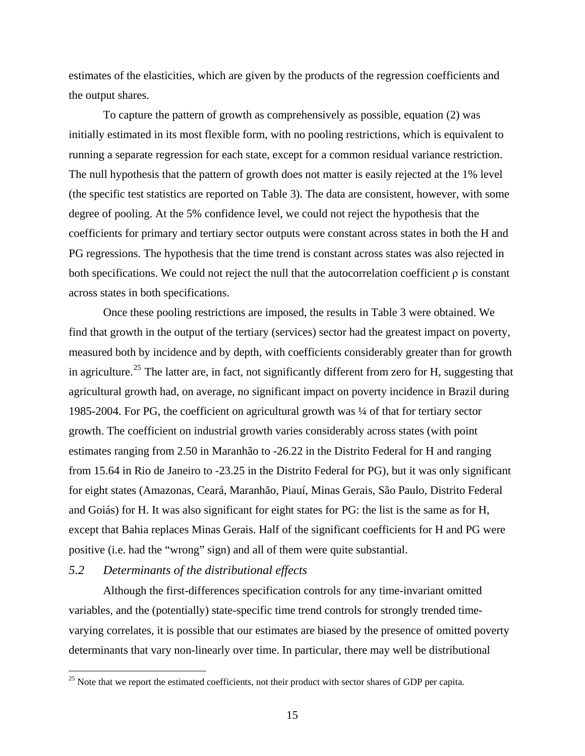estimates of the elasticities, which are given by the products of the regression coefficients and the output shares.

To capture the pattern of growth as comprehensively as possible, equation (2) was initially estimated in its most flexible form, with no pooling restrictions, which is equivalent to running a separate regression for each state, except for a common residual variance restriction. The null hypothesis that the pattern of growth does not matter is easily rejected at the 1% level (the specific test statistics are reported on Table 3). The data are consistent, however, with some degree of pooling. At the 5% confidence level, we could not reject the hypothesis that the coefficients for primary and tertiary sector outputs were constant across states in both the H and PG regressions. The hypothesis that the time trend is constant across states was also rejected in both specifications. We could not reject the null that the autocorrelation coefficient ρ is constant across states in both specifications.

Once these pooling restrictions are imposed, the results in Table 3 were obtained. We find that growth in the output of the tertiary (services) sector had the greatest impact on poverty, measured both by incidence and by depth, with coefficients considerably greater than for growth in agriculture.[25] The latter are, in fact, not significantly different from zero for H, suggesting that agricultural growth had, on average, no significant impact on poverty incidence in Brazil during 1985-2004. For PG, the coefficient on agricultural growth was ¼ of that for tertiary sector growth. The coefficient on industrial growth varies considerably across states (with point estimates ranging from 2.50 in Maranhão to -26.22 in the Distrito Federal for H and ranging from 15.64 in Rio de Janeiro to -23.25 in the Distrito Federal for PG), but it was only significant for eight states (Amazonas, Ceará, Maranhão, Piauí, Minas Gerais, São Paulo, Distrito Federal and Goiás) for H. It was also significant for eight states for PG: the list is the same as for H, except that Bahia replaces Minas Gerais. Half of the significant coefficients for H and PG were positive (i.e. had the "wrong" sign) and all of them were quite substantial.

### *5.2 Determinants of the distributional effects*

Although the first-differences specification controls for any time-invariant omitted variables, and the (potentially) state-specific time trend controls for strongly trended time-varying correlates, it is possible that our estimates are biased by the presence of omitted poverty determinants that vary non-linearly over time. In particular, there may well be distributional

[25] Note that we report the estimated coefficients, not their product with sector shares of GDP per capita.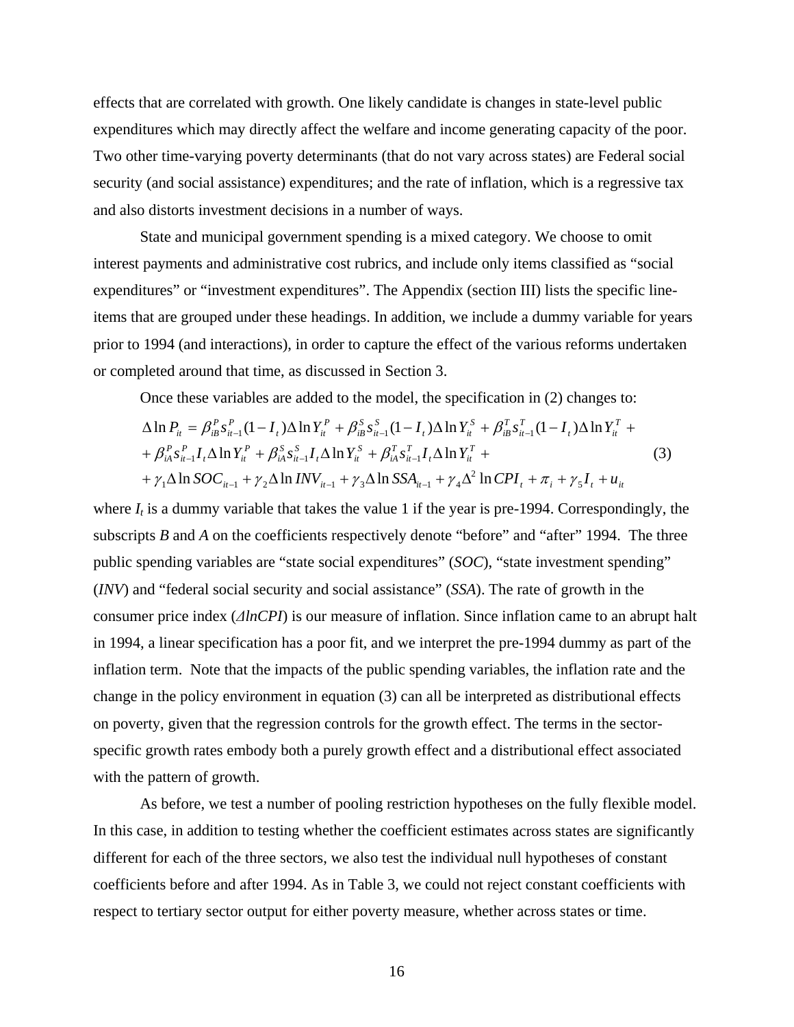effects that are correlated with growth. One likely candidate is changes in state-level public expenditures which may directly affect the welfare and income generating capacity of the poor. Two other time-varying poverty determinants (that do not vary across states) are Federal social security (and social assistance) expenditures; and the rate of inflation, which is a regressive tax and also distorts investment decisions in a number of ways.

State and municipal government spending is a mixed category. We choose to omit interest payments and administrative cost rubrics, and include only items classified as "social expenditures" or "investment expenditures". The Appendix (section III) lists the specific line-items that are grouped under these headings. In addition, we include a dummy variable for years prior to 1994 (and interactions), in order to capture the effect of the various reforms undertaken or completed around that time, as discussed in Section 3.

Once these variables are added to the model, the specification in (2) changes to:

$$
\begin{aligned}
\Delta \ln P_{it} = {} & \beta_{iB}^{P} s_{it-1}^{P}(1-I_t)\Delta \ln Y_{it}^{P} + \beta_{iB}^{S} s_{it-1}^{S}(1-I_t)\Delta \ln Y_{it}^{S} + \beta_{iB}^{T} s_{it-1}^{T}(1-I_t)\Delta \ln Y_{it}^{T} + \\
& + \beta_{iA}^{P} s_{it-1}^{P} I_t \Delta \ln Y_{it}^{P} + \beta_{iA}^{S} s_{it-1}^{S} I_t \Delta \ln Y_{it}^{S} + \beta_{iA}^{T} s_{it-1}^{T} I_t \Delta \ln Y_{it}^{T} + \\
& + \gamma_1 \Delta \ln SOC_{it-1} + \gamma_2 \Delta \ln INV_{it-1} + \gamma_3 \Delta \ln SSA_{it-1} + \gamma_4 \Delta^2 \ln CPI_t + \pi_i + \gamma_5 I_t + u_{it}
\end{aligned} \tag{3}
$$

where $I_t$ is a dummy variable that takes the value 1 if the year is pre-1994. Correspondingly, the subscripts *B* and *A* on the coefficients respectively denote "before" and "after" 1994. The three public spending variables are "state social expenditures" (*SOC*), "state investment spending" (*INV*) and "federal social security and social assistance" (*SSA*). The rate of growth in the consumer price index ($\Delta lnCPI$) is our measure of inflation. Since inflation came to an abrupt halt in 1994, a linear specification has a poor fit, and we interpret the pre-1994 dummy as part of the inflation term. Note that the impacts of the public spending variables, the inflation rate and the change in the policy environment in equation (3) can all be interpreted as distributional effects on poverty, given that the regression controls for the growth effect. The terms in the sector-specific growth rates embody both a purely growth effect and a distributional effect associated with the pattern of growth.

As before, we test a number of pooling restriction hypotheses on the fully flexible model. In this case, in addition to testing whether the coefficient estimates across states are significantly different for each of the three sectors, we also test the individual null hypotheses of constant coefficients before and after 1994. As in Table 3, we could not reject constant coefficients with respect to tertiary sector output for either poverty measure, whether across states or time.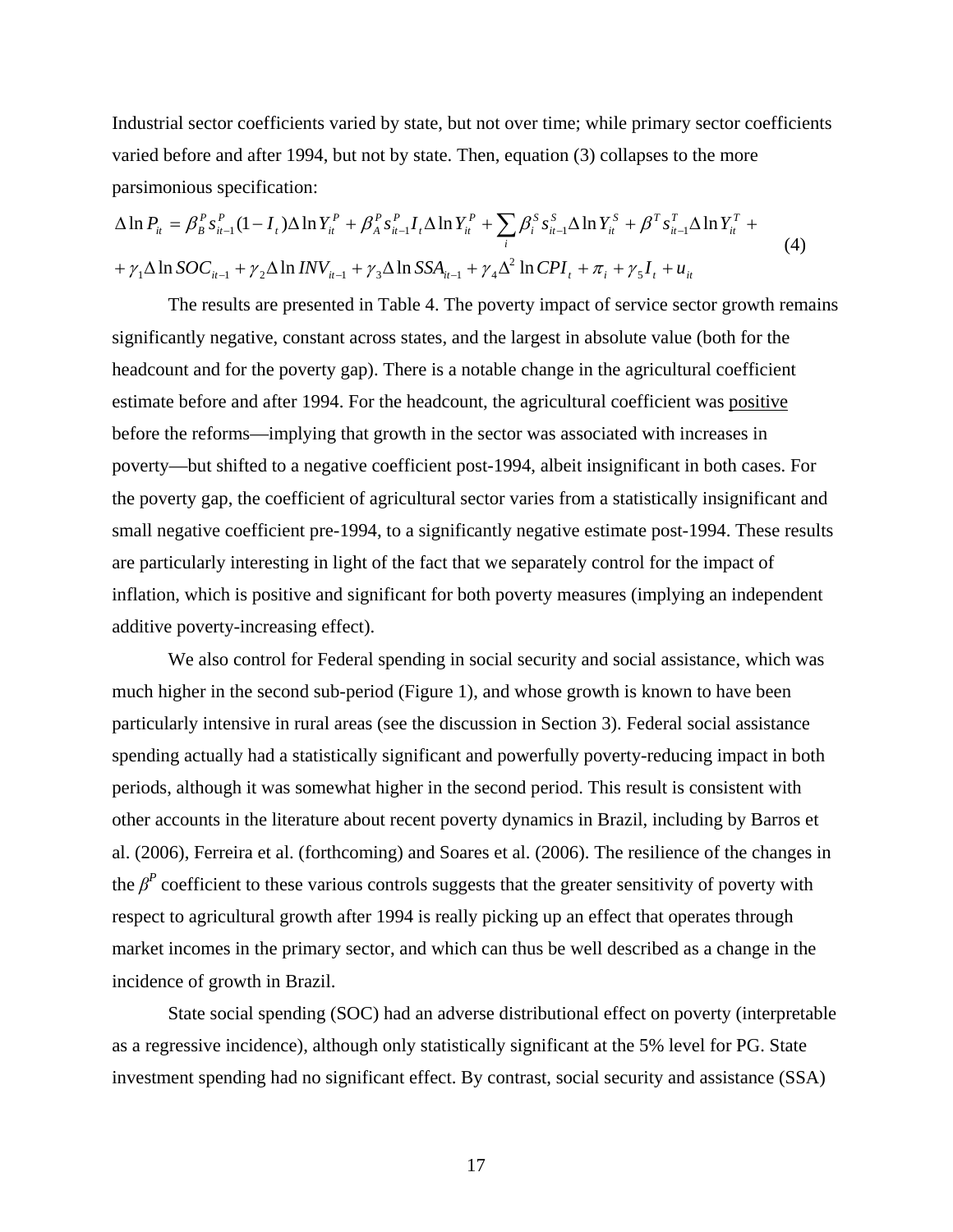Industrial sector coefficients varied by state, but not over time; while primary sector coefficients varied before and after 1994, but not by state. Then, equation (3) collapses to the more parsimonious specification:

$$\Delta \ln P_{it} = \beta_B^P s_{it-1}^P (1 - I_t) \Delta \ln Y_{it}^P + \beta_A^P s_{it-1}^P I_t \Delta \ln Y_{it}^P + \sum_i \beta_i^S s_{it-1}^S \Delta \ln Y_{it}^S + \beta^T s_{it-1}^T \Delta \ln Y_{it}^T +$$
$$+ \gamma_1 \Delta \ln SOC_{it-1} + \gamma_2 \Delta \ln INV_{it-1} + \gamma_3 \Delta \ln SSA_{it-1} + \gamma_4 \Delta^2 \ln CPI_t + \pi_i + \gamma_5 I_t + u_{it} \quad (4)$$

The results are presented in Table 4. The poverty impact of service sector growth remains significantly negative, constant across states, and the largest in absolute value (both for the headcount and for the poverty gap). There is a notable change in the agricultural coefficient estimate before and after 1994. For the headcount, the agricultural coefficient was positive before the reforms—implying that growth in the sector was associated with increases in poverty—but shifted to a negative coefficient post-1994, albeit insignificant in both cases. For the poverty gap, the coefficient of agricultural sector varies from a statistically insignificant and small negative coefficient pre-1994, to a significantly negative estimate post-1994. These results are particularly interesting in light of the fact that we separately control for the impact of inflation, which is positive and significant for both poverty measures (implying an independent additive poverty-increasing effect).

We also control for Federal spending in social security and social assistance, which was much higher in the second sub-period (Figure 1), and whose growth is known to have been particularly intensive in rural areas (see the discussion in Section 3). Federal social assistance spending actually had a statistically significant and powerfully poverty-reducing impact in both periods, although it was somewhat higher in the second period. This result is consistent with other accounts in the literature about recent poverty dynamics in Brazil, including by Barros et al. (2006), Ferreira et al. (forthcoming) and Soares et al. (2006). The resilience of the changes in the $\beta^P$ coefficient to these various controls suggests that the greater sensitivity of poverty with respect to agricultural growth after 1994 is really picking up an effect that operates through market incomes in the primary sector, and which can thus be well described as a change in the incidence of growth in Brazil.

State social spending (SOC) had an adverse distributional effect on poverty (interpretable as a regressive incidence), although only statistically significant at the 5% level for PG. State investment spending had no significant effect. By contrast, social security and assistance (SSA)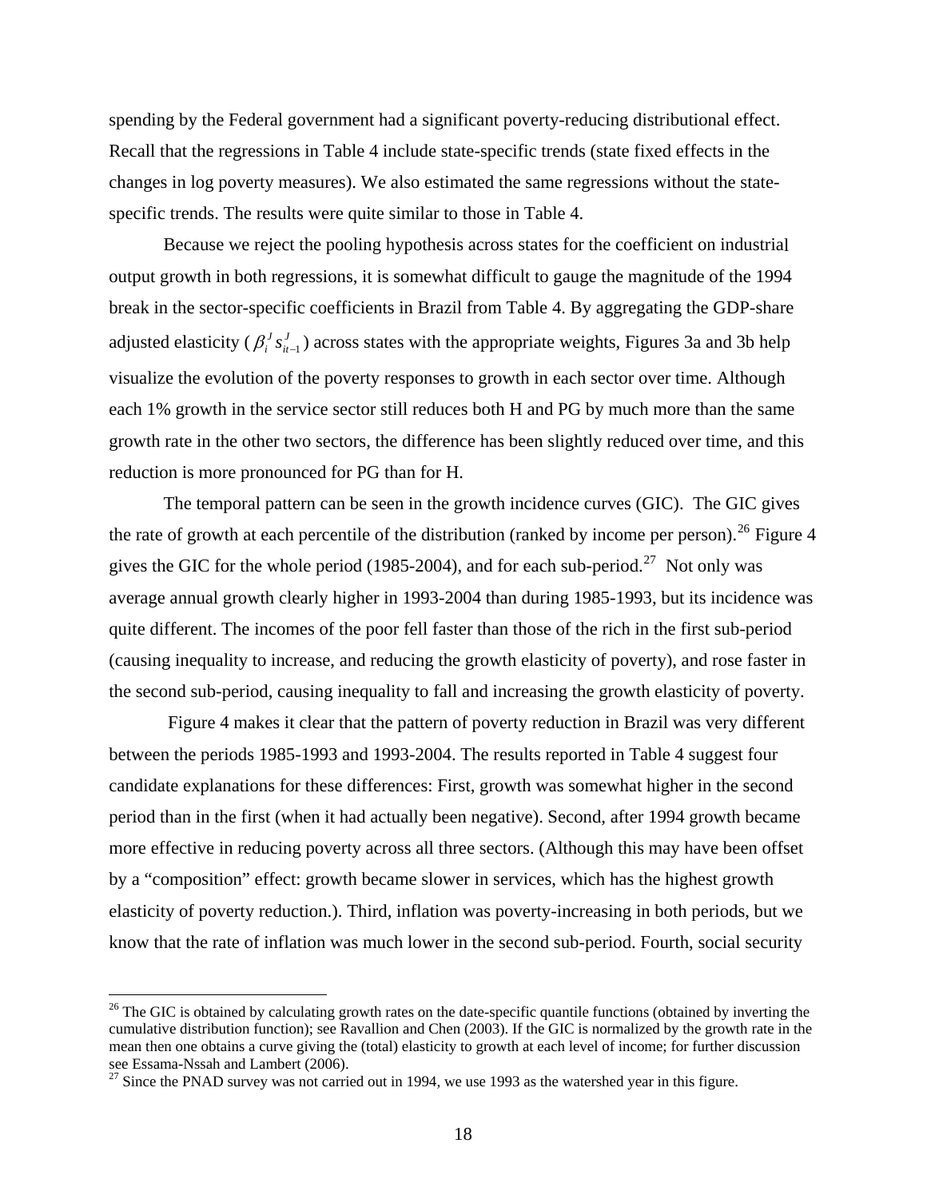spending by the Federal government had a significant poverty-reducing distributional effect. Recall that the regressions in Table 4 include state-specific trends (state fixed effects in the changes in log poverty measures). We also estimated the same regressions without the state-specific trends. The results were quite similar to those in Table 4.

Because we reject the pooling hypothesis across states for the coefficient on industrial output growth in both regressions, it is somewhat difficult to gauge the magnitude of the 1994 break in the sector-specific coefficients in Brazil from Table 4. By aggregating the GDP-share adjusted elasticity ($\beta_i^J s_{it-1}^J$) across states with the appropriate weights, Figures 3a and 3b help visualize the evolution of the poverty responses to growth in each sector over time. Although each 1% growth in the service sector still reduces both H and PG by much more than the same growth rate in the other two sectors, the difference has been slightly reduced over time, and this reduction is more pronounced for PG than for H.

The temporal pattern can be seen in the growth incidence curves (GIC). The GIC gives the rate of growth at each percentile of the distribution (ranked by income per person).[26] Figure 4 gives the GIC for the whole period (1985-2004), and for each sub-period.[27] Not only was average annual growth clearly higher in 1993-2004 than during 1985-1993, but its incidence was quite different. The incomes of the poor fell faster than those of the rich in the first sub-period (causing inequality to increase, and reducing the growth elasticity of poverty), and rose faster in the second sub-period, causing inequality to fall and increasing the growth elasticity of poverty.

Figure 4 makes it clear that the pattern of poverty reduction in Brazil was very different between the periods 1985-1993 and 1993-2004. The results reported in Table 4 suggest four candidate explanations for these differences: First, growth was somewhat higher in the second period than in the first (when it had actually been negative). Second, after 1994 growth became more effective in reducing poverty across all three sectors. (Although this may have been offset by a "composition" effect: growth became slower in services, which has the highest growth elasticity of poverty reduction.). Third, inflation was poverty-increasing in both periods, but we know that the rate of inflation was much lower in the second sub-period. Fourth, social security

---

[26] The GIC is obtained by calculating growth rates on the date-specific quantile functions (obtained by inverting the cumulative distribution function); see Ravallion and Chen (2003). If the GIC is normalized by the growth rate in the mean then one obtains a curve giving the (total) elasticity to growth at each level of income; for further discussion see Essama-Nssah and Lambert (2006).

[27] Since the PNAD survey was not carried out in 1994, we use 1993 as the watershed year in this figure.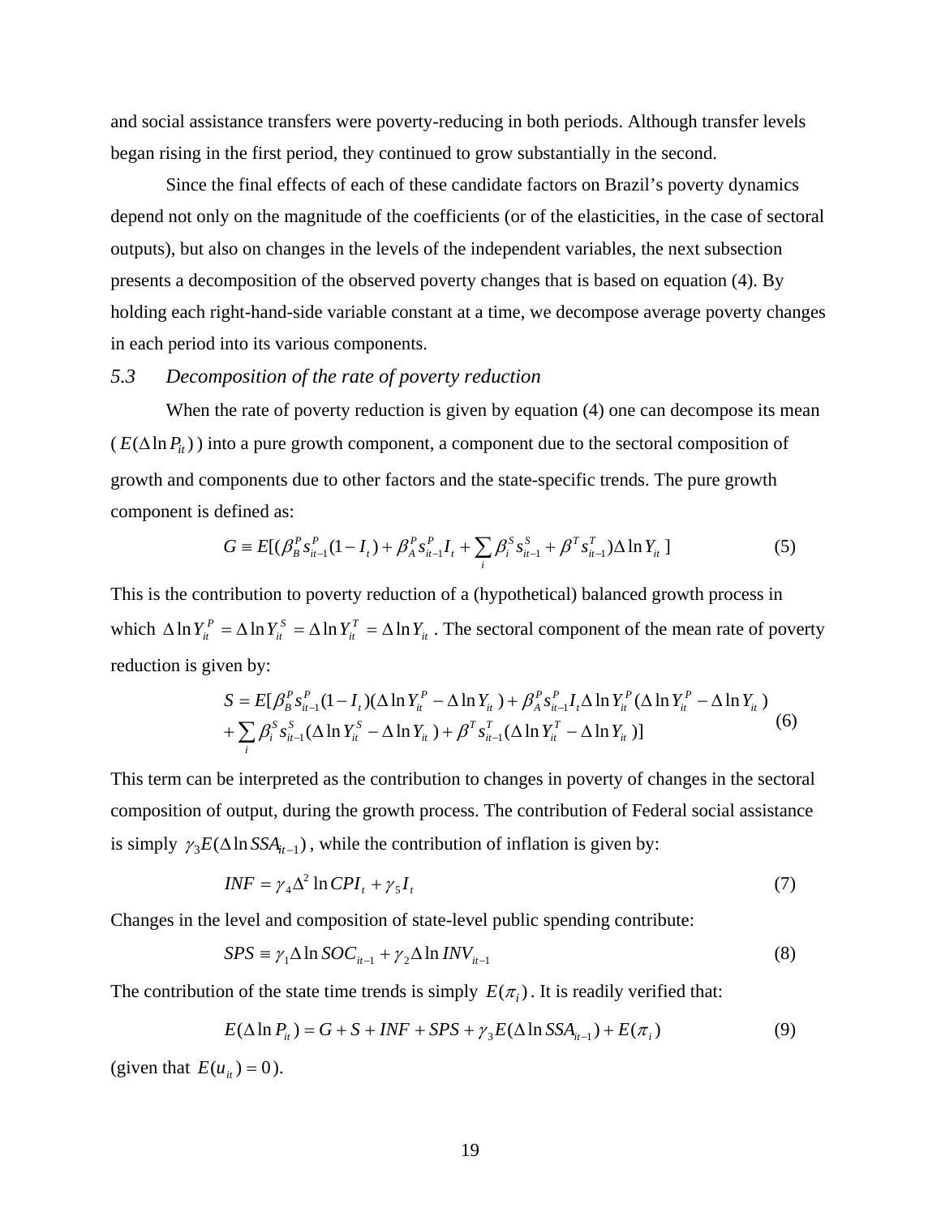and social assistance transfers were poverty-reducing in both periods. Although transfer levels began rising in the first period, they continued to grow substantially in the second.

Since the final effects of each of these candidate factors on Brazil's poverty dynamics depend not only on the magnitude of the coefficients (or of the elasticities, in the case of sectoral outputs), but also on changes in the levels of the independent variables, the next subsection presents a decomposition of the observed poverty changes that is based on equation (4). By holding each right-hand-side variable constant at a time, we decompose average poverty changes in each period into its various components.

### 5.3 *Decomposition of the rate of poverty reduction*

When the rate of poverty reduction is given by equation (4) one can decompose its mean ($E(\Delta \ln P_{it})$) into a pure growth component, a component due to the sectoral composition of growth and components due to other factors and the state-specific trends. The pure growth component is defined as:

$$G \equiv E[(\beta_B^P s_{it-1}^P (1 - I_t) + \beta_A^P s_{it-1}^P I_t + \sum_i \beta_i^S s_{it-1}^S + \beta^T s_{it-1}^T) \Delta \ln Y_{it}] \tag{5}$$

This is the contribution to poverty reduction of a (hypothetical) balanced growth process in which $\Delta \ln Y_{it}^P = \Delta \ln Y_{it}^S = \Delta \ln Y_{it}^T = \Delta \ln Y_{it}$. The sectoral component of the mean rate of poverty reduction is given by:

$$\begin{aligned} S = E[&\beta_B^P s_{it-1}^P (1 - I_t)(\Delta \ln Y_{it}^P - \Delta \ln Y_{it}) + \beta_A^P s_{it-1}^P I_t \Delta \ln Y_{it}^P (\Delta \ln Y_{it}^P - \Delta \ln Y_{it}) \\ &+ \sum_i \beta_i^S s_{it-1}^S (\Delta \ln Y_{it}^S - \Delta \ln Y_{it}) + \beta^T s_{it-1}^T (\Delta \ln Y_{it}^T - \Delta \ln Y_{it})] \end{aligned} \tag{6}$$

This term can be interpreted as the contribution to changes in poverty of changes in the sectoral composition of output, during the growth process. The contribution of Federal social assistance is simply $\gamma_3 E(\Delta \ln SSA_{it-1})$, while the contribution of inflation is given by:

$$INF = \gamma_4 \Delta^2 \ln CPI_t + \gamma_5 I_t \tag{7}$$

Changes in the level and composition of state-level public spending contribute:

$$SPS \equiv \gamma_1 \Delta \ln SOC_{it-1} + \gamma_2 \Delta \ln INV_{it-1} \tag{8}$$

The contribution of the state time trends is simply $E(\pi_i)$. It is readily verified that:

$$E(\Delta \ln P_{it}) = G + S + INF + SPS + \gamma_3 E(\Delta \ln SSA_{it-1}) + E(\pi_i) \tag{9}$$

(given that $E(u_{it}) = 0$).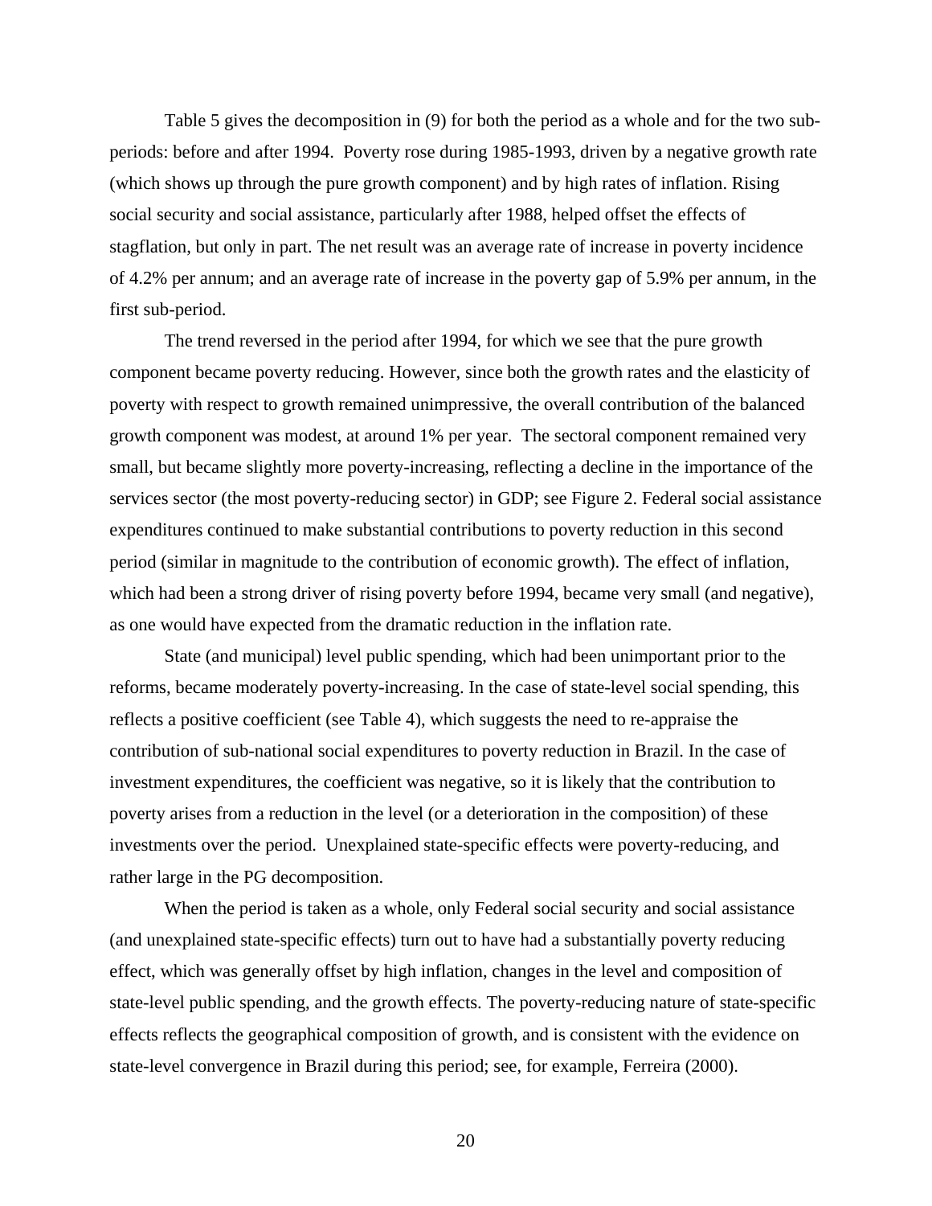Table 5 gives the decomposition in (9) for both the period as a whole and for the two sub-periods: before and after 1994. Poverty rose during 1985-1993, driven by a negative growth rate (which shows up through the pure growth component) and by high rates of inflation. Rising social security and social assistance, particularly after 1988, helped offset the effects of stagflation, but only in part. The net result was an average rate of increase in poverty incidence of 4.2% per annum; and an average rate of increase in the poverty gap of 5.9% per annum, in the first sub-period.

The trend reversed in the period after 1994, for which we see that the pure growth component became poverty reducing. However, since both the growth rates and the elasticity of poverty with respect to growth remained unimpressive, the overall contribution of the balanced growth component was modest, at around 1% per year. The sectoral component remained very small, but became slightly more poverty-increasing, reflecting a decline in the importance of the services sector (the most poverty-reducing sector) in GDP; see Figure 2. Federal social assistance expenditures continued to make substantial contributions to poverty reduction in this second period (similar in magnitude to the contribution of economic growth). The effect of inflation, which had been a strong driver of rising poverty before 1994, became very small (and negative), as one would have expected from the dramatic reduction in the inflation rate.

State (and municipal) level public spending, which had been unimportant prior to the reforms, became moderately poverty-increasing. In the case of state-level social spending, this reflects a positive coefficient (see Table 4), which suggests the need to re-appraise the contribution of sub-national social expenditures to poverty reduction in Brazil. In the case of investment expenditures, the coefficient was negative, so it is likely that the contribution to poverty arises from a reduction in the level (or a deterioration in the composition) of these investments over the period. Unexplained state-specific effects were poverty-reducing, and rather large in the PG decomposition.

When the period is taken as a whole, only Federal social security and social assistance (and unexplained state-specific effects) turn out to have had a substantially poverty reducing effect, which was generally offset by high inflation, changes in the level and composition of state-level public spending, and the growth effects. The poverty-reducing nature of state-specific effects reflects the geographical composition of growth, and is consistent with the evidence on state-level convergence in Brazil during this period; see, for example, Ferreira (2000).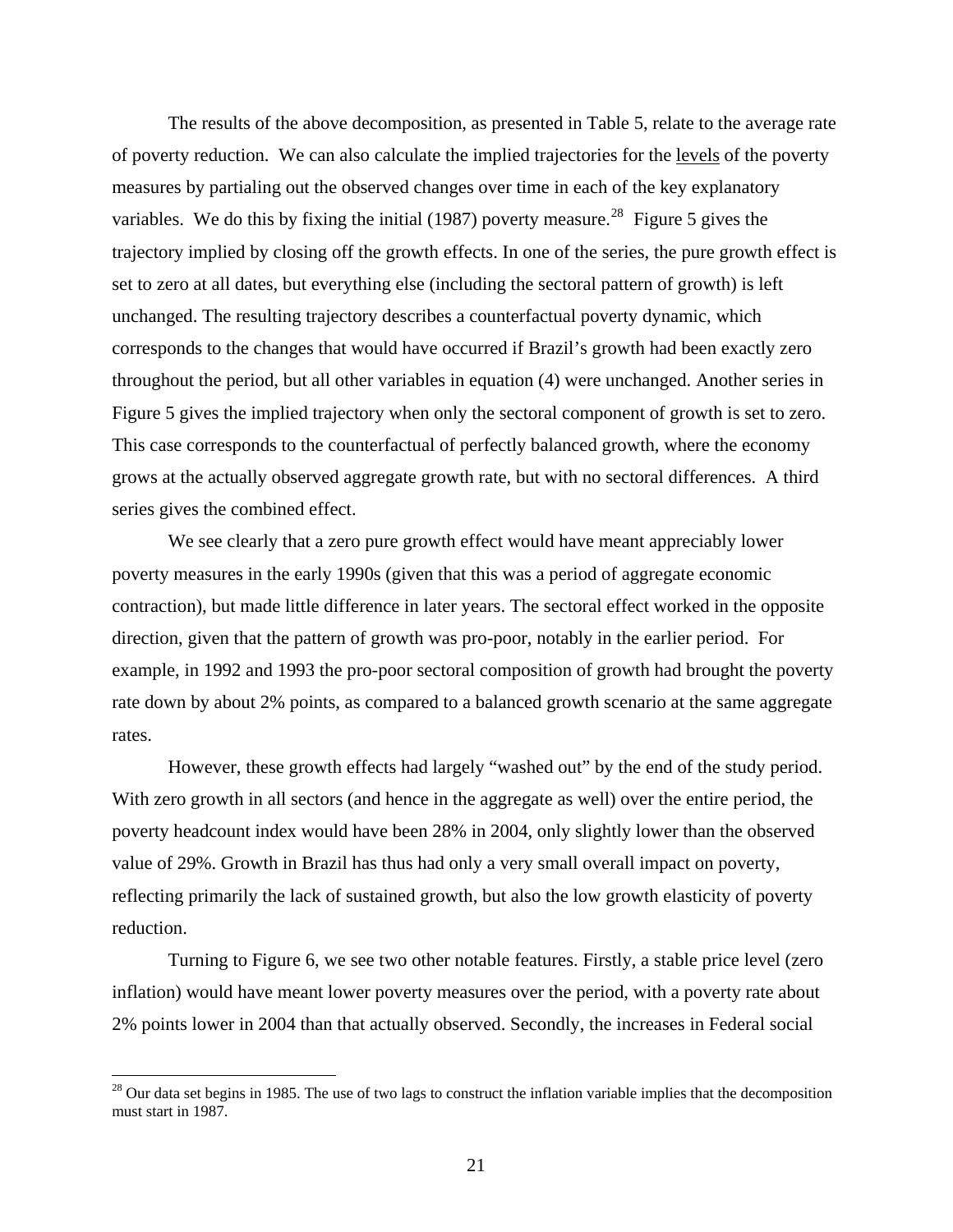The results of the above decomposition, as presented in Table 5, relate to the average rate of poverty reduction. We can also calculate the implied trajectories for the levels of the poverty measures by partialing out the observed changes over time in each of the key explanatory variables. We do this by fixing the initial (1987) poverty measure.[28] Figure 5 gives the trajectory implied by closing off the growth effects. In one of the series, the pure growth effect is set to zero at all dates, but everything else (including the sectoral pattern of growth) is left unchanged. The resulting trajectory describes a counterfactual poverty dynamic, which corresponds to the changes that would have occurred if Brazil's growth had been exactly zero throughout the period, but all other variables in equation (4) were unchanged. Another series in Figure 5 gives the implied trajectory when only the sectoral component of growth is set to zero. This case corresponds to the counterfactual of perfectly balanced growth, where the economy grows at the actually observed aggregate growth rate, but with no sectoral differences. A third series gives the combined effect.

We see clearly that a zero pure growth effect would have meant appreciably lower poverty measures in the early 1990s (given that this was a period of aggregate economic contraction), but made little difference in later years. The sectoral effect worked in the opposite direction, given that the pattern of growth was pro-poor, notably in the earlier period. For example, in 1992 and 1993 the pro-poor sectoral composition of growth had brought the poverty rate down by about 2% points, as compared to a balanced growth scenario at the same aggregate rates.

However, these growth effects had largely "washed out" by the end of the study period. With zero growth in all sectors (and hence in the aggregate as well) over the entire period, the poverty headcount index would have been 28% in 2004, only slightly lower than the observed value of 29%. Growth in Brazil has thus had only a very small overall impact on poverty, reflecting primarily the lack of sustained growth, but also the low growth elasticity of poverty reduction.

Turning to Figure 6, we see two other notable features. Firstly, a stable price level (zero inflation) would have meant lower poverty measures over the period, with a poverty rate about 2% points lower in 2004 than that actually observed. Secondly, the increases in Federal social

[28] Our data set begins in 1985. The use of two lags to construct the inflation variable implies that the decomposition must start in 1987.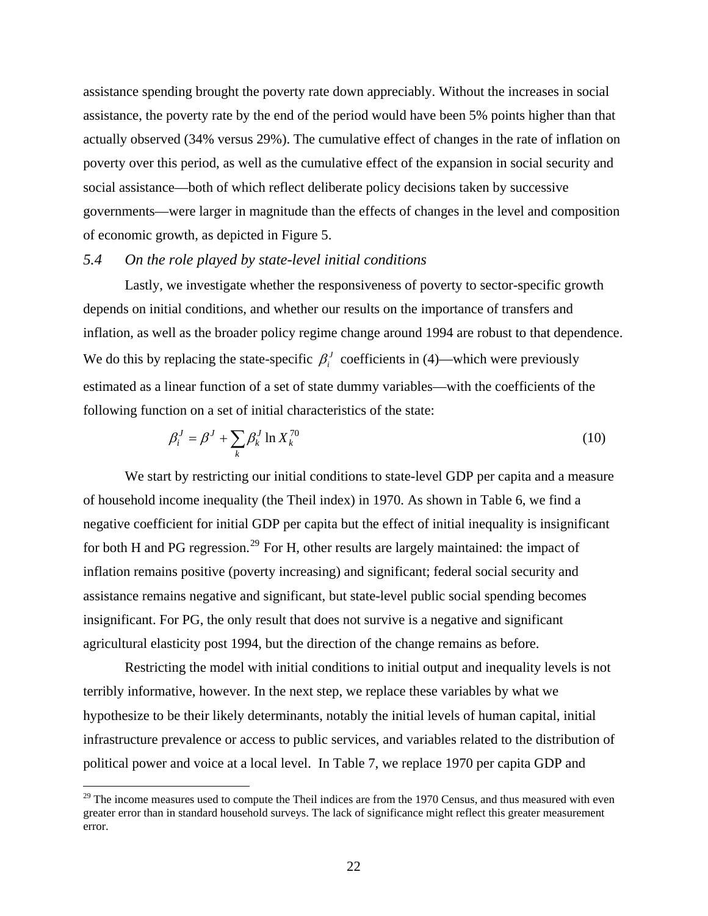assistance spending brought the poverty rate down appreciably. Without the increases in social assistance, the poverty rate by the end of the period would have been 5% points higher than that actually observed (34% versus 29%). The cumulative effect of changes in the rate of inflation on poverty over this period, as well as the cumulative effect of the expansion in social security and social assistance—both of which reflect deliberate policy decisions taken by successive governments—were larger in magnitude than the effects of changes in the level and composition of economic growth, as depicted in Figure 5.

### *5.4 On the role played by state-level initial conditions*

Lastly, we investigate whether the responsiveness of poverty to sector-specific growth depends on initial conditions, and whether our results on the importance of transfers and inflation, as well as the broader policy regime change around 1994 are robust to that dependence. We do this by replacing the state-specific $\beta_i^J$ coefficients in (4)—which were previously estimated as a linear function of a set of state dummy variables—with the coefficients of the following function on a set of initial characteristics of the state:

$$\beta_i^J = \beta^J + \sum_k \beta_k^J \ln X_k^{70} \tag{10}$$

We start by restricting our initial conditions to state-level GDP per capita and a measure of household income inequality (the Theil index) in 1970. As shown in Table 6, we find a negative coefficient for initial GDP per capita but the effect of initial inequality is insignificant for both H and PG regression.[29] For H, other results are largely maintained: the impact of inflation remains positive (poverty increasing) and significant; federal social security and assistance remains negative and significant, but state-level public social spending becomes insignificant. For PG, the only result that does not survive is a negative and significant agricultural elasticity post 1994, but the direction of the change remains as before.

Restricting the model with initial conditions to initial output and inequality levels is not terribly informative, however. In the next step, we replace these variables by what we hypothesize to be their likely determinants, notably the initial levels of human capital, initial infrastructure prevalence or access to public services, and variables related to the distribution of political power and voice at a local level. In Table 7, we replace 1970 per capita GDP and

[29] The income measures used to compute the Theil indices are from the 1970 Census, and thus measured with even greater error than in standard household surveys. The lack of significance might reflect this greater measurement error.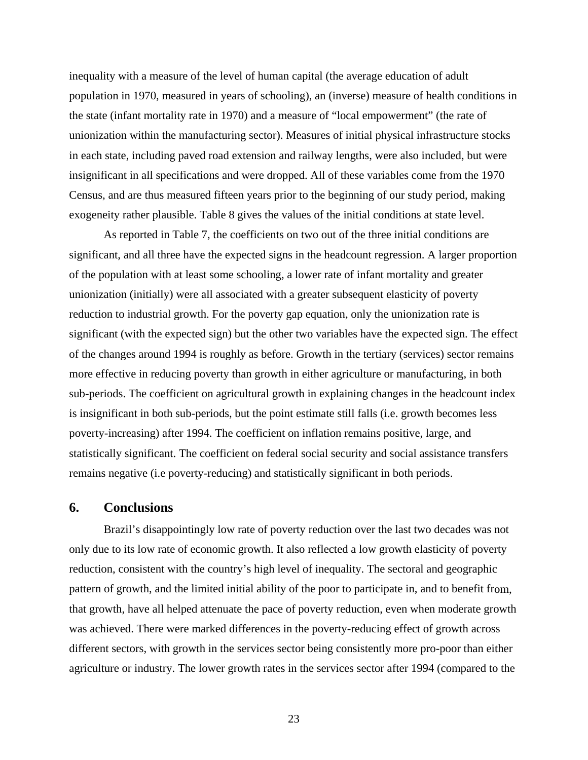inequality with a measure of the level of human capital (the average education of adult population in 1970, measured in years of schooling), an (inverse) measure of health conditions in the state (infant mortality rate in 1970) and a measure of "local empowerment" (the rate of unionization within the manufacturing sector). Measures of initial physical infrastructure stocks in each state, including paved road extension and railway lengths, were also included, but were insignificant in all specifications and were dropped. All of these variables come from the 1970 Census, and are thus measured fifteen years prior to the beginning of our study period, making exogeneity rather plausible. Table 8 gives the values of the initial conditions at state level.

As reported in Table 7, the coefficients on two out of the three initial conditions are significant, and all three have the expected signs in the headcount regression. A larger proportion of the population with at least some schooling, a lower rate of infant mortality and greater unionization (initially) were all associated with a greater subsequent elasticity of poverty reduction to industrial growth. For the poverty gap equation, only the unionization rate is significant (with the expected sign) but the other two variables have the expected sign. The effect of the changes around 1994 is roughly as before. Growth in the tertiary (services) sector remains more effective in reducing poverty than growth in either agriculture or manufacturing, in both sub-periods. The coefficient on agricultural growth in explaining changes in the headcount index is insignificant in both sub-periods, but the point estimate still falls (i.e. growth becomes less poverty-increasing) after 1994. The coefficient on inflation remains positive, large, and statistically significant. The coefficient on federal social security and social assistance transfers remains negative (i.e poverty-reducing) and statistically significant in both periods.

## 6. Conclusions

Brazil's disappointingly low rate of poverty reduction over the last two decades was not only due to its low rate of economic growth. It also reflected a low growth elasticity of poverty reduction, consistent with the country's high level of inequality. The sectoral and geographic pattern of growth, and the limited initial ability of the poor to participate in, and to benefit from, that growth, have all helped attenuate the pace of poverty reduction, even when moderate growth was achieved. There were marked differences in the poverty-reducing effect of growth across different sectors, with growth in the services sector being consistently more pro-poor than either agriculture or industry. The lower growth rates in the services sector after 1994 (compared to the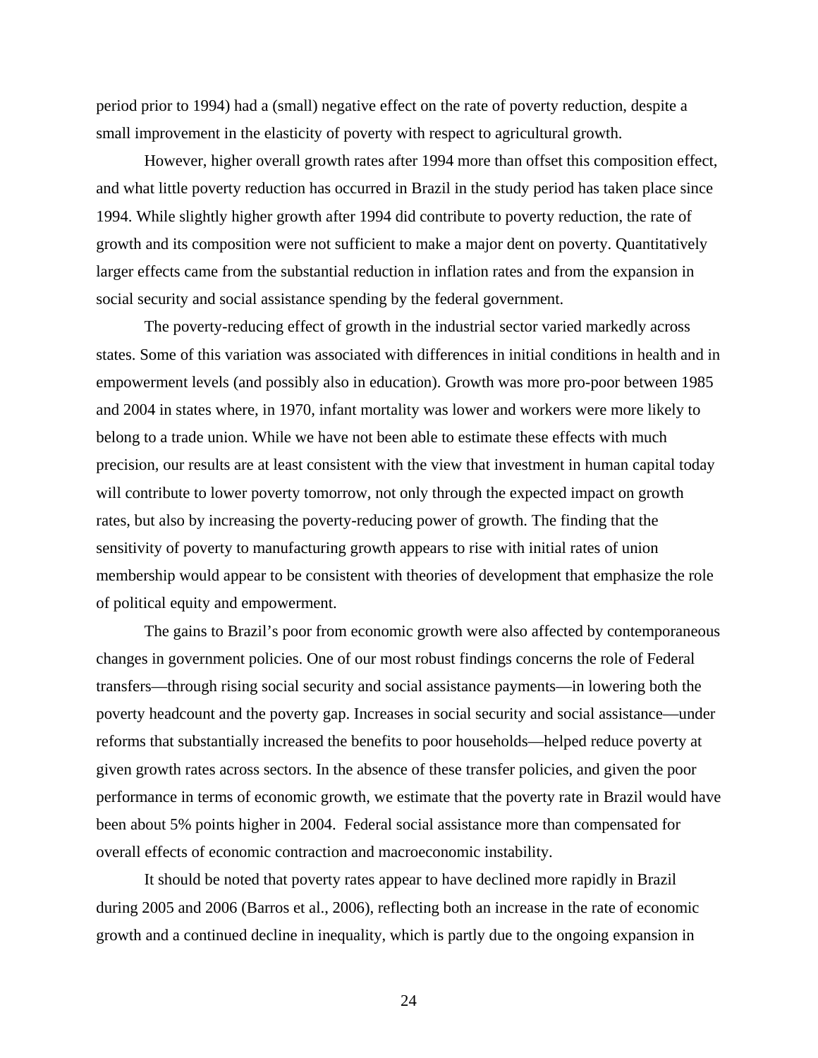period prior to 1994) had a (small) negative effect on the rate of poverty reduction, despite a small improvement in the elasticity of poverty with respect to agricultural growth.

However, higher overall growth rates after 1994 more than offset this composition effect, and what little poverty reduction has occurred in Brazil in the study period has taken place since 1994. While slightly higher growth after 1994 did contribute to poverty reduction, the rate of growth and its composition were not sufficient to make a major dent on poverty. Quantitatively larger effects came from the substantial reduction in inflation rates and from the expansion in social security and social assistance spending by the federal government.

The poverty-reducing effect of growth in the industrial sector varied markedly across states. Some of this variation was associated with differences in initial conditions in health and in empowerment levels (and possibly also in education). Growth was more pro-poor between 1985 and 2004 in states where, in 1970, infant mortality was lower and workers were more likely to belong to a trade union. While we have not been able to estimate these effects with much precision, our results are at least consistent with the view that investment in human capital today will contribute to lower poverty tomorrow, not only through the expected impact on growth rates, but also by increasing the poverty-reducing power of growth. The finding that the sensitivity of poverty to manufacturing growth appears to rise with initial rates of union membership would appear to be consistent with theories of development that emphasize the role of political equity and empowerment.

The gains to Brazil's poor from economic growth were also affected by contemporaneous changes in government policies. One of our most robust findings concerns the role of Federal transfers—through rising social security and social assistance payments—in lowering both the poverty headcount and the poverty gap. Increases in social security and social assistance—under reforms that substantially increased the benefits to poor households—helped reduce poverty at given growth rates across sectors. In the absence of these transfer policies, and given the poor performance in terms of economic growth, we estimate that the poverty rate in Brazil would have been about 5% points higher in 2004. Federal social assistance more than compensated for overall effects of economic contraction and macroeconomic instability.

It should be noted that poverty rates appear to have declined more rapidly in Brazil during 2005 and 2006 (Barros et al., 2006), reflecting both an increase in the rate of economic growth and a continued decline in inequality, which is partly due to the ongoing expansion in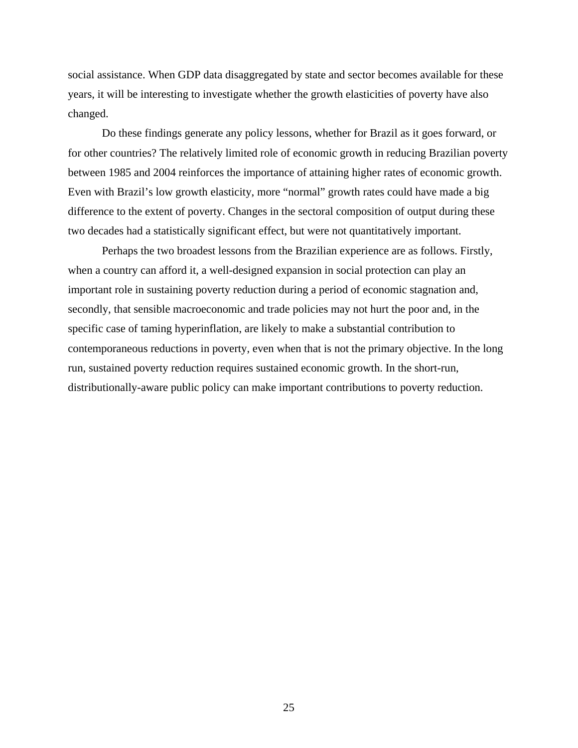social assistance. When GDP data disaggregated by state and sector becomes available for these years, it will be interesting to investigate whether the growth elasticities of poverty have also changed.

Do these findings generate any policy lessons, whether for Brazil as it goes forward, or for other countries? The relatively limited role of economic growth in reducing Brazilian poverty between 1985 and 2004 reinforces the importance of attaining higher rates of economic growth. Even with Brazil's low growth elasticity, more "normal" growth rates could have made a big difference to the extent of poverty. Changes in the sectoral composition of output during these two decades had a statistically significant effect, but were not quantitatively important.

Perhaps the two broadest lessons from the Brazilian experience are as follows. Firstly, when a country can afford it, a well-designed expansion in social protection can play an important role in sustaining poverty reduction during a period of economic stagnation and, secondly, that sensible macroeconomic and trade policies may not hurt the poor and, in the specific case of taming hyperinflation, are likely to make a substantial contribution to contemporaneous reductions in poverty, even when that is not the primary objective. In the long run, sustained poverty reduction requires sustained economic growth. In the short-run, distributionally-aware public policy can make important contributions to poverty reduction.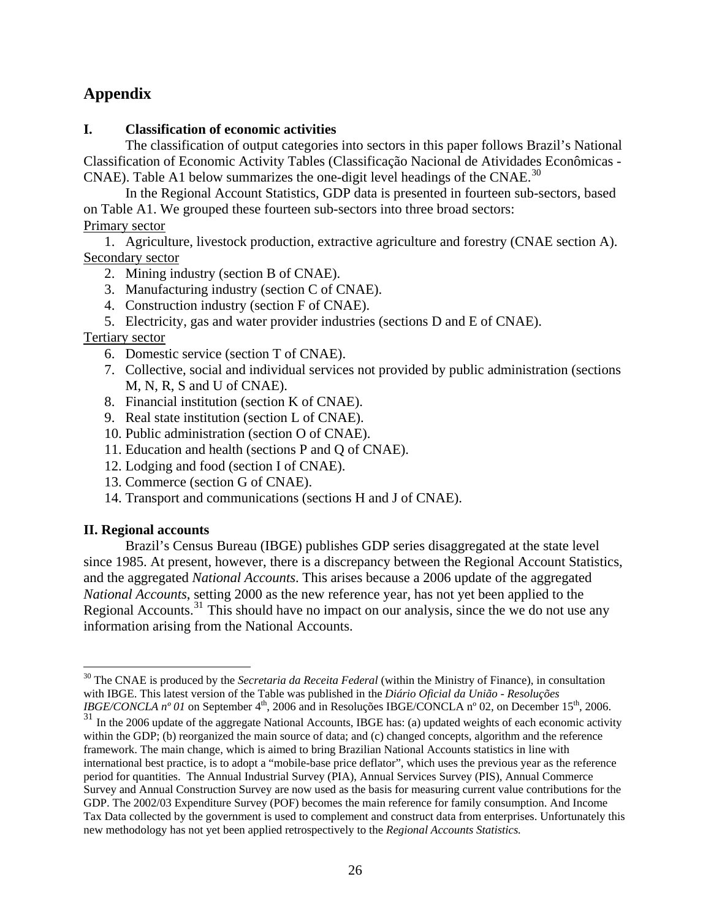# Appendix

## I. Classification of economic activities

The classification of output categories into sectors in this paper follows Brazil's National Classification of Economic Activity Tables (Classificação Nacional de Atividades Econômicas - CNAE). Table A1 below summarizes the one-digit level headings of the CNAE.[30]

In the Regional Account Statistics, GDP data is presented in fourteen sub-sectors, based on Table A1. We grouped these fourteen sub-sectors into three broad sectors:

<u>Primary sector</u>

1. Agriculture, livestock production, extractive agriculture and forestry (CNAE section A).

<u>Secondary sector</u>

2. Mining industry (section B of CNAE).
3. Manufacturing industry (section C of CNAE).
4. Construction industry (section F of CNAE).
5. Electricity, gas and water provider industries (sections D and E of CNAE).

<u>Tertiary sector</u>

6. Domestic service (section T of CNAE).
7. Collective, social and individual services not provided by public administration (sections M, N, R, S and U of CNAE).
8. Financial institution (section K of CNAE).
9. Real state institution (section L of CNAE).
10. Public administration (section O of CNAE).
11. Education and health (sections P and Q of CNAE).
12. Lodging and food (section I of CNAE).
13. Commerce (section G of CNAE).
14. Transport and communications (sections H and J of CNAE).

## II. Regional accounts

Brazil's Census Bureau (IBGE) publishes GDP series disaggregated at the state level since 1985. At present, however, there is a discrepancy between the Regional Account Statistics, and the aggregated *National Accounts*. This arises because a 2006 update of the aggregated *National Accounts*, setting 2000 as the new reference year, has not yet been applied to the Regional Accounts.[31] This should have no impact on our analysis, since the we do not use any information arising from the National Accounts.

---

[30] The CNAE is produced by the *Secretaria da Receita Federal* (within the Ministry of Finance), in consultation with IBGE. This latest version of the Table was published in the *Diário Oficial da União - Resoluções IBGE/CONCLA nº 01* on September 4th, 2006 and in Resoluções IBGE/CONCLA nº 02, on December 15th, 2006.

[31] In the 2006 update of the aggregate National Accounts, IBGE has: (a) updated weights of each economic activity within the GDP; (b) reorganized the main source of data; and (c) changed concepts, algorithm and the reference framework. The main change, which is aimed to bring Brazilian National Accounts statistics in line with international best practice, is to adopt a "mobile-base price deflator", which uses the previous year as the reference period for quantities. The Annual Industrial Survey (PIA), Annual Services Survey (PIS), Annual Commerce Survey and Annual Construction Survey are now used as the basis for measuring current value contributions for the GDP. The 2002/03 Expenditure Survey (POF) becomes the main reference for family consumption. And Income Tax Data collected by the government is used to complement and construct data from enterprises. Unfortunately this new methodology has not yet been applied retrospectively to the *Regional Accounts Statistics.*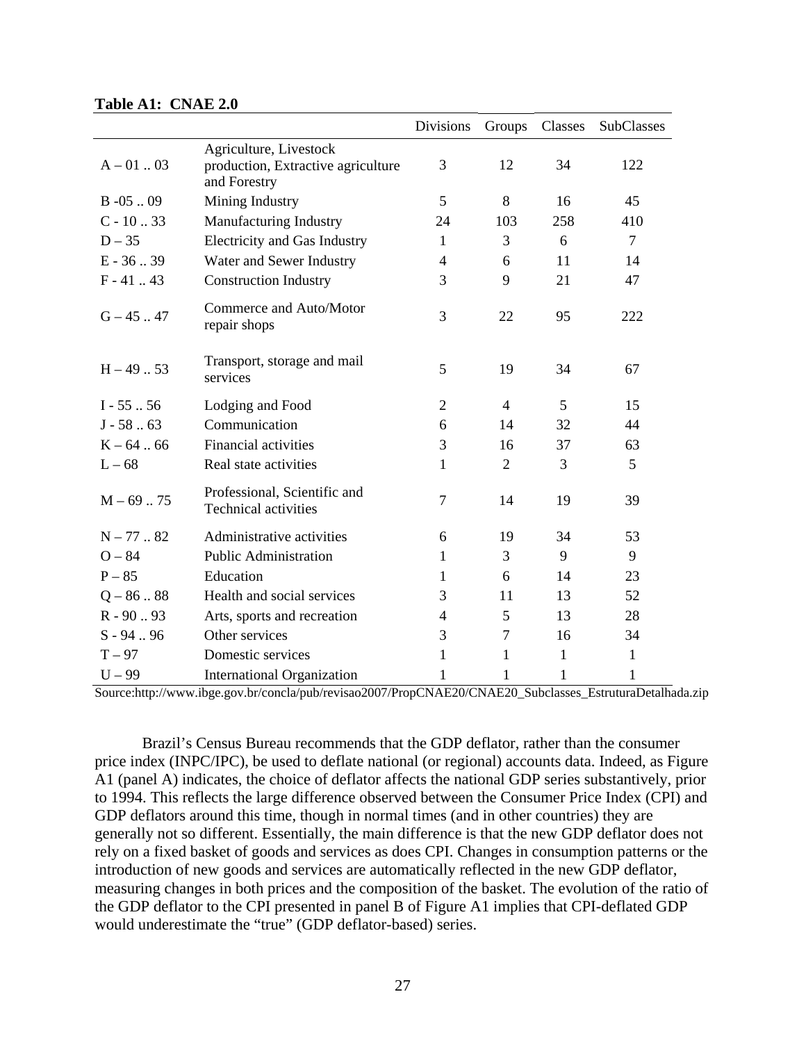**Table A1: CNAE 2.0**

| | | Divisions | Groups | Classes | SubClasses |
|---|---|---|---|---|---|
| A – 01 .. 03 | Agriculture, Livestock production, Extractive agriculture and Forestry | 3 | 12 | 34 | 122 |
| B -05 .. 09 | Mining Industry | 5 | 8 | 16 | 45 |
| C - 10 .. 33 | Manufacturing Industry | 24 | 103 | 258 | 410 |
| D – 35 | Electricity and Gas Industry | 1 | 3 | 6 | 7 |
| E - 36 .. 39 | Water and Sewer Industry | 4 | 6 | 11 | 14 |
| F - 41 .. 43 | Construction Industry | 3 | 9 | 21 | 47 |
| G – 45 .. 47 | Commerce and Auto/Motor repair shops | 3 | 22 | 95 | 222 |
| H – 49 .. 53 | Transport, storage and mail services | 5 | 19 | 34 | 67 |
| I - 55 .. 56 | Lodging and Food | 2 | 4 | 5 | 15 |
| J - 58 .. 63 | Communication | 6 | 14 | 32 | 44 |
| K – 64 .. 66 | Financial activities | 3 | 16 | 37 | 63 |
| L – 68 | Real state activities | 1 | 2 | 3 | 5 |
| M – 69 .. 75 | Professional, Scientific and Technical activities | 7 | 14 | 19 | 39 |
| N – 77 .. 82 | Administrative activities | 6 | 19 | 34 | 53 |
| O – 84 | Public Administration | 1 | 3 | 9 | 9 |
| P – 85 | Education | 1 | 6 | 14 | 23 |
| Q – 86 .. 88 | Health and social services | 3 | 11 | 13 | 52 |
| R - 90 .. 93 | Arts, sports and recreation | 4 | 5 | 13 | 28 |
| S - 94 .. 96 | Other services | 3 | 7 | 16 | 34 |
| T – 97 | Domestic services | 1 | 1 | 1 | 1 |
| U – 99 | International Organization | 1 | 1 | 1 | 1 |

Source:http://www.ibge.gov.br/concla/pub/revisao2007/PropCNAE20/CNAE20_Subclasses_EstruturaDetalhada.zip

Brazil's Census Bureau recommends that the GDP deflator, rather than the consumer price index (INPC/IPC), be used to deflate national (or regional) accounts data. Indeed, as Figure A1 (panel A) indicates, the choice of deflator affects the national GDP series substantively, prior to 1994. This reflects the large difference observed between the Consumer Price Index (CPI) and GDP deflators around this time, though in normal times (and in other countries) they are generally not so different. Essentially, the main difference is that the new GDP deflator does not rely on a fixed basket of goods and services as does CPI. Changes in consumption patterns or the introduction of new goods and services are automatically reflected in the new GDP deflator, measuring changes in both prices and the composition of the basket. The evolution of the ratio of the GDP deflator to the CPI presented in panel B of Figure A1 implies that CPI-deflated GDP would underestimate the "true" (GDP deflator-based) series.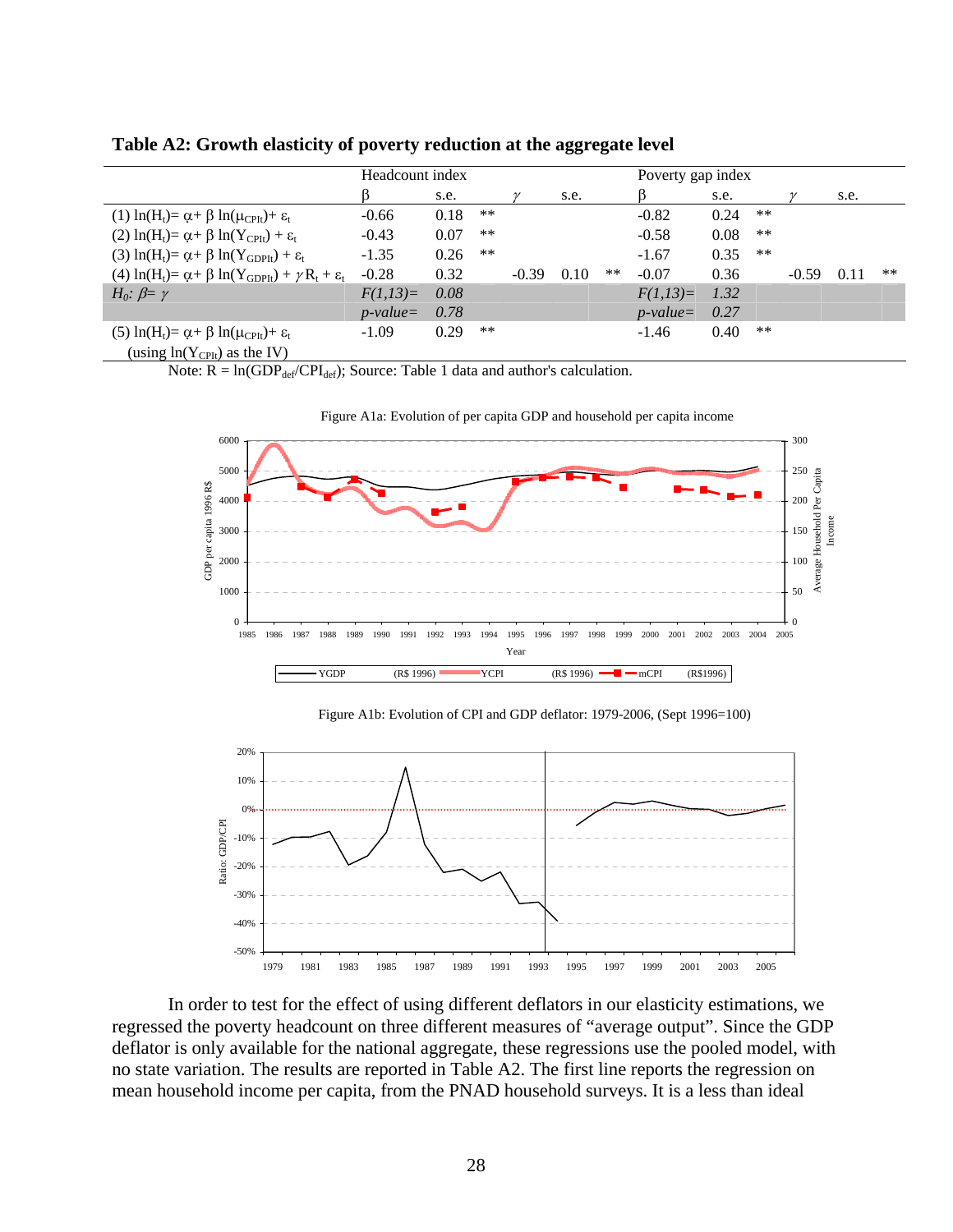**Table A2: Growth elasticity of poverty reduction at the aggregate level**

| | Headcount index | | | | | | Poverty gap index | | | | | |
|---|---|---|---|---|---|---|---|---|---|---|---|---|
| | β | s.e. | | γ | s.e. | | β | s.e. | | γ | s.e. | |
| (1) $\ln(H_t) = \alpha + \beta \ln(\mu_{CPIt}) + \varepsilon_t$ | -0.66 | 0.18 | ** | | | | -0.82 | 0.24 | ** | | | |
| (2) $\ln(H_t) = \alpha + \beta \ln(Y_{CPIt}) + \varepsilon_t$ | -0.43 | 0.07 | ** | | | | -0.58 | 0.08 | ** | | | |
| (3) $\ln(H_t) = \alpha + \beta \ln(Y_{GDPIt}) + \varepsilon_t$ | -1.35 | 0.26 | ** | | | | -1.67 | 0.35 | ** | | | |
| (4) $\ln(H_t) = \alpha + \beta \ln(Y_{GDPIt}) + \gamma R_t + \varepsilon_t$ | -0.28 | 0.32 | | -0.39 | 0.10 | ** | -0.07 | 0.36 | | -0.59 | 0.11 | ** |
| *$H_0$: $\beta = \gamma$* | *F(1,13)=* | *0.08* | | | | | *F(1,13)=* | *1.32* | | | | |
| | *p-value=* | *0.78* | | | | | *p-value=* | *0.27* | | | | |
| (5) $\ln(H_t) = \alpha + \beta \ln(\mu_{CPIt}) + \varepsilon_t$ (using $\ln(Y_{CPIt})$ as the IV) | -1.09 | 0.29 | ** | | | | -1.46 | 0.40 | ** | | | |

Note: $R = \ln(GDP_{def}/CPI_{def})$; Source: Table 1 data and author's calculation.

Figure A1a: Evolution of per capita GDP and household per capita income

Figure A1b: Evolution of CPI and GDP deflator: 1979-2006, (Sept 1996=100)

In order to test for the effect of using different deflators in our elasticity estimations, we regressed the poverty headcount on three different measures of "average output". Since the GDP deflator is only available for the national aggregate, these regressions use the pooled model, with no state variation. The results are reported in Table A2. The first line reports the regression on mean household income per capita, from the PNAD household surveys. It is a less than ideal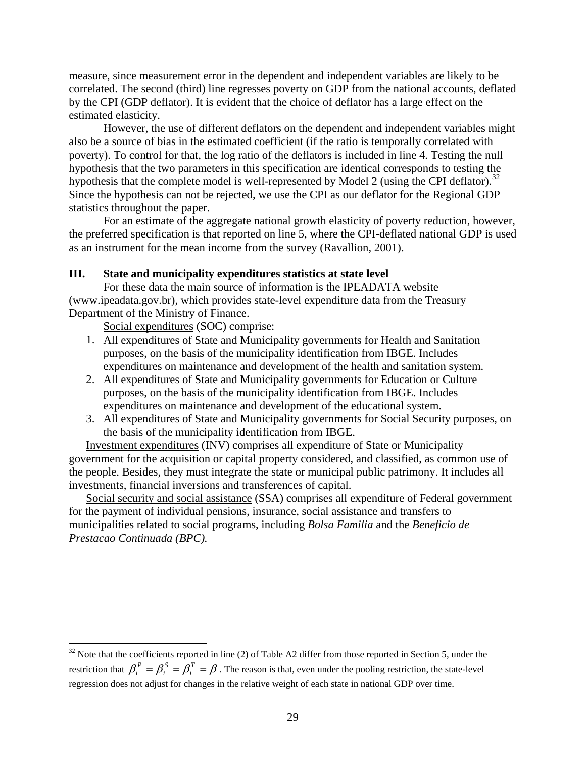measure, since measurement error in the dependent and independent variables are likely to be correlated. The second (third) line regresses poverty on GDP from the national accounts, deflated by the CPI (GDP deflator). It is evident that the choice of deflator has a large effect on the estimated elasticity.

However, the use of different deflators on the dependent and independent variables might also be a source of bias in the estimated coefficient (if the ratio is temporally correlated with poverty). To control for that, the log ratio of the deflators is included in line 4. Testing the null hypothesis that the two parameters in this specification are identical corresponds to testing the hypothesis that the complete model is well-represented by Model 2 (using the CPI deflator).[32] Since the hypothesis can not be rejected, we use the CPI as our deflator for the Regional GDP statistics throughout the paper.

For an estimate of the aggregate national growth elasticity of poverty reduction, however, the preferred specification is that reported on line 5, where the CPI-deflated national GDP is used as an instrument for the mean income from the survey (Ravallion, 2001).

## III. State and municipality expenditures statistics at state level

For these data the main source of information is the IPEADATA website (www.ipeadata.gov.br), which provides state-level expenditure data from the Treasury Department of the Ministry of Finance.

Social expenditures (SOC) comprise:

1. All expenditures of State and Municipality governments for Health and Sanitation purposes, on the basis of the municipality identification from IBGE. Includes expenditures on maintenance and development of the health and sanitation system.
2. All expenditures of State and Municipality governments for Education or Culture purposes, on the basis of the municipality identification from IBGE. Includes expenditures on maintenance and development of the educational system.
3. All expenditures of State and Municipality governments for Social Security purposes, on the basis of the municipality identification from IBGE.

Investment expenditures (INV) comprises all expenditure of State or Municipality government for the acquisition or capital property considered, and classified, as common use of the people. Besides, they must integrate the state or municipal public patrimony. It includes all investments, financial inversions and transferences of capital.

Social security and social assistance (SSA) comprises all expenditure of Federal government for the payment of individual pensions, insurance, social assistance and transfers to municipalities related to social programs, including *Bolsa Familia* and the *Beneficio de Prestacao Continuada (BPC).*

---

[32] Note that the coefficients reported in line (2) of Table A2 differ from those reported in Section 5, under the restriction that $\beta_i^P = \beta_i^S = \beta_i^T = \beta$. The reason is that, even under the pooling restriction, the state-level regression does not adjust for changes in the relative weight of each state in national GDP over time.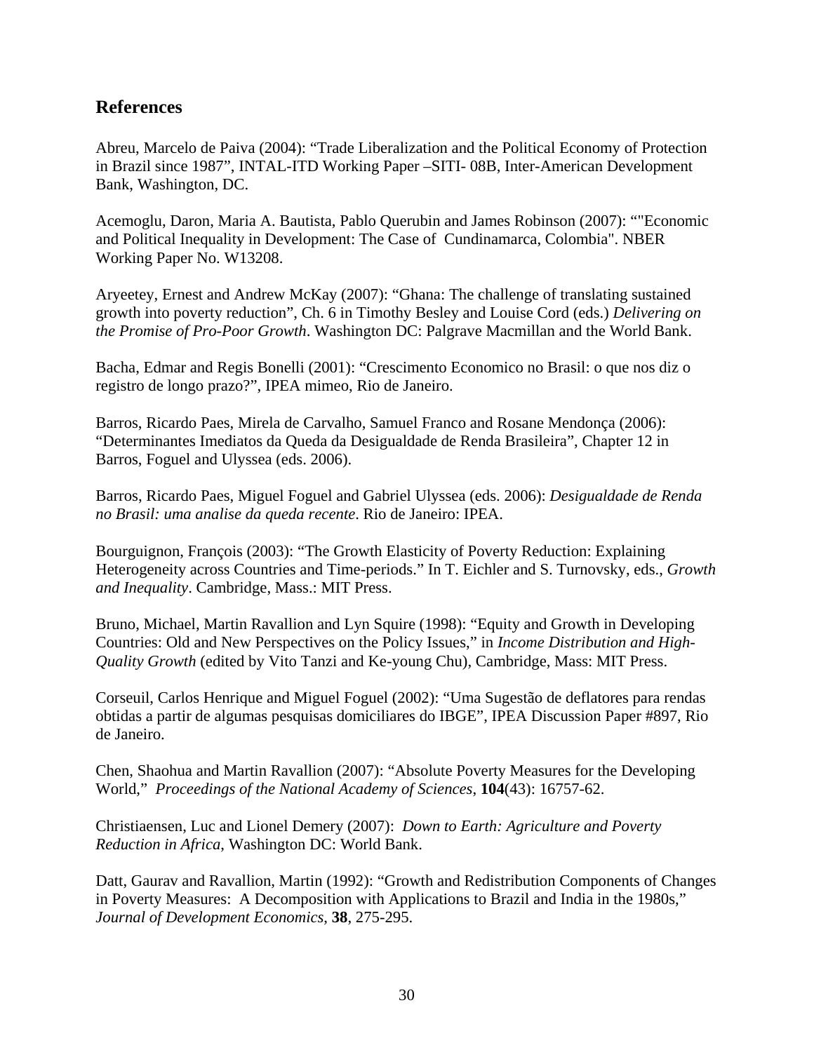## References

Abreu, Marcelo de Paiva (2004): "Trade Liberalization and the Political Economy of Protection in Brazil since 1987", INTAL-ITD Working Paper –SITI- 08B, Inter-American Development Bank, Washington, DC.

Acemoglu, Daron, Maria A. Bautista, Pablo Querubin and James Robinson (2007): ""Economic and Political Inequality in Development: The Case of Cundinamarca, Colombia". NBER Working Paper No. W13208.

Aryeetey, Ernest and Andrew McKay (2007): "Ghana: The challenge of translating sustained growth into poverty reduction", Ch. 6 in Timothy Besley and Louise Cord (eds.) *Delivering on the Promise of Pro-Poor Growth*. Washington DC: Palgrave Macmillan and the World Bank.

Bacha, Edmar and Regis Bonelli (2001): "Crescimento Economico no Brasil: o que nos diz o registro de longo prazo?", IPEA mimeo, Rio de Janeiro.

Barros, Ricardo Paes, Mirela de Carvalho, Samuel Franco and Rosane Mendonça (2006): "Determinantes Imediatos da Queda da Desigualdade de Renda Brasileira", Chapter 12 in Barros, Foguel and Ulyssea (eds. 2006).

Barros, Ricardo Paes, Miguel Foguel and Gabriel Ulyssea (eds. 2006): *Desigualdade de Renda no Brasil: uma analise da queda recente*. Rio de Janeiro: IPEA.

Bourguignon, François (2003): "The Growth Elasticity of Poverty Reduction: Explaining Heterogeneity across Countries and Time-periods." In T. Eichler and S. Turnovsky, eds., *Growth and Inequality*. Cambridge, Mass.: MIT Press.

Bruno, Michael, Martin Ravallion and Lyn Squire (1998): "Equity and Growth in Developing Countries: Old and New Perspectives on the Policy Issues," in *Income Distribution and High-Quality Growth* (edited by Vito Tanzi and Ke-young Chu), Cambridge, Mass: MIT Press.

Corseuil, Carlos Henrique and Miguel Foguel (2002): "Uma Sugestão de deflatores para rendas obtidas a partir de algumas pesquisas domiciliares do IBGE", IPEA Discussion Paper #897, Rio de Janeiro.

Chen, Shaohua and Martin Ravallion (2007): "Absolute Poverty Measures for the Developing World," *Proceedings of the National Academy of Sciences*, **104**(43): 16757-62.

Christiaensen, Luc and Lionel Demery (2007): *Down to Earth: Agriculture and Poverty Reduction in Africa*, Washington DC: World Bank.

Datt, Gaurav and Ravallion, Martin (1992): "Growth and Redistribution Components of Changes in Poverty Measures: A Decomposition with Applications to Brazil and India in the 1980s," *Journal of Development Economics*, **38**, 275-295.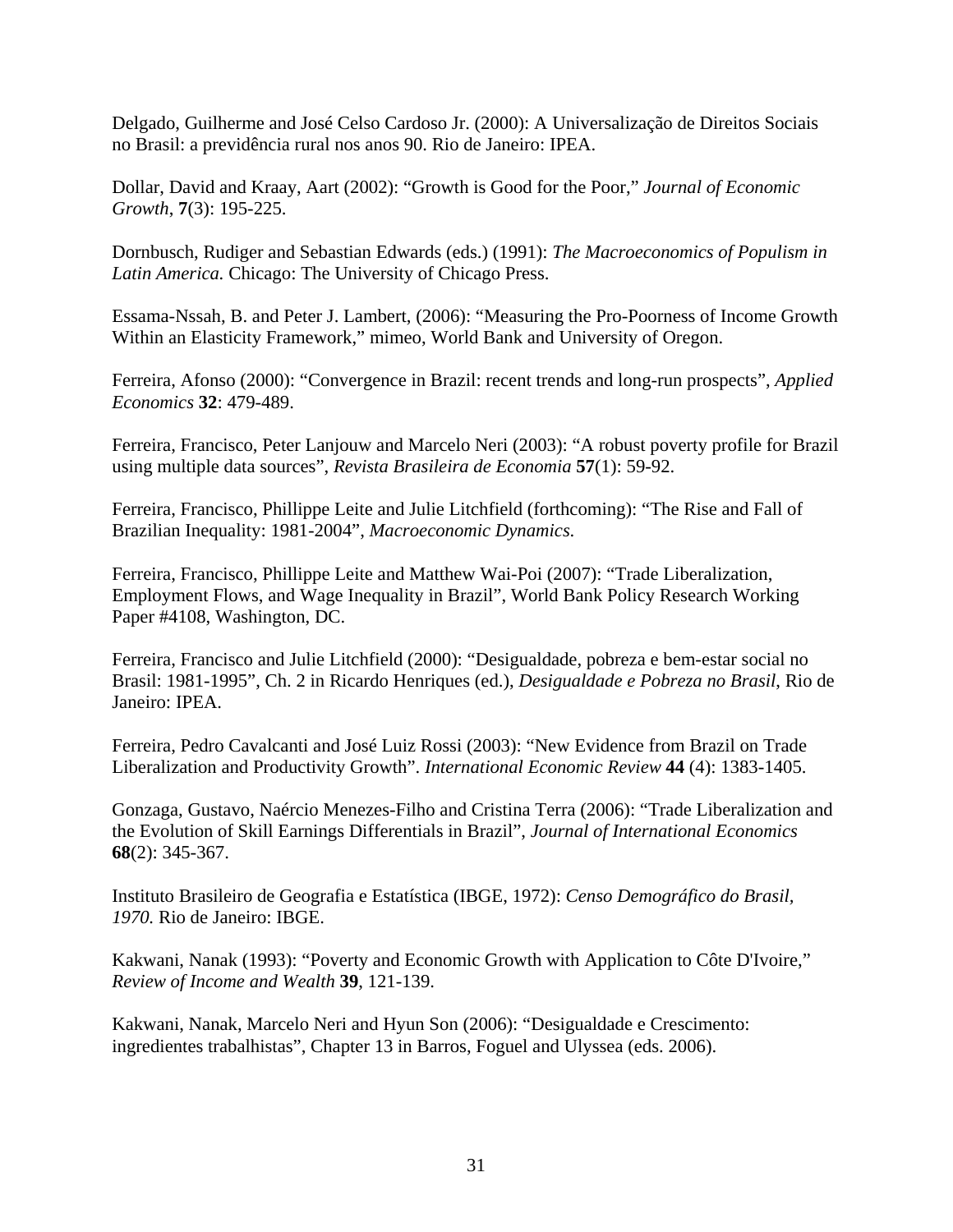Delgado, Guilherme and José Celso Cardoso Jr. (2000): A Universalização de Direitos Sociais no Brasil: a previdência rural nos anos 90. Rio de Janeiro: IPEA.

Dollar, David and Kraay, Aart (2002): "Growth is Good for the Poor," *Journal of Economic Growth*, **7**(3): 195-225.

Dornbusch, Rudiger and Sebastian Edwards (eds.) (1991): *The Macroeconomics of Populism in Latin America.* Chicago: The University of Chicago Press.

Essama-Nssah, B. and Peter J. Lambert, (2006): "Measuring the Pro-Poorness of Income Growth Within an Elasticity Framework," mimeo, World Bank and University of Oregon.

Ferreira, Afonso (2000): "Convergence in Brazil: recent trends and long-run prospects", *Applied Economics* **32**: 479-489.

Ferreira, Francisco, Peter Lanjouw and Marcelo Neri (2003): "A robust poverty profile for Brazil using multiple data sources", *Revista Brasileira de Economia* **57**(1): 59-92.

Ferreira, Francisco, Phillippe Leite and Julie Litchfield (forthcoming): "The Rise and Fall of Brazilian Inequality: 1981-2004", *Macroeconomic Dynamics.*

Ferreira, Francisco, Phillippe Leite and Matthew Wai-Poi (2007): "Trade Liberalization, Employment Flows, and Wage Inequality in Brazil", World Bank Policy Research Working Paper #4108, Washington, DC.

Ferreira, Francisco and Julie Litchfield (2000): "Desigualdade, pobreza e bem-estar social no Brasil: 1981-1995", Ch. 2 in Ricardo Henriques (ed.), *Desigualdade e Pobreza no Brasil*, Rio de Janeiro: IPEA.

Ferreira, Pedro Cavalcanti and José Luiz Rossi (2003): "New Evidence from Brazil on Trade Liberalization and Productivity Growth". *International Economic Review* **44** (4): 1383-1405.

Gonzaga, Gustavo, Naércio Menezes-Filho and Cristina Terra (2006): "Trade Liberalization and the Evolution of Skill Earnings Differentials in Brazil", *Journal of International Economics* **68**(2): 345-367.

Instituto Brasileiro de Geografia e Estatística (IBGE, 1972): *Censo Demográfico do Brasil, 1970.* Rio de Janeiro: IBGE.

Kakwani, Nanak (1993): "Poverty and Economic Growth with Application to Côte D'Ivoire," *Review of Income and Wealth* **39**, 121-139.

Kakwani, Nanak, Marcelo Neri and Hyun Son (2006): "Desigualdade e Crescimento: ingredientes trabalhistas", Chapter 13 in Barros, Foguel and Ulyssea (eds. 2006).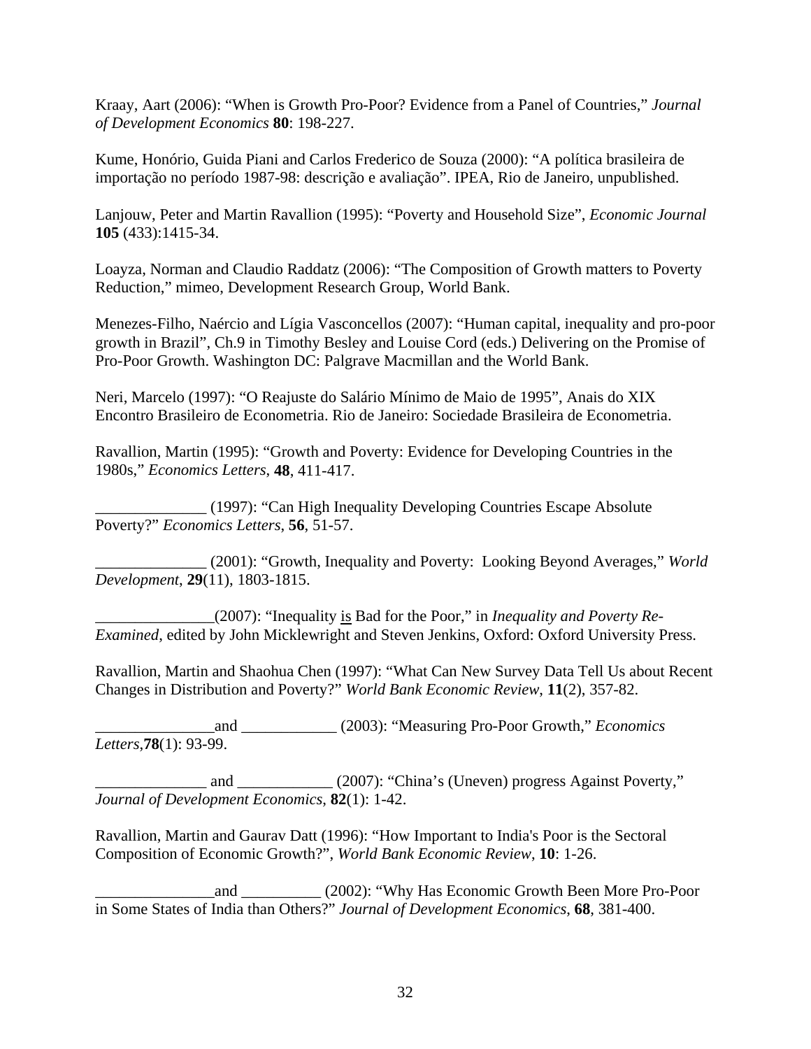Kraay, Aart (2006): "When is Growth Pro-Poor? Evidence from a Panel of Countries," *Journal of Development Economics* **80**: 198-227.

Kume, Honório, Guida Piani and Carlos Frederico de Souza (2000): "A política brasileira de importação no período 1987-98: descrição e avaliação". IPEA, Rio de Janeiro, unpublished.

Lanjouw, Peter and Martin Ravallion (1995): "Poverty and Household Size", *Economic Journal* **105** (433):1415-34.

Loayza, Norman and Claudio Raddatz (2006): "The Composition of Growth matters to Poverty Reduction," mimeo, Development Research Group, World Bank.

Menezes-Filho, Naércio and Lígia Vasconcellos (2007): "Human capital, inequality and pro-poor growth in Brazil", Ch.9 in Timothy Besley and Louise Cord (eds.) Delivering on the Promise of Pro-Poor Growth. Washington DC: Palgrave Macmillan and the World Bank.

Neri, Marcelo (1997): "O Reajuste do Salário Mínimo de Maio de 1995", Anais do XIX Encontro Brasileiro de Econometria. Rio de Janeiro: Sociedade Brasileira de Econometria.

Ravallion, Martin (1995): "Growth and Poverty: Evidence for Developing Countries in the 1980s," *Economics Letters*, **48**, 411-417.

______________ (1997): "Can High Inequality Developing Countries Escape Absolute Poverty?" *Economics Letters*, **56**, 51-57.

______________ (2001): "Growth, Inequality and Poverty: Looking Beyond Averages," *World Development*, **29**(11), 1803-1815.

_______________(2007): "Inequality is Bad for the Poor," in *Inequality and Poverty Re-Examined*, edited by John Micklewright and Steven Jenkins, Oxford: Oxford University Press.

Ravallion, Martin and Shaohua Chen (1997): "What Can New Survey Data Tell Us about Recent Changes in Distribution and Poverty?" *World Bank Economic Review*, **11**(2), 357-82.

_______________and ____________ (2003): "Measuring Pro-Poor Growth," *Economics Letters*,**78**(1): 93-99.

______________ and ____________ (2007): "China's (Uneven) progress Against Poverty," *Journal of Development Economics*, **82**(1): 1-42.

Ravallion, Martin and Gaurav Datt (1996): "How Important to India's Poor is the Sectoral Composition of Economic Growth?", *World Bank Economic Review*, **10**: 1-26.

_______________and __________ (2002): "Why Has Economic Growth Been More Pro-Poor in Some States of India than Others?" *Journal of Development Economics*, **68**, 381-400.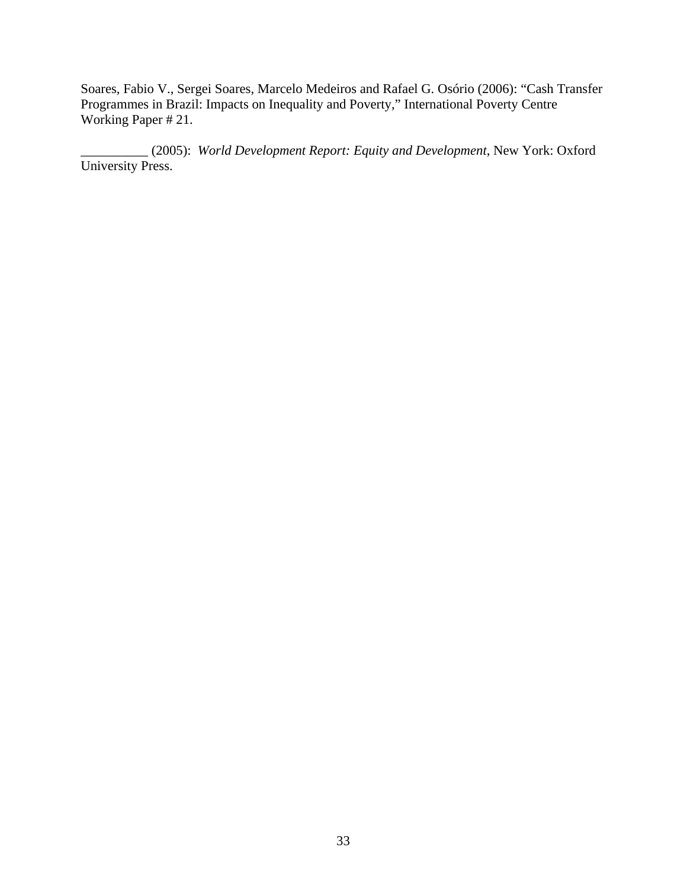Soares, Fabio V., Sergei Soares, Marcelo Medeiros and Rafael G. Osório (2006): "Cash Transfer Programmes in Brazil: Impacts on Inequality and Poverty," International Poverty Centre Working Paper # 21.

__________ (2005): *World Development Report: Equity and Development*, New York: Oxford University Press.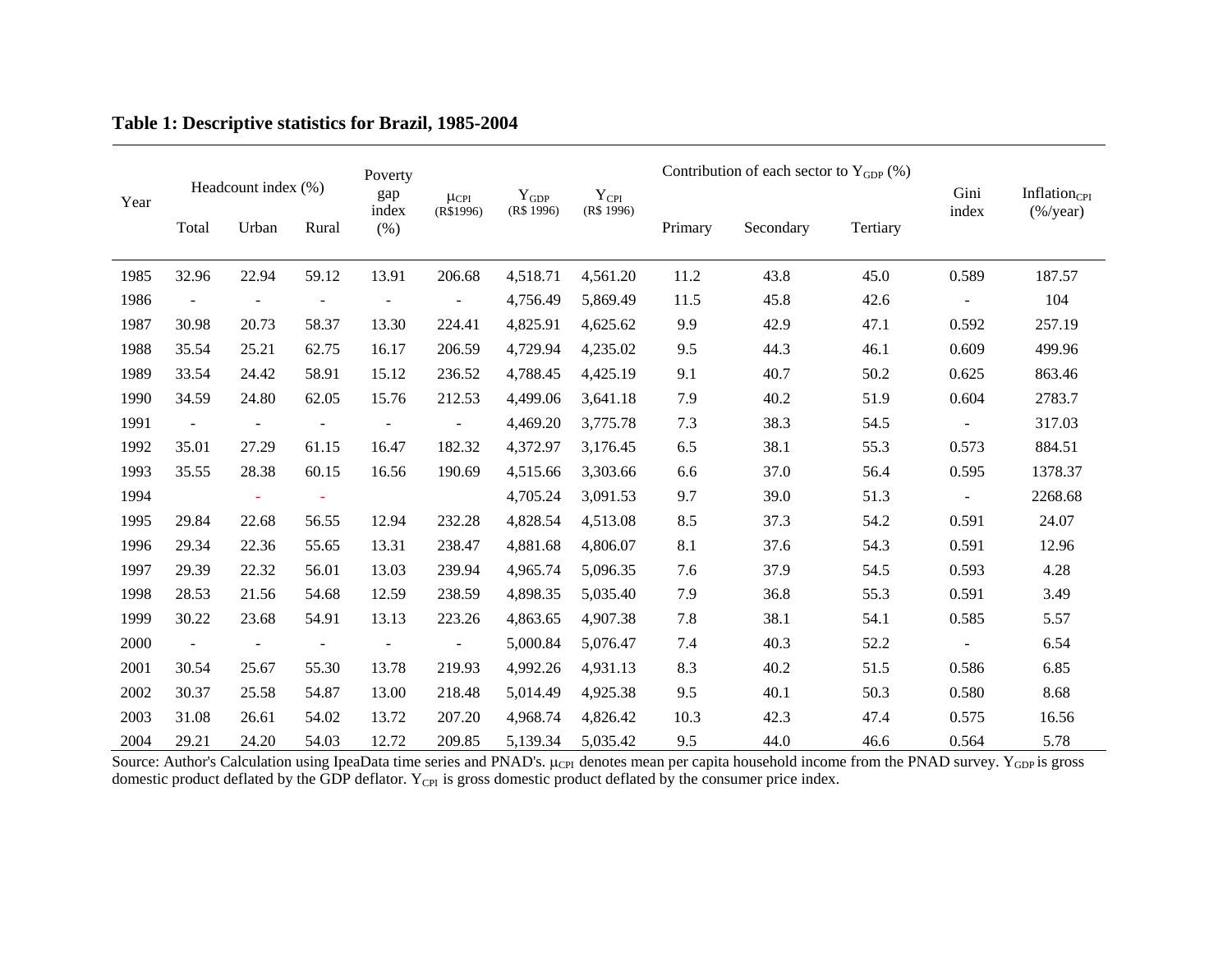**Table 1: Descriptive statistics for Brazil, 1985-2004**

| Year | Headcount index (%) | | | Poverty gap index (%) | $\mu_{CPI}$ (R$1996) | $Y_{GDP}$ (R$ 1996) | $Y_{CPI}$ (R$ 1996) | Contribution of each sector to $Y_{GDP}$ (%) | | | Gini index | $Inflation_{CPI}$ (%/year) |
|---|---|---|---|---|---|---|---|---|---|---|---|---|
| | Total | Urban | Rural | | | | | Primary | Secondary | Tertiary | | |
| 1985 | 32.96 | 22.94 | 59.12 | 13.91 | 206.68 | 4,518.71 | 4,561.20 | 11.2 | 43.8 | 45.0 | 0.589 | 187.57 |
| 1986 | - | - | - | - | - | 4,756.49 | 5,869.49 | 11.5 | 45.8 | 42.6 | - | 104 |
| 1987 | 30.98 | 20.73 | 58.37 | 13.30 | 224.41 | 4,825.91 | 4,625.62 | 9.9 | 42.9 | 47.1 | 0.592 | 257.19 |
| 1988 | 35.54 | 25.21 | 62.75 | 16.17 | 206.59 | 4,729.94 | 4,235.02 | 9.5 | 44.3 | 46.1 | 0.609 | 499.96 |
| 1989 | 33.54 | 24.42 | 58.91 | 15.12 | 236.52 | 4,788.45 | 4,425.19 | 9.1 | 40.7 | 50.2 | 0.625 | 863.46 |
| 1990 | 34.59 | 24.80 | 62.05 | 15.76 | 212.53 | 4,499.06 | 3,641.18 | 7.9 | 40.2 | 51.9 | 0.604 | 2783.7 |
| 1991 | - | - | - | - | - | 4,469.20 | 3,775.78 | 7.3 | 38.3 | 54.5 | - | 317.03 |
| 1992 | 35.01 | 27.29 | 61.15 | 16.47 | 182.32 | 4,372.97 | 3,176.45 | 6.5 | 38.1 | 55.3 | 0.573 | 884.51 |
| 1993 | 35.55 | 28.38 | 60.15 | 16.56 | 190.69 | 4,515.66 | 3,303.66 | 6.6 | 37.0 | 56.4 | 0.595 | 1378.37 |
| 1994 | | - | - | | | 4,705.24 | 3,091.53 | 9.7 | 39.0 | 51.3 | - | 2268.68 |
| 1995 | 29.84 | 22.68 | 56.55 | 12.94 | 232.28 | 4,828.54 | 4,513.08 | 8.5 | 37.3 | 54.2 | 0.591 | 24.07 |
| 1996 | 29.34 | 22.36 | 55.65 | 13.31 | 238.47 | 4,881.68 | 4,806.07 | 8.1 | 37.6 | 54.3 | 0.591 | 12.96 |
| 1997 | 29.39 | 22.32 | 56.01 | 13.03 | 239.94 | 4,965.74 | 5,096.35 | 7.6 | 37.9 | 54.5 | 0.593 | 4.28 |
| 1998 | 28.53 | 21.56 | 54.68 | 12.59 | 238.59 | 4,898.35 | 5,035.40 | 7.9 | 36.8 | 55.3 | 0.591 | 3.49 |
| 1999 | 30.22 | 23.68 | 54.91 | 13.13 | 223.26 | 4,863.65 | 4,907.38 | 7.8 | 38.1 | 54.1 | 0.585 | 5.57 |
| 2000 | - | - | - | - | - | 5,000.84 | 5,076.47 | 7.4 | 40.3 | 52.2 | - | 6.54 |
| 2001 | 30.54 | 25.67 | 55.30 | 13.78 | 219.93 | 4,992.26 | 4,931.13 | 8.3 | 40.2 | 51.5 | 0.586 | 6.85 |
| 2002 | 30.37 | 25.58 | 54.87 | 13.00 | 218.48 | 5,014.49 | 4,925.38 | 9.5 | 40.1 | 50.3 | 0.580 | 8.68 |
| 2003 | 31.08 | 26.61 | 54.02 | 13.72 | 207.20 | 4,968.74 | 4,826.42 | 10.3 | 42.3 | 47.4 | 0.575 | 16.56 |
| 2004 | 29.21 | 24.20 | 54.03 | 12.72 | 209.85 | 5,139.34 | 5,035.42 | 9.5 | 44.0 | 46.6 | 0.564 | 5.78 |

Source: Author's Calculation using IpeaData time series and PNAD's. $\mu_{CPI}$ denotes mean per capita household income from the PNAD survey. $Y_{GDP}$ is gross domestic product deflated by the GDP deflator. $Y_{CPI}$ is gross domestic product deflated by the consumer price index.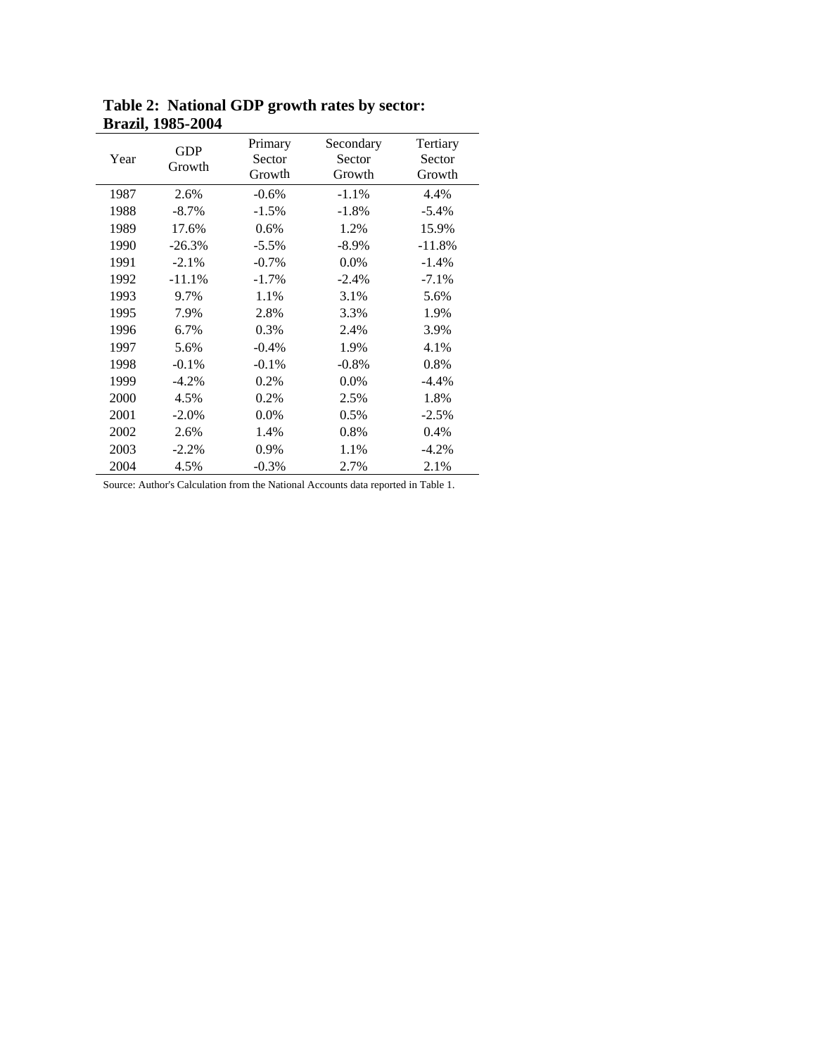**Table 2: National GDP growth rates by sector: Brazil, 1985-2004**

| Year | GDP Growth | Primary Sector Growth | Secondary Sector Growth | Tertiary Sector Growth |
|---|---|---|---|---|
| 1987 | 2.6% | -0.6% | -1.1% | 4.4% |
| 1988 | -8.7% | -1.5% | -1.8% | -5.4% |
| 1989 | 17.6% | 0.6% | 1.2% | 15.9% |
| 1990 | -26.3% | -5.5% | -8.9% | -11.8% |
| 1991 | -2.1% | -0.7% | 0.0% | -1.4% |
| 1992 | -11.1% | -1.7% | -2.4% | -7.1% |
| 1993 | 9.7% | 1.1% | 3.1% | 5.6% |
| 1995 | 7.9% | 2.8% | 3.3% | 1.9% |
| 1996 | 6.7% | 0.3% | 2.4% | 3.9% |
| 1997 | 5.6% | -0.4% | 1.9% | 4.1% |
| 1998 | -0.1% | -0.1% | -0.8% | 0.8% |
| 1999 | -4.2% | 0.2% | 0.0% | -4.4% |
| 2000 | 4.5% | 0.2% | 2.5% | 1.8% |
| 2001 | -2.0% | 0.0% | 0.5% | -2.5% |
| 2002 | 2.6% | 1.4% | 0.8% | 0.4% |
| 2003 | -2.2% | 0.9% | 1.1% | -4.2% |
| 2004 | 4.5% | -0.3% | 2.7% | 2.1% |

Source: Author's Calculation from the National Accounts data reported in Table 1.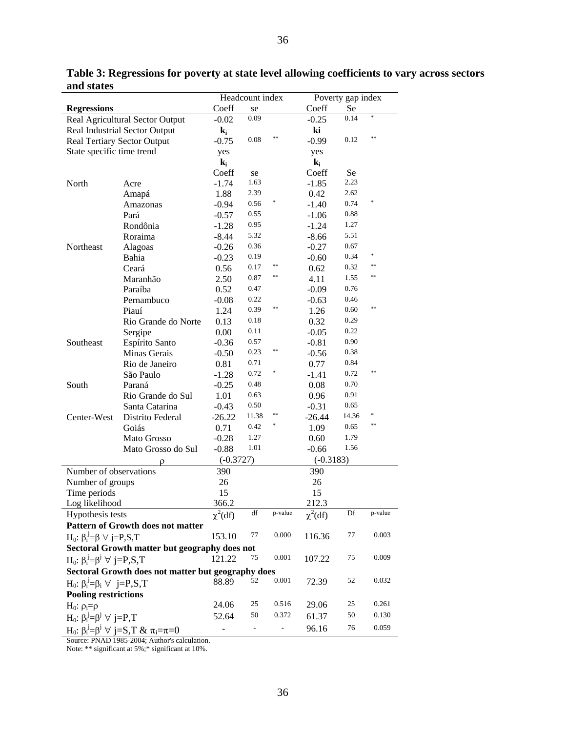**Table 3: Regressions for poverty at state level allowing coefficients to vary across sectors and states**

| | | Headcount index | | | Poverty gap index | | |
|---|---|---|---|---|---|---|---|
| **Regressions** | | Coeff | se | | Coeff | Se | |
| Real Agricultural Sector Output | | -0.02 | 0.09 | | -0.25 | 0.14 | * |
| Real Industrial Sector Output | | $\mathbf{k_i}$ | | | **ki** | | |
| Real Tertiary Sector Output | | -0.75 | 0.08 | ** | -0.99 | 0.12 | ** |
| State specific time trend | | yes | | | yes | | |
| | | $\mathbf{k_i}$ | | | $\mathbf{k_i}$ | | |
| | | Coeff | se | | Coeff | Se | |
| North | Acre | -1.74 | 1.63 | | -1.85 | 2.23 | |
| | Amapá | 1.88 | 2.39 | | 0.42 | 2.62 | |
| | Amazonas | -0.94 | 0.56 | * | -1.40 | 0.74 | * |
| | Pará | -0.57 | 0.55 | | -1.06 | 0.88 | |
| | Rondônia | -1.28 | 0.95 | | -1.24 | 1.27 | |
| | Roraima | -8.44 | 5.32 | | -8.66 | 5.51 | |
| Northeast | Alagoas | -0.26 | 0.36 | | -0.27 | 0.67 | |
| | Bahia | -0.23 | 0.19 | | -0.60 | 0.34 | * |
| | Ceará | 0.56 | 0.17 | ** | 0.62 | 0.32 | ** |
| | Maranhão | 2.50 | 0.87 | ** | 4.11 | 1.55 | ** |
| | Paraíba | 0.52 | 0.47 | | -0.09 | 0.76 | |
| | Pernambuco | -0.08 | 0.22 | | -0.63 | 0.46 | |
| | Piauí | 1.24 | 0.39 | ** | 1.26 | 0.60 | ** |
| | Rio Grande do Norte | 0.13 | 0.18 | | 0.32 | 0.29 | |
| | Sergipe | 0.00 | 0.11 | | -0.05 | 0.22 | |
| Southeast | Espírito Santo | -0.36 | 0.57 | | -0.81 | 0.90 | |
| | Minas Gerais | -0.50 | 0.23 | ** | -0.56 | 0.38 | |
| | Rio de Janeiro | 0.81 | 0.71 | | 0.77 | 0.84 | |
| | São Paulo | -1.28 | 0.72 | * | -1.41 | 0.72 | ** |
| South | Paraná | -0.25 | 0.48 | | 0.08 | 0.70 | |
| | Rio Grande do Sul | 1.01 | 0.63 | | 0.96 | 0.91 | |
| | Santa Catarina | -0.43 | 0.50 | | -0.31 | 0.65 | |
| Center-West | Distrito Federal | -26.22 | 11.38 | ** | -26.44 | 14.36 | * |
| | Goiás | 0.71 | 0.42 | * | 1.09 | 0.65 | ** |
| | Mato Grosso | -0.28 | 1.27 | | 0.60 | 1.79 | |
| | Mato Grosso do Sul | -0.88 | 1.01 | | -0.66 | 1.56 | |
| | $\rho$ | (-0.3727) | | | (-0.3183) | | |
| Number of observations | | 390 | | | 390 | | |
| Number of groups | | 26 | | | 26 | | |
| Time periods | | 15 | | | 15 | | |
| Log likelihood | | 366.2 | | | 212.3 | | |
| Hypothesis tests | | $\chi^2$(df) | df | p-value | $\chi^2$(df) | Df | p-value |
| **Pattern of Growth does not matter** | | | | | | | |
| $H_0: \beta_i^j=\beta \ \forall \ j=P,S,T$ | | 153.10 | 77 | 0.000 | 116.36 | 77 | 0.003 |
| **Sectoral Growth matter but geography does not** | | | | | | | |
| $H_0: \beta_i^j=\beta^j \ \forall \ j=P,S,T$ | | 121.22 | 75 | 0.001 | 107.22 | 75 | 0.009 |
| **Sectoral Growth does not matter but geography does** | | | | | | | |
| $H_0: \beta_i^j=\beta_i \ \forall \ j=P,S,T$ | | 88.89 | 52 | 0.001 | 72.39 | 52 | 0.032 |
| **Pooling restrictions** | | | | | | | |
| $H_0: \rho_i=\rho$ | | 24.06 | 25 | 0.516 | 29.06 | 25 | 0.261 |
| $H_0: \beta_i^j=\beta^j \ \forall \ j=P,T$ | | 52.64 | 50 | 0.372 | 61.37 | 50 | 0.130 |
| $H_0: \beta_i^j=\beta^j \ \forall \ j=S,T \ \& \ \pi_i=\pi=0$ | | - | - | - | 96.16 | 76 | 0.059 |

Source: PNAD 1985-2004; Author's calculation.
Note: ** significant at 5%;* significant at 10%.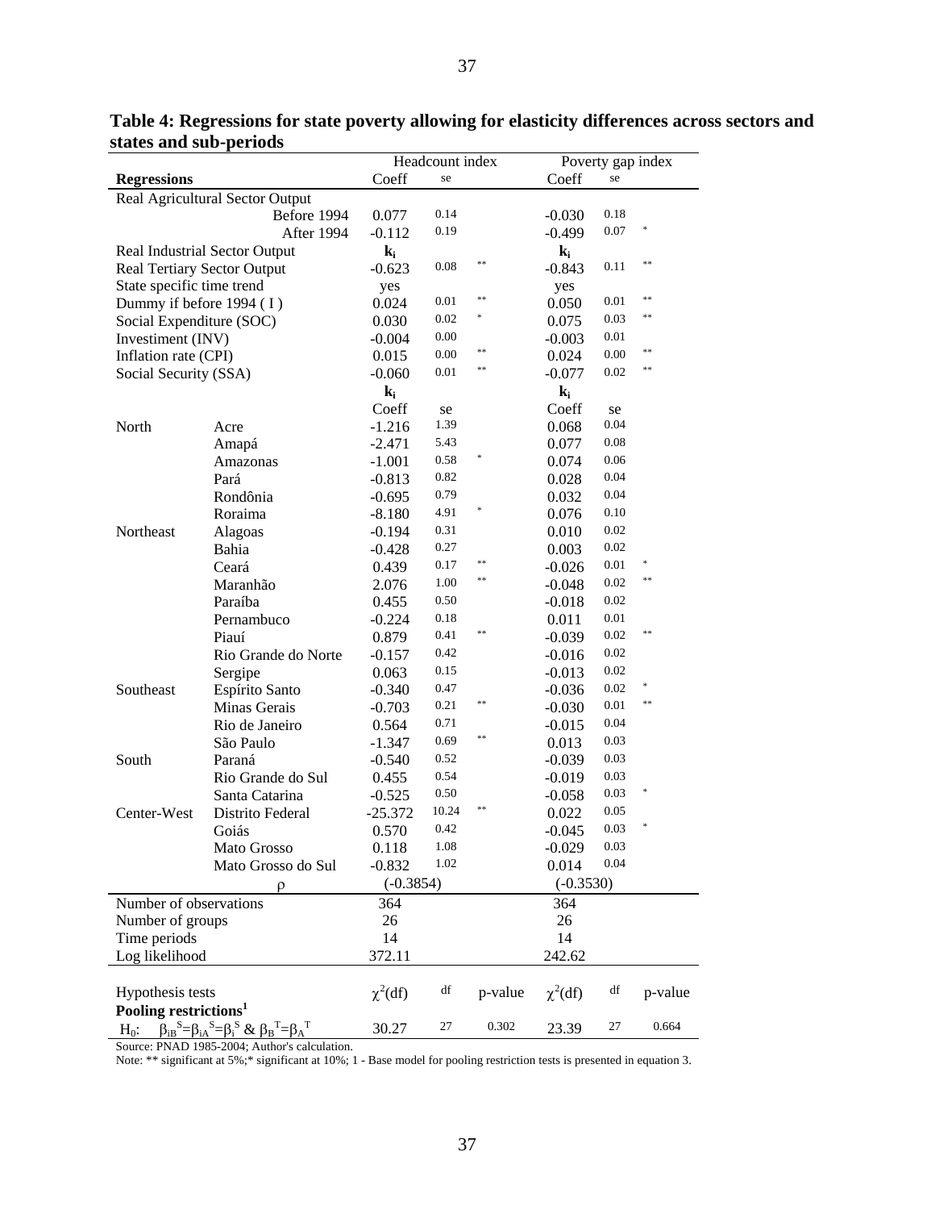**Table 4: Regressions for state poverty allowing for elasticity differences across sectors and states and sub-periods**

| Regressions | | Headcount index Coeff | se | | Poverty gap index Coeff | se | |
|---|---|---|---|---|---|---|---|
| Real Agricultural Sector Output | | | | | | | |
| | Before 1994 | 0.077 | 0.14 | | -0.030 | 0.18 | |
| | After 1994 | -0.112 | 0.19 | | -0.499 | 0.07 | * |
| Real Industrial Sector Output | | $\mathbf{k_i}$ | | | $\mathbf{k_i}$ | | |
| Real Tertiary Sector Output | | -0.623 | 0.08 | ** | -0.843 | 0.11 | ** |
| State specific time trend | | yes | | | yes | | |
| Dummy if before 1994 ( I ) | | 0.024 | 0.01 | ** | 0.050 | 0.01 | ** |
| Social Expenditure (SOC) | | 0.030 | 0.02 | * | 0.075 | 0.03 | ** |
| Investiment (INV) | | -0.004 | 0.00 | | -0.003 | 0.01 | |
| Inflation rate (CPI) | | 0.015 | 0.00 | ** | 0.024 | 0.00 | ** |
| Social Security (SSA) | | -0.060 | 0.01 | ** | -0.077 | 0.02 | ** |
| | | $\mathbf{k_i}$ | | | $\mathbf{k_i}$ | | |
| | | Coeff | se | | Coeff | se | |
| North | Acre | -1.216 | 1.39 | | 0.068 | 0.04 | |
| | Amapá | -2.471 | 5.43 | | 0.077 | 0.08 | |
| | Amazonas | -1.001 | 0.58 | * | 0.074 | 0.06 | |
| | Pará | -0.813 | 0.82 | | 0.028 | 0.04 | |
| | Rondônia | -0.695 | 0.79 | | 0.032 | 0.04 | |
| | Roraima | -8.180 | 4.91 | * | 0.076 | 0.10 | |
| Northeast | Alagoas | -0.194 | 0.31 | | 0.010 | 0.02 | |
| | Bahia | -0.428 | 0.27 | | 0.003 | 0.02 | |
| | Ceará | 0.439 | 0.17 | ** | -0.026 | 0.01 | * |
| | Maranhão | 2.076 | 1.00 | ** | -0.048 | 0.02 | ** |
| | Paraíba | 0.455 | 0.50 | | -0.018 | 0.02 | |
| | Pernambuco | -0.224 | 0.18 | | 0.011 | 0.01 | |
| | Piauí | 0.879 | 0.41 | ** | -0.039 | 0.02 | ** |
| | Rio Grande do Norte | -0.157 | 0.42 | | -0.016 | 0.02 | |
| | Sergipe | 0.063 | 0.15 | | -0.013 | 0.02 | |
| Southeast | Espírito Santo | -0.340 | 0.47 | | -0.036 | 0.02 | * |
| | Minas Gerais | -0.703 | 0.21 | ** | -0.030 | 0.01 | ** |
| | Rio de Janeiro | 0.564 | 0.71 | | -0.015 | 0.04 | |
| | São Paulo | -1.347 | 0.69 | ** | 0.013 | 0.03 | |
| South | Paraná | -0.540 | 0.52 | | -0.039 | 0.03 | |
| | Rio Grande do Sul | 0.455 | 0.54 | | -0.019 | 0.03 | |
| | Santa Catarina | -0.525 | 0.50 | | -0.058 | 0.03 | * |
| Center-West | Distrito Federal | -25.372 | 10.24 | ** | 0.022 | 0.05 | |
| | Goiás | 0.570 | 0.42 | | -0.045 | 0.03 | * |
| | Mato Grosso | 0.118 | 1.08 | | -0.029 | 0.03 | |
| | Mato Grosso do Sul | -0.832 | 1.02 | | 0.014 | 0.04 | |
| | $\rho$ | (-0.3854) | | | (-0.3530) | | |
| Number of observations | | 364 | | | 364 | | |
| Number of groups | | 26 | | | 26 | | |
| Time periods | | 14 | | | 14 | | |
| Log likelihood | | 372.11 | | | 242.62 | | |
| Hypothesis tests | | $\chi^2$(df) | df | p-value | $\chi^2$(df) | df | p-value |
| **Pooling restrictions[1]** | | | | | | | |
| $H_0$: $\beta_{iB}{}^S=\beta_{iA}{}^S=\beta_i{}^S$ & $\beta_B{}^T=\beta_A{}^T$ | | 30.27 | 27 | 0.302 | 23.39 | 27 | 0.664 |

Source: PNAD 1985-2004; Author's calculation.

Note: ** significant at 5%;* significant at 10%; 1 - Base model for pooling restriction tests is presented in equation 3.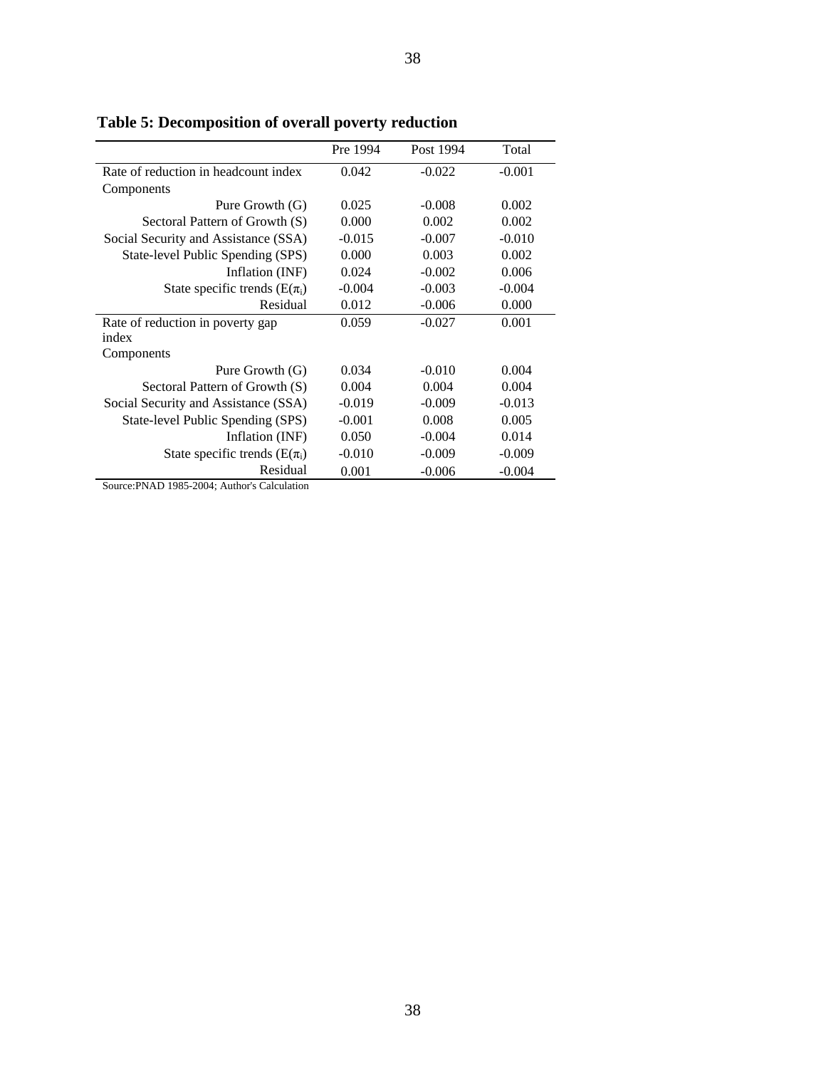**Table 5: Decomposition of overall poverty reduction**

| | Pre 1994 | Post 1994 | Total |
|---|---|---|---|
| Rate of reduction in headcount index | 0.042 | -0.022 | -0.001 |
| Components | | | |
| Pure Growth (G) | 0.025 | -0.008 | 0.002 |
| Sectoral Pattern of Growth (S) | 0.000 | 0.002 | 0.002 |
| Social Security and Assistance (SSA) | -0.015 | -0.007 | -0.010 |
| State-level Public Spending (SPS) | 0.000 | 0.003 | 0.002 |
| Inflation (INF) | 0.024 | -0.002 | 0.006 |
| State specific trends ($E(\pi_i)$) | -0.004 | -0.003 | -0.004 |
| Residual | 0.012 | -0.006 | 0.000 |
| Rate of reduction in poverty gap index | 0.059 | -0.027 | 0.001 |
| Components | | | |
| Pure Growth (G) | 0.034 | -0.010 | 0.004 |
| Sectoral Pattern of Growth (S) | 0.004 | 0.004 | 0.004 |
| Social Security and Assistance (SSA) | -0.019 | -0.009 | -0.013 |
| State-level Public Spending (SPS) | -0.001 | 0.008 | 0.005 |
| Inflation (INF) | 0.050 | -0.004 | 0.014 |
| State specific trends ($E(\pi_i)$) | -0.010 | -0.009 | -0.009 |
| Residual | 0.001 | -0.006 | -0.004 |

Source:PNAD 1985-2004; Author's Calculation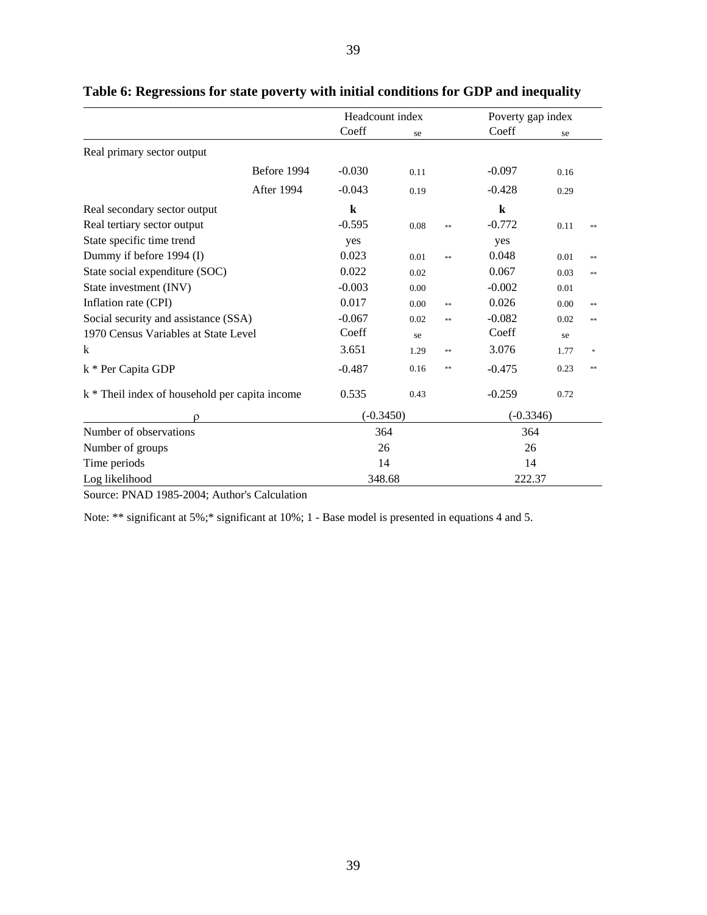**Table 6: Regressions for state poverty with initial conditions for GDP and inequality**

| | | Headcount index | | | Poverty gap index | | |
|---|---|---|---|---|---|---|---|
| | | Coeff | se | | Coeff | se | |
| Real primary sector output | | | | | | | |
| | Before 1994 | -0.030 | 0.11 | | -0.097 | 0.16 | |
| | After 1994 | -0.043 | 0.19 | | -0.428 | 0.29 | |
| Real secondary sector output | | **k** | | | **k** | | |
| Real tertiary sector output | | -0.595 | 0.08 | ** | -0.772 | 0.11 | ** |
| State specific time trend | | yes | | | yes | | |
| Dummy if before 1994 (I) | | 0.023 | 0.01 | ** | 0.048 | 0.01 | ** |
| State social expenditure (SOC) | | 0.022 | 0.02 | | 0.067 | 0.03 | ** |
| State investment (INV) | | -0.003 | 0.00 | | -0.002 | 0.01 | |
| Inflation rate (CPI) | | 0.017 | 0.00 | ** | 0.026 | 0.00 | ** |
| Social security and assistance (SSA) | | -0.067 | 0.02 | ** | -0.082 | 0.02 | ** |
| 1970 Census Variables at State Level | | Coeff | se | | Coeff | se | |
| k | | 3.651 | 1.29 | ** | 3.076 | 1.77 | * |
| k * Per Capita GDP | | -0.487 | 0.16 | ** | -0.475 | 0.23 | ** |
| k * Theil index of household per capita income | | 0.535 | 0.43 | | -0.259 | 0.72 | |
| $\rho$ | | (-0.3450) | | | (-0.3346) | | |
| Number of observations | | 364 | | | 364 | | |
| Number of groups | | 26 | | | 26 | | |
| Time periods | | 14 | | | 14 | | |
| Log likelihood | | 348.68 | | | 222.37 | | |

Source: PNAD 1985-2004; Author's Calculation

Note: ** significant at 5%;* significant at 10%; 1 - Base model is presented in equations 4 and 5.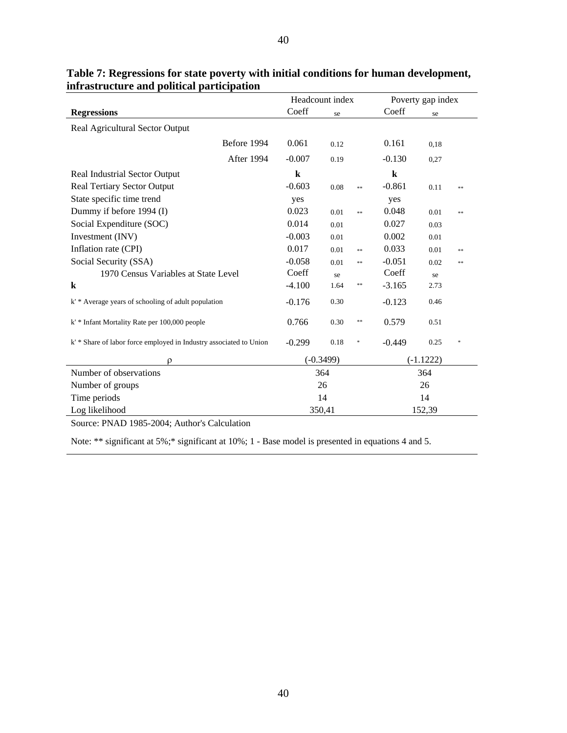**Table 7: Regressions for state poverty with initial conditions for human development, infrastructure and political participation**

| Regressions | Headcount index | | | Poverty gap index | | |
|---|---|---|---|---|---|---|
| | Coeff | se | | Coeff | se | |
| Real Agricultural Sector Output | | | | | | |
| Before 1994 | 0.061 | 0.12 | | 0.161 | 0,18 | |
| After 1994 | -0.007 | 0.19 | | -0.130 | 0,27 | |
| Real Industrial Sector Output | **k** | | | **k** | | |
| Real Tertiary Sector Output | -0.603 | 0.08 | ** | -0.861 | 0.11 | ** |
| State specific time trend | yes | | | yes | | |
| Dummy if before 1994 (I) | 0.023 | 0.01 | ** | 0.048 | 0.01 | ** |
| Social Expenditure (SOC) | 0.014 | 0.01 | | 0.027 | 0.03 | |
| Investment (INV) | -0.003 | 0.01 | | 0.002 | 0.01 | |
| Inflation rate (CPI) | 0.017 | 0.01 | ** | 0.033 | 0.01 | ** |
| Social Security (SSA) | -0.058 | 0.01 | ** | -0.051 | 0.02 | ** |
| 1970 Census Variables at State Level | Coeff | se | | Coeff | se | |
| **k** | -4.100 | 1.64 | ** | -3.165 | 2.73 | |
| k' * Average years of schooling of adult population | -0.176 | 0.30 | | -0.123 | 0.46 | |
| k' * Infant Mortality Rate per 100,000 people | 0.766 | 0.30 | ** | 0.579 | 0.51 | |
| k' * Share of labor force employed in Industry associated to Union | -0.299 | 0.18 | * | -0.449 | 0.25 | * |
| $\rho$ | (-0.3499) | | | (-1.1222) | | |
| Number of observations | 364 | | | 364 | | |
| Number of groups | 26 | | | 26 | | |
| Time periods | 14 | | | 14 | | |
| Log likelihood | 350,41 | | | 152,39 | | |

Source: PNAD 1985-2004; Author's Calculation

Note: ** significant at 5%;* significant at 10%; 1 - Base model is presented in equations 4 and 5.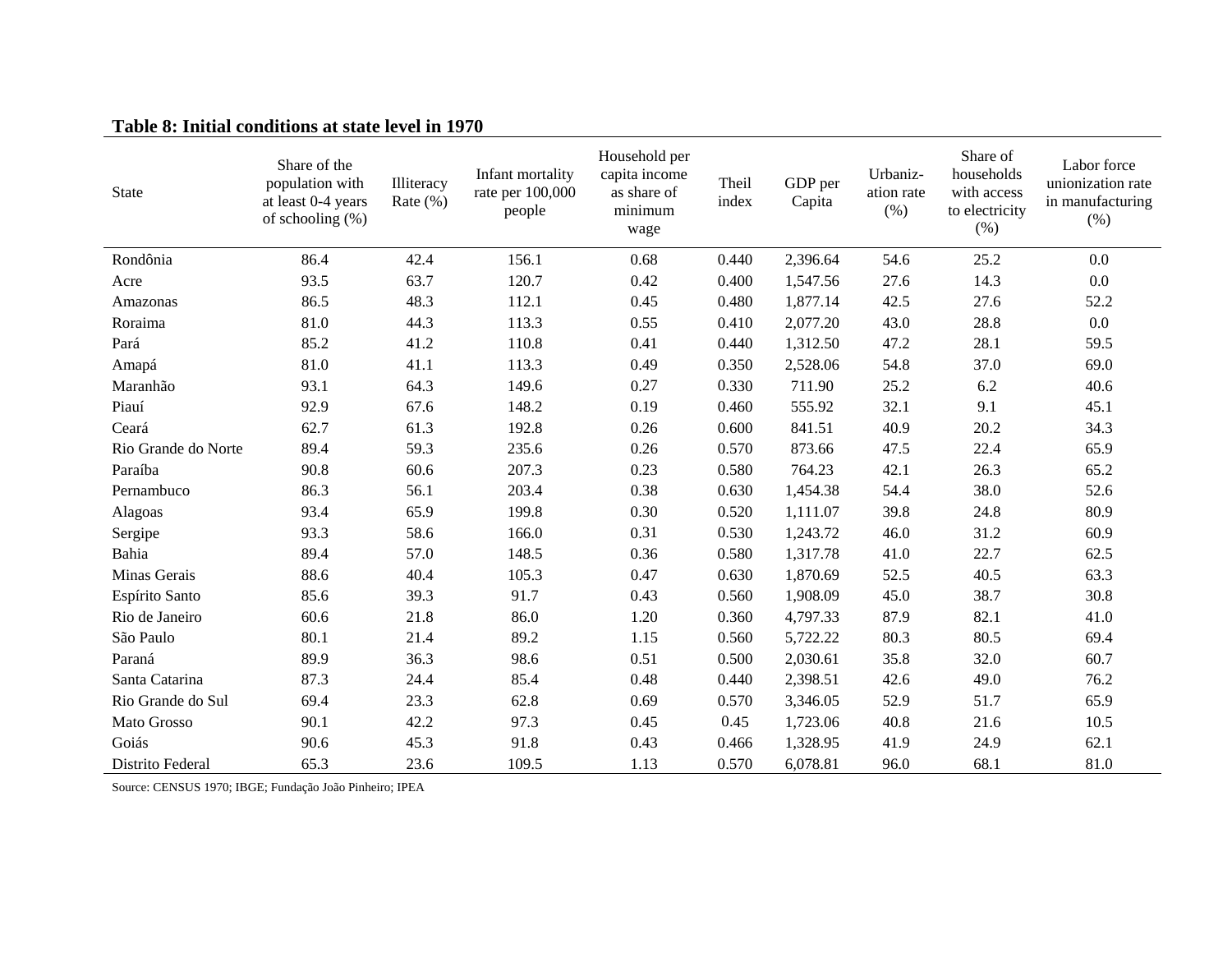**Table 8: Initial conditions at state level in 1970**

| State | Share of the population with at least 0-4 years of schooling (%) | Illiteracy Rate (%) | Infant mortality rate per 100,000 people | Household per capita income as share of minimum wage | Theil index | GDP per Capita | Urbaniz-ation rate (%) | Share of households with access to electricity (%) | Labor force unionization rate in manufacturing (%) |
|---|---|---|---|---|---|---|---|---|---|
| Rondônia | 86.4 | 42.4 | 156.1 | 0.68 | 0.440 | 2,396.64 | 54.6 | 25.2 | 0.0 |
| Acre | 93.5 | 63.7 | 120.7 | 0.42 | 0.400 | 1,547.56 | 27.6 | 14.3 | 0.0 |
| Amazonas | 86.5 | 48.3 | 112.1 | 0.45 | 0.480 | 1,877.14 | 42.5 | 27.6 | 52.2 |
| Roraima | 81.0 | 44.3 | 113.3 | 0.55 | 0.410 | 2,077.20 | 43.0 | 28.8 | 0.0 |
| Pará | 85.2 | 41.2 | 110.8 | 0.41 | 0.440 | 1,312.50 | 47.2 | 28.1 | 59.5 |
| Amapá | 81.0 | 41.1 | 113.3 | 0.49 | 0.350 | 2,528.06 | 54.8 | 37.0 | 69.0 |
| Maranhão | 93.1 | 64.3 | 149.6 | 0.27 | 0.330 | 711.90 | 25.2 | 6.2 | 40.6 |
| Piauí | 92.9 | 67.6 | 148.2 | 0.19 | 0.460 | 555.92 | 32.1 | 9.1 | 45.1 |
| Ceará | 62.7 | 61.3 | 192.8 | 0.26 | 0.600 | 841.51 | 40.9 | 20.2 | 34.3 |
| Rio Grande do Norte | 89.4 | 59.3 | 235.6 | 0.26 | 0.570 | 873.66 | 47.5 | 22.4 | 65.9 |
| Paraíba | 90.8 | 60.6 | 207.3 | 0.23 | 0.580 | 764.23 | 42.1 | 26.3 | 65.2 |
| Pernambuco | 86.3 | 56.1 | 203.4 | 0.38 | 0.630 | 1,454.38 | 54.4 | 38.0 | 52.6 |
| Alagoas | 93.4 | 65.9 | 199.8 | 0.30 | 0.520 | 1,111.07 | 39.8 | 24.8 | 80.9 |
| Sergipe | 93.3 | 58.6 | 166.0 | 0.31 | 0.530 | 1,243.72 | 46.0 | 31.2 | 60.9 |
| Bahia | 89.4 | 57.0 | 148.5 | 0.36 | 0.580 | 1,317.78 | 41.0 | 22.7 | 62.5 |
| Minas Gerais | 88.6 | 40.4 | 105.3 | 0.47 | 0.630 | 1,870.69 | 52.5 | 40.5 | 63.3 |
| Espírito Santo | 85.6 | 39.3 | 91.7 | 0.43 | 0.560 | 1,908.09 | 45.0 | 38.7 | 30.8 |
| Rio de Janeiro | 60.6 | 21.8 | 86.0 | 1.20 | 0.360 | 4,797.33 | 87.9 | 82.1 | 41.0 |
| São Paulo | 80.1 | 21.4 | 89.2 | 1.15 | 0.560 | 5,722.22 | 80.3 | 80.5 | 69.4 |
| Paraná | 89.9 | 36.3 | 98.6 | 0.51 | 0.500 | 2,030.61 | 35.8 | 32.0 | 60.7 |
| Santa Catarina | 87.3 | 24.4 | 85.4 | 0.48 | 0.440 | 2,398.51 | 42.6 | 49.0 | 76.2 |
| Rio Grande do Sul | 69.4 | 23.3 | 62.8 | 0.69 | 0.570 | 3,346.05 | 52.9 | 51.7 | 65.9 |
| Mato Grosso | 90.1 | 42.2 | 97.3 | 0.45 | 0.45 | 1,723.06 | 40.8 | 21.6 | 10.5 |
| Goiás | 90.6 | 45.3 | 91.8 | 0.43 | 0.466 | 1,328.95 | 41.9 | 24.9 | 62.1 |
| Distrito Federal | 65.3 | 23.6 | 109.5 | 1.13 | 0.570 | 6,078.81 | 96.0 | 68.1 | 81.0 |

Source: CENSUS 1970; IBGE; Fundação João Pinheiro; IPEA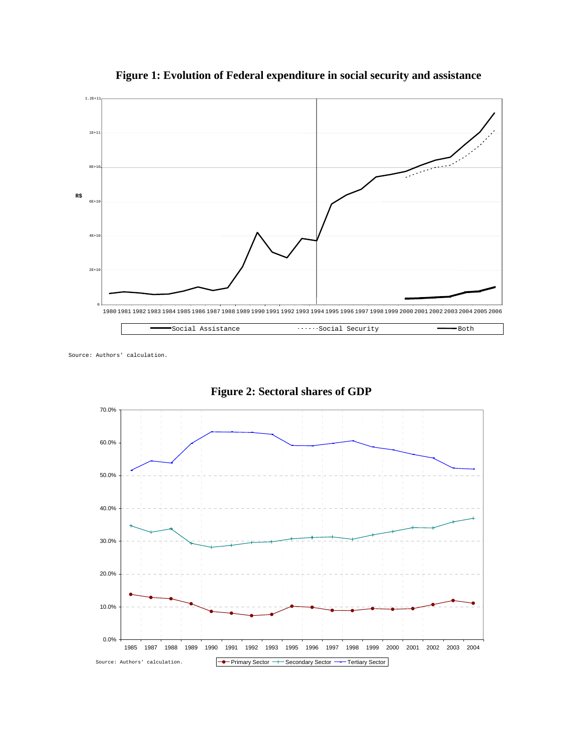**Figure 1: Evolution of Federal expenditure in social security and assistance**

Source: Authors' calculation.

**Figure 2: Sectoral shares of GDP**

Source: Authors' calculation.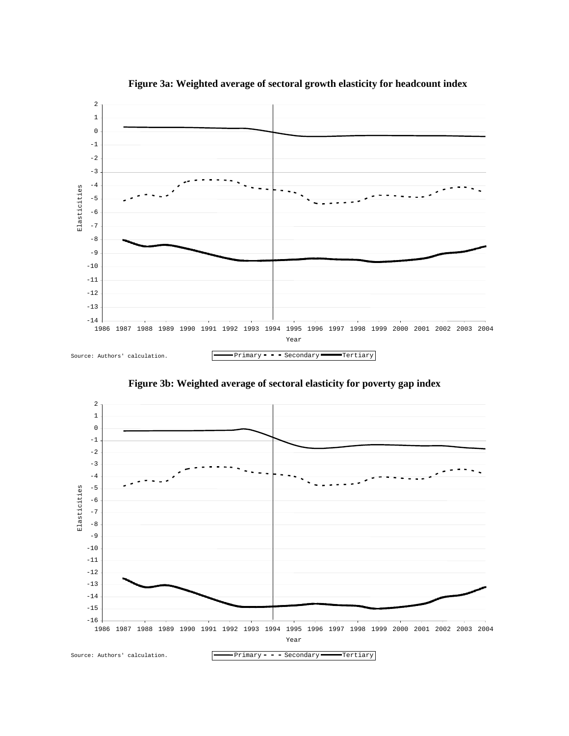**Figure 3a: Weighted average of sectoral growth elasticity for headcount index**

Source: Authors' calculation.

**Figure 3b: Weighted average of sectoral elasticity for poverty gap index**

Source: Authors' calculation.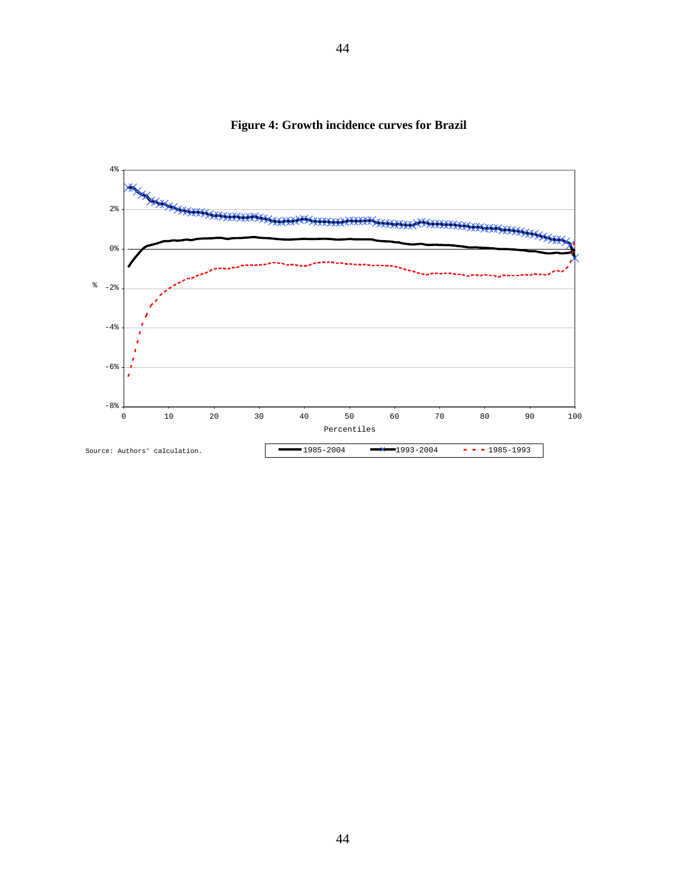**Figure 4: Growth incidence curves for Brazil**

Source: Authors' calculation.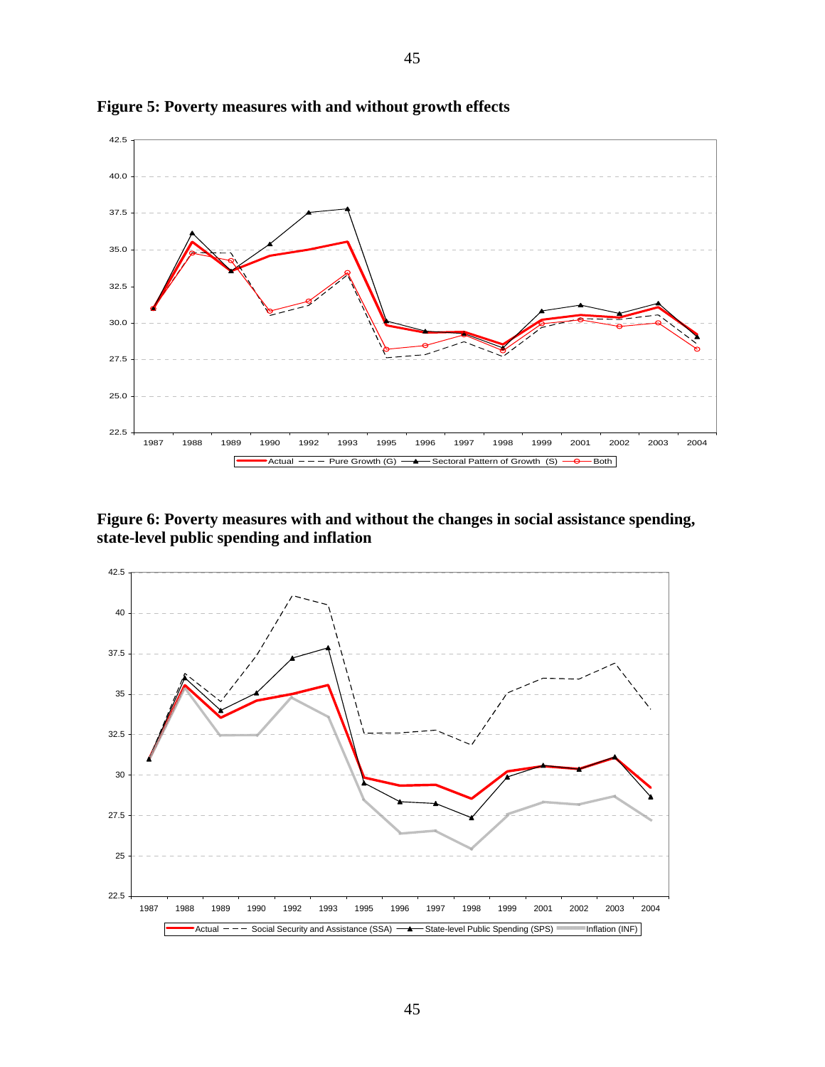**Figure 5: Poverty measures with and without growth effects**

42.5
40.0
37.5
35.0
32.5
30.0
27.5
25.0
22.5

1987 1988 1989 1990 1992 1993 1995 1996 1997 1998 1999 2001 2002 2003 2004

Actual — Pure Growth (G) — Sectoral Pattern of Growth (S) — Both

**Figure 6: Poverty measures with and without the changes in social assistance spending, state-level public spending and inflation**

42.5
40
37.5
35
32.5
30
27.5
25
22.5

1987 1988 1989 1990 1992 1993 1995 1996 1997 1998 1999 2001 2002 2003 2004

Actual — Social Security and Assistance (SSA) — State-level Public Spending (SPS) — Inflation (INF)